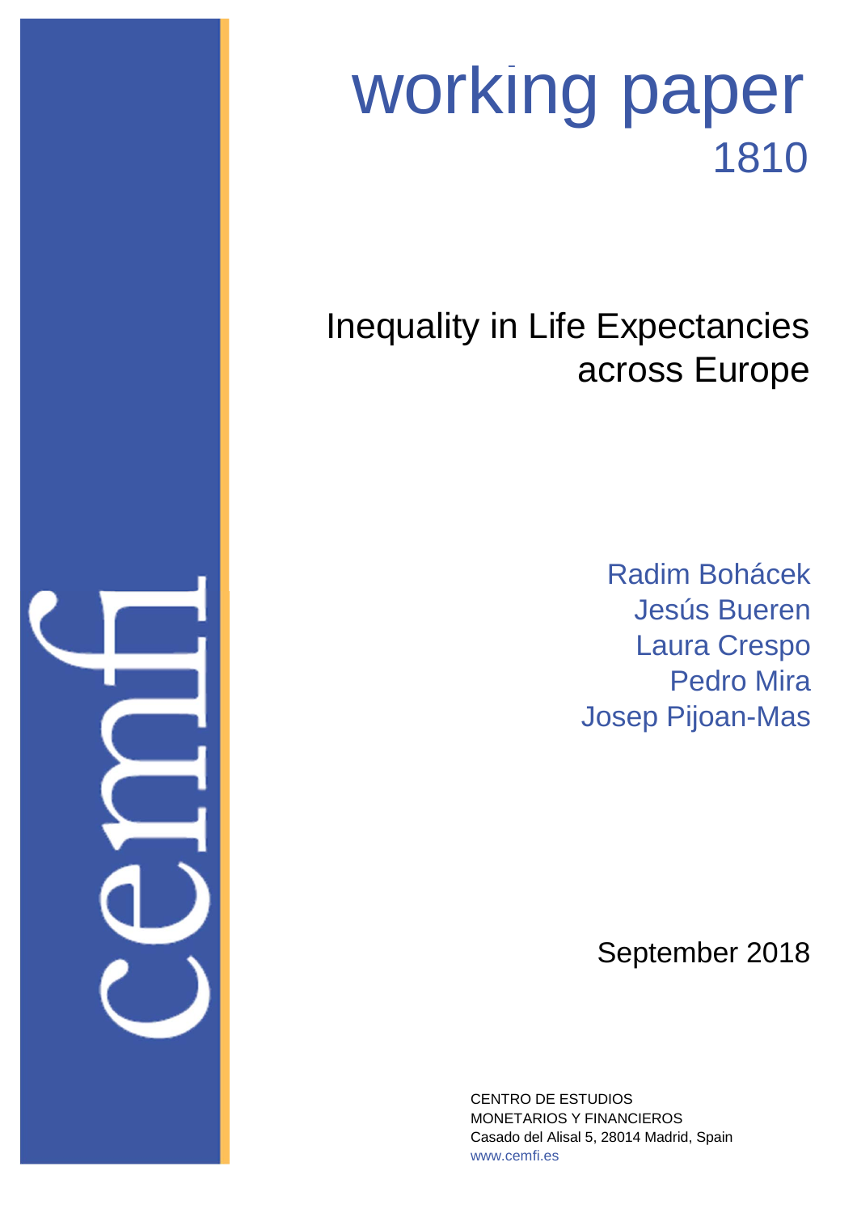working paper

1810

# Inequality in Life Expectancies across Europe

Radim Bohácek

Jesús Bueren

Laura Crespo

Pedro Mira

Josep Pijoan-Mas

September 2018

CENTRO DE ESTUDIOS
MONETARIOS Y FINANCIEROS
Casado del Alisal 5, 28014 Madrid, Spain
www.cemfi.es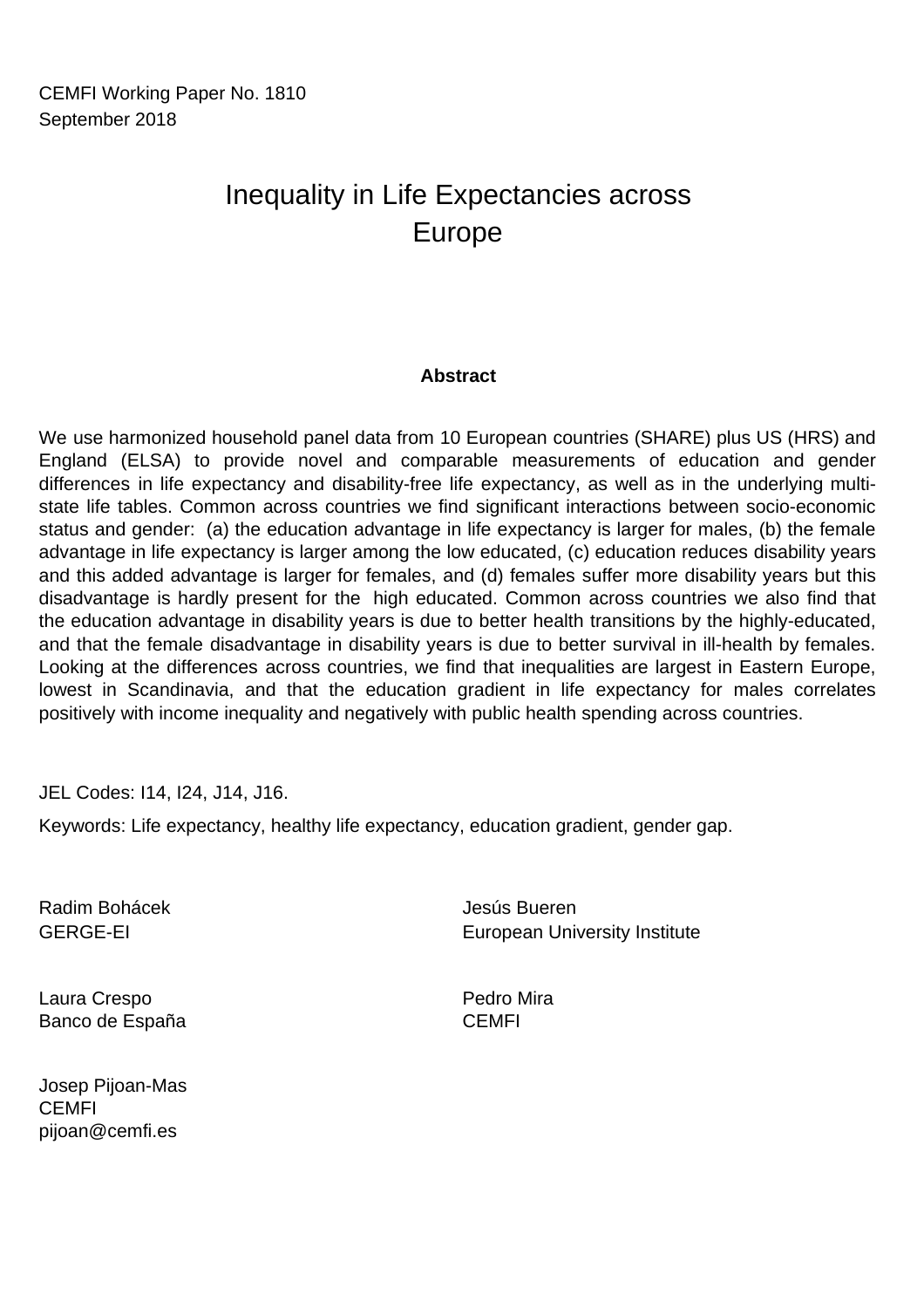CEMFI Working Paper No. 1810
September 2018

# Inequality in Life Expectancies across Europe

## Abstract

We use harmonized household panel data from 10 European countries (SHARE) plus US (HRS) and England (ELSA) to provide novel and comparable measurements of education and gender differences in life expectancy and disability-free life expectancy, as well as in the underlying multi-state life tables. Common across countries we find significant interactions between socio-economic status and gender: (a) the education advantage in life expectancy is larger for males, (b) the female advantage in life expectancy is larger among the low educated, (c) education reduces disability years and this added advantage is larger for females, and (d) females suffer more disability years but this disadvantage is hardly present for the high educated. Common across countries we also find that the education advantage in disability years is due to better health transitions by the highly-educated, and that the female disadvantage in disability years is due to better survival in ill-health by females. Looking at the differences across countries, we find that inequalities are largest in Eastern Europe, lowest in Scandinavia, and that the education gradient in life expectancy for males correlates positively with income inequality and negatively with public health spending across countries.

JEL Codes: I14, I24, J14, J16.

Keywords: Life expectancy, healthy life expectancy, education gradient, gender gap.

Radim Bohácek
GERGE-EI

Jesús Bueren
European University Institute

Laura Crespo
Banco de España

Pedro Mira
CEMFI

Josep Pijoan-Mas
CEMFI
pijoan@cemfi.es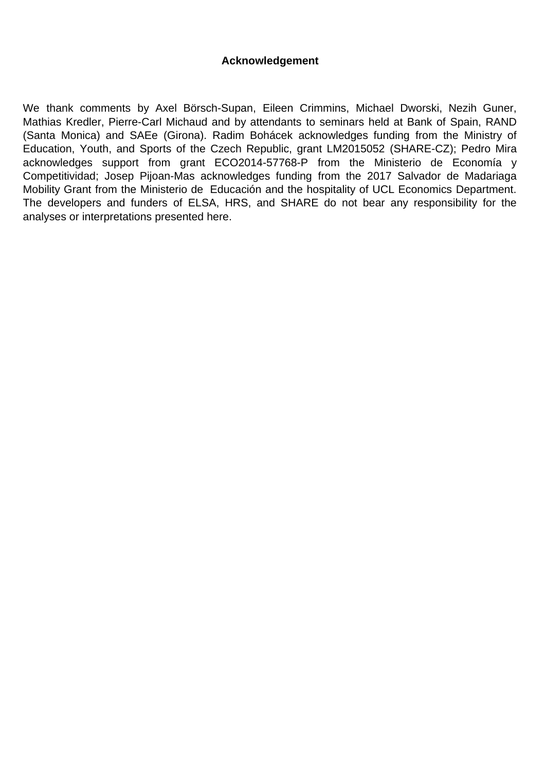## Acknowledgement

We thank comments by Axel Börsch-Supan, Eileen Crimmins, Michael Dworski, Nezih Guner, Mathias Kredler, Pierre-Carl Michaud and by attendants to seminars held at Bank of Spain, RAND (Santa Monica) and SAEe (Girona). Radim Bohácek acknowledges funding from the Ministry of Education, Youth, and Sports of the Czech Republic, grant LM2015052 (SHARE-CZ); Pedro Mira acknowledges support from grant ECO2014-57768-P from the Ministerio de Economía y Competitividad; Josep Pijoan-Mas acknowledges funding from the 2017 Salvador de Madariaga Mobility Grant from the Ministerio de Educación and the hospitality of UCL Economics Department. The developers and funders of ELSA, HRS, and SHARE do not bear any responsibility for the analyses or interpretations presented here.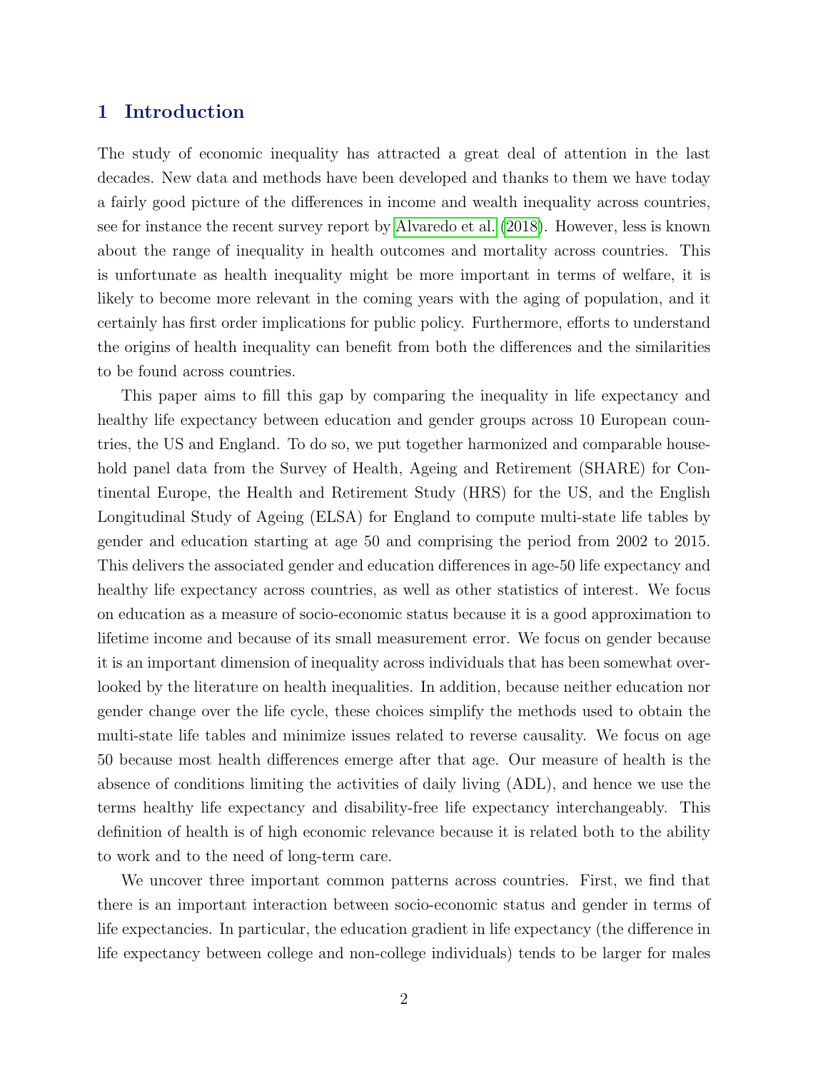## 1 Introduction

The study of economic inequality has attracted a great deal of attention in the last decades. New data and methods have been developed and thanks to them we have today a fairly good picture of the differences in income and wealth inequality across countries, see for instance the recent survey report by Alvaredo et al. (2018). However, less is known about the range of inequality in health outcomes and mortality across countries. This is unfortunate as health inequality might be more important in terms of welfare, it is likely to become more relevant in the coming years with the aging of population, and it certainly has first order implications for public policy. Furthermore, efforts to understand the origins of health inequality can benefit from both the differences and the similarities to be found across countries.

This paper aims to fill this gap by comparing the inequality in life expectancy and healthy life expectancy between education and gender groups across 10 European countries, the US and England. To do so, we put together harmonized and comparable household panel data from the Survey of Health, Ageing and Retirement (SHARE) for Continental Europe, the Health and Retirement Study (HRS) for the US, and the English Longitudinal Study of Ageing (ELSA) for England to compute multi-state life tables by gender and education starting at age 50 and comprising the period from 2002 to 2015. This delivers the associated gender and education differences in age-50 life expectancy and healthy life expectancy across countries, as well as other statistics of interest. We focus on education as a measure of socio-economic status because it is a good approximation to lifetime income and because of its small measurement error. We focus on gender because it is an important dimension of inequality across individuals that has been somewhat overlooked by the literature on health inequalities. In addition, because neither education nor gender change over the life cycle, these choices simplify the methods used to obtain the multi-state life tables and minimize issues related to reverse causality. We focus on age 50 because most health differences emerge after that age. Our measure of health is the absence of conditions limiting the activities of daily living (ADL), and hence we use the terms healthy life expectancy and disability-free life expectancy interchangeably. This definition of health is of high economic relevance because it is related both to the ability to work and to the need of long-term care.

We uncover three important common patterns across countries. First, we find that there is an important interaction between socio-economic status and gender in terms of life expectancies. In particular, the education gradient in life expectancy (the difference in life expectancy between college and non-college individuals) tends to be larger for males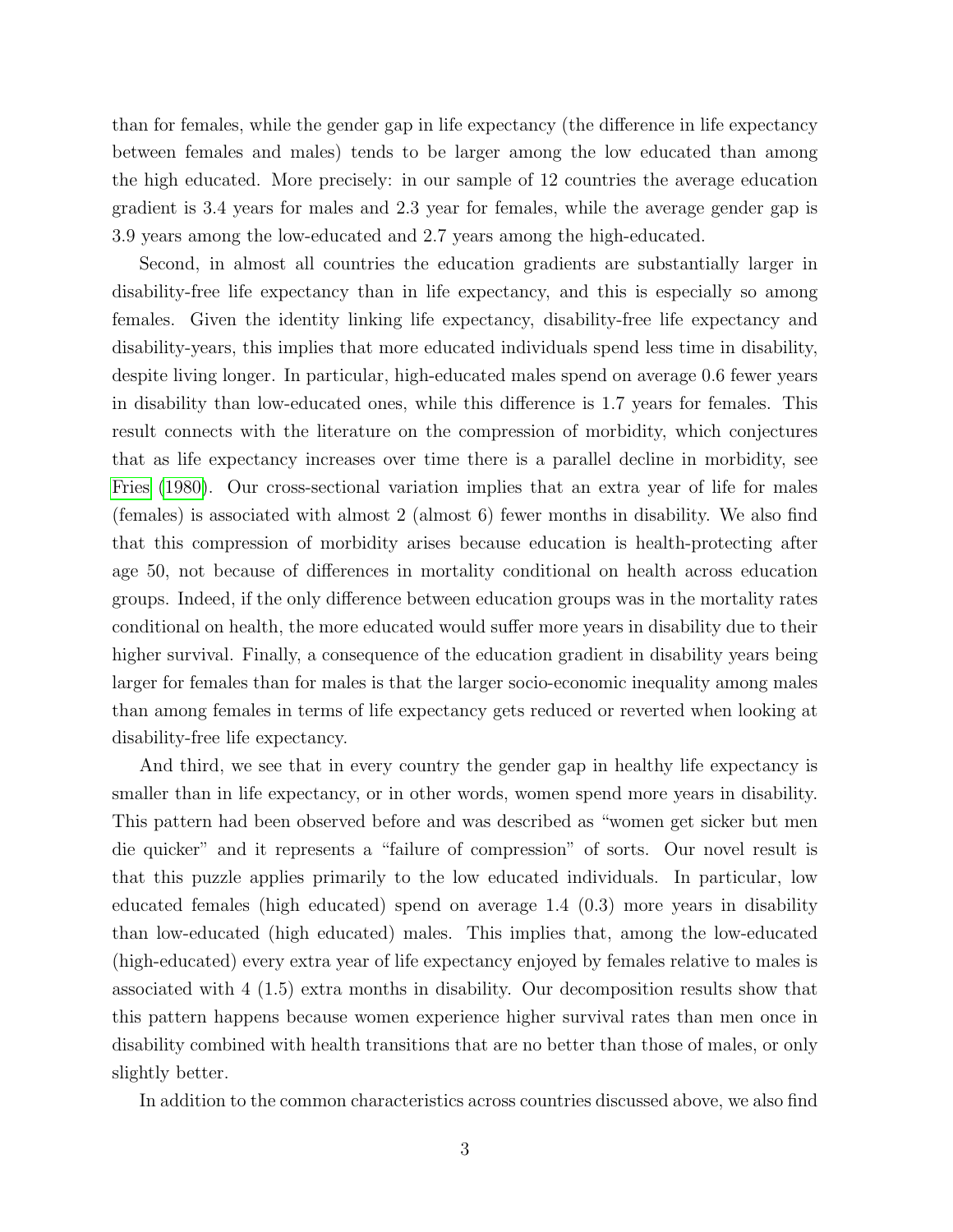than for females, while the gender gap in life expectancy (the difference in life expectancy between females and males) tends to be larger among the low educated than among the high educated. More precisely: in our sample of 12 countries the average education gradient is 3.4 years for males and 2.3 year for females, while the average gender gap is 3.9 years among the low-educated and 2.7 years among the high-educated.

Second, in almost all countries the education gradients are substantially larger in disability-free life expectancy than in life expectancy, and this is especially so among females. Given the identity linking life expectancy, disability-free life expectancy and disability-years, this implies that more educated individuals spend less time in disability, despite living longer. In particular, high-educated males spend on average 0.6 fewer years in disability than low-educated ones, while this difference is 1.7 years for females. This result connects with the literature on the compression of morbidity, which conjectures that as life expectancy increases over time there is a parallel decline in morbidity, see Fries (1980). Our cross-sectional variation implies that an extra year of life for males (females) is associated with almost 2 (almost 6) fewer months in disability. We also find that this compression of morbidity arises because education is health-protecting after age 50, not because of differences in mortality conditional on health across education groups. Indeed, if the only difference between education groups was in the mortality rates conditional on health, the more educated would suffer more years in disability due to their higher survival. Finally, a consequence of the education gradient in disability years being larger for females than for males is that the larger socio-economic inequality among males than among females in terms of life expectancy gets reduced or reverted when looking at disability-free life expectancy.

And third, we see that in every country the gender gap in healthy life expectancy is smaller than in life expectancy, or in other words, women spend more years in disability. This pattern had been observed before and was described as "women get sicker but men die quicker" and it represents a "failure of compression" of sorts. Our novel result is that this puzzle applies primarily to the low educated individuals. In particular, low educated females (high educated) spend on average 1.4 (0.3) more years in disability than low-educated (high educated) males. This implies that, among the low-educated (high-educated) every extra year of life expectancy enjoyed by females relative to males is associated with 4 (1.5) extra months in disability. Our decomposition results show that this pattern happens because women experience higher survival rates than men once in disability combined with health transitions that are no better than those of males, or only slightly better.

In addition to the common characteristics across countries discussed above, we also find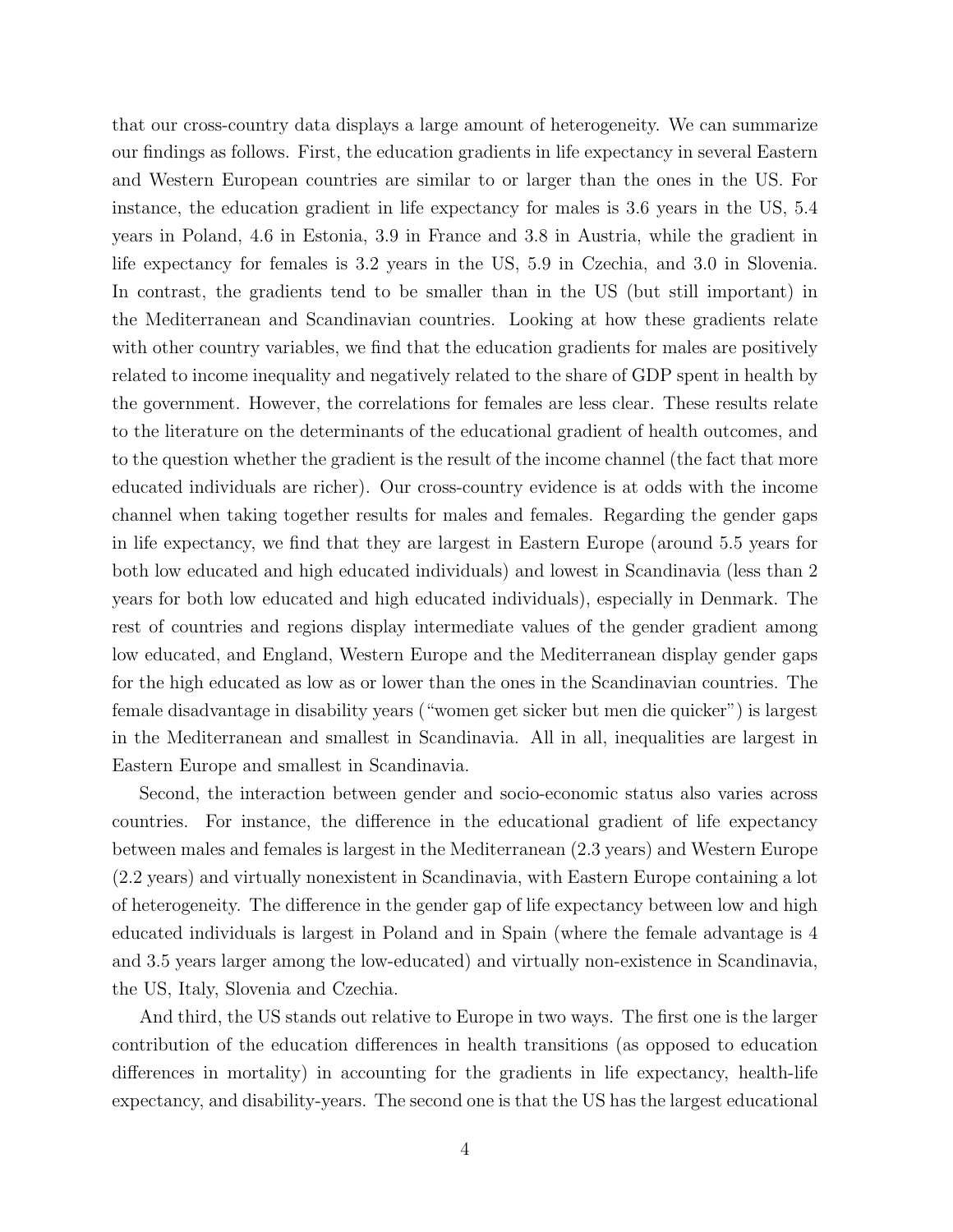that our cross-country data displays a large amount of heterogeneity. We can summarize our findings as follows. First, the education gradients in life expectancy in several Eastern and Western European countries are similar to or larger than the ones in the US. For instance, the education gradient in life expectancy for males is 3.6 years in the US, 5.4 years in Poland, 4.6 in Estonia, 3.9 in France and 3.8 in Austria, while the gradient in life expectancy for females is 3.2 years in the US, 5.9 in Czechia, and 3.0 in Slovenia. In contrast, the gradients tend to be smaller than in the US (but still important) in the Mediterranean and Scandinavian countries. Looking at how these gradients relate with other country variables, we find that the education gradients for males are positively related to income inequality and negatively related to the share of GDP spent in health by the government. However, the correlations for females are less clear. These results relate to the literature on the determinants of the educational gradient of health outcomes, and to the question whether the gradient is the result of the income channel (the fact that more educated individuals are richer). Our cross-country evidence is at odds with the income channel when taking together results for males and females. Regarding the gender gaps in life expectancy, we find that they are largest in Eastern Europe (around 5.5 years for both low educated and high educated individuals) and lowest in Scandinavia (less than 2 years for both low educated and high educated individuals), especially in Denmark. The rest of countries and regions display intermediate values of the gender gradient among low educated, and England, Western Europe and the Mediterranean display gender gaps for the high educated as low as or lower than the ones in the Scandinavian countries. The female disadvantage in disability years ("women get sicker but men die quicker") is largest in the Mediterranean and smallest in Scandinavia. All in all, inequalities are largest in Eastern Europe and smallest in Scandinavia.

Second, the interaction between gender and socio-economic status also varies across countries. For instance, the difference in the educational gradient of life expectancy between males and females is largest in the Mediterranean (2.3 years) and Western Europe (2.2 years) and virtually nonexistent in Scandinavia, with Eastern Europe containing a lot of heterogeneity. The difference in the gender gap of life expectancy between low and high educated individuals is largest in Poland and in Spain (where the female advantage is 4 and 3.5 years larger among the low-educated) and virtually non-existence in Scandinavia, the US, Italy, Slovenia and Czechia.

And third, the US stands out relative to Europe in two ways. The first one is the larger contribution of the education differences in health transitions (as opposed to education differences in mortality) in accounting for the gradients in life expectancy, health-life expectancy, and disability-years. The second one is that the US has the largest educational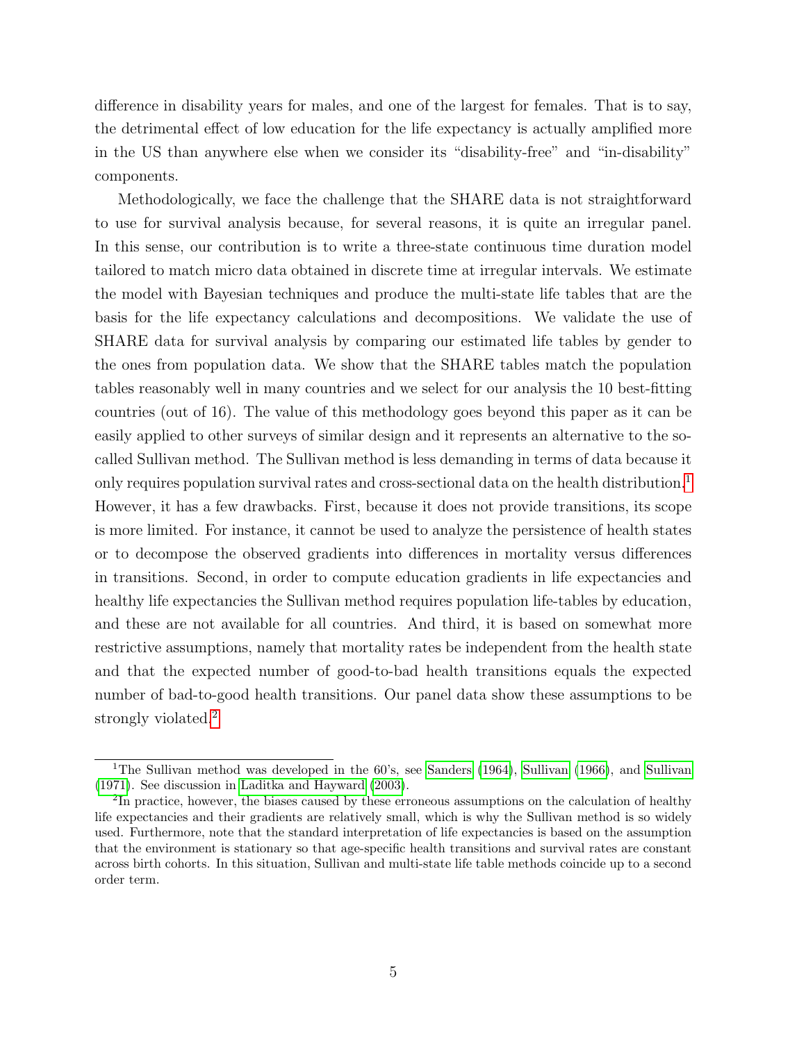difference in disability years for males, and one of the largest for females. That is to say, the detrimental effect of low education for the life expectancy is actually amplified more in the US than anywhere else when we consider its "disability-free" and "in-disability" components.

Methodologically, we face the challenge that the SHARE data is not straightforward to use for survival analysis because, for several reasons, it is quite an irregular panel. In this sense, our contribution is to write a three-state continuous time duration model tailored to match micro data obtained in discrete time at irregular intervals. We estimate the model with Bayesian techniques and produce the multi-state life tables that are the basis for the life expectancy calculations and decompositions. We validate the use of SHARE data for survival analysis by comparing our estimated life tables by gender to the ones from population data. We show that the SHARE tables match the population tables reasonably well in many countries and we select for our analysis the 10 best-fitting countries (out of 16). The value of this methodology goes beyond this paper as it can be easily applied to other surveys of similar design and it represents an alternative to the so-called Sullivan method. The Sullivan method is less demanding in terms of data because it only requires population survival rates and cross-sectional data on the health distribution.[1] However, it has a few drawbacks. First, because it does not provide transitions, its scope is more limited. For instance, it cannot be used to analyze the persistence of health states or to decompose the observed gradients into differences in mortality versus differences in transitions. Second, in order to compute education gradients in life expectancies and healthy life expectancies the Sullivan method requires population life-tables by education, and these are not available for all countries. And third, it is based on somewhat more restrictive assumptions, namely that mortality rates be independent from the health state and that the expected number of good-to-bad health transitions equals the expected number of bad-to-good health transitions. Our panel data show these assumptions to be strongly violated.[2]

[1] The Sullivan method was developed in the 60's, see Sanders (1964), Sullivan (1966), and Sullivan (1971). See discussion in Laditka and Hayward (2003).

[2] In practice, however, the biases caused by these erroneous assumptions on the calculation of healthy life expectancies and their gradients are relatively small, which is why the Sullivan method is so widely used. Furthermore, note that the standard interpretation of life expectancies is based on the assumption that the environment is stationary so that age-specific health transitions and survival rates are constant across birth cohorts. In this situation, Sullivan and multi-state life table methods coincide up to a second order term.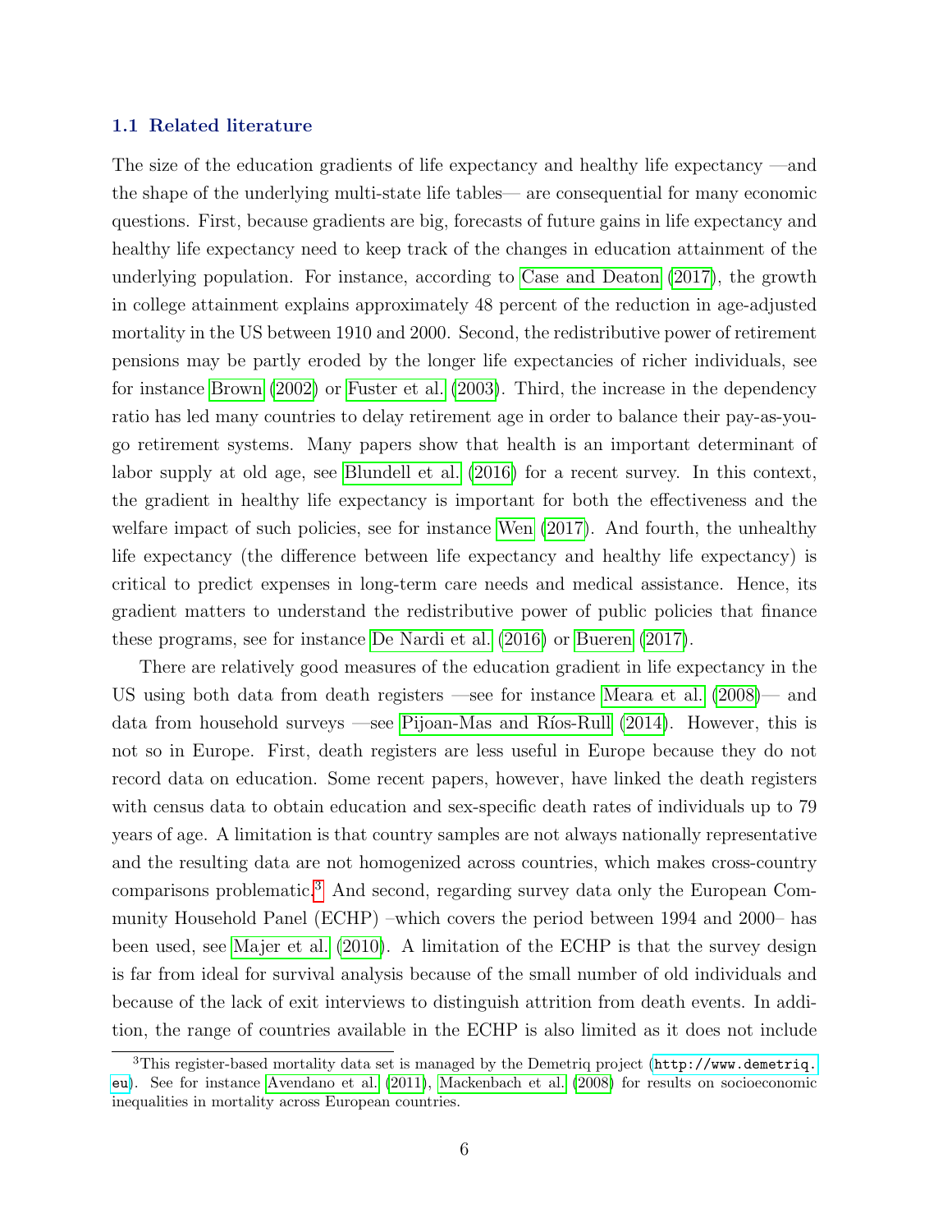### 1.1 Related literature

The size of the education gradients of life expectancy and healthy life expectancy —and the shape of the underlying multi-state life tables— are consequential for many economic questions. First, because gradients are big, forecasts of future gains in life expectancy and healthy life expectancy need to keep track of the changes in education attainment of the underlying population. For instance, according to Case and Deaton (2017), the growth in college attainment explains approximately 48 percent of the reduction in age-adjusted mortality in the US between 1910 and 2000. Second, the redistributive power of retirement pensions may be partly eroded by the longer life expectancies of richer individuals, see for instance Brown (2002) or Fuster et al. (2003). Third, the increase in the dependency ratio has led many countries to delay retirement age in order to balance their pay-as-you-go retirement systems. Many papers show that health is an important determinant of labor supply at old age, see Blundell et al. (2016) for a recent survey. In this context, the gradient in healthy life expectancy is important for both the effectiveness and the welfare impact of such policies, see for instance Wen (2017). And fourth, the unhealthy life expectancy (the difference between life expectancy and healthy life expectancy) is critical to predict expenses in long-term care needs and medical assistance. Hence, its gradient matters to understand the redistributive power of public policies that finance these programs, see for instance De Nardi et al. (2016) or Bueren (2017).

There are relatively good measures of the education gradient in life expectancy in the US using both data from death registers —see for instance Meara et al. (2008)— and data from household surveys —see Pijoan-Mas and Ríos-Rull (2014). However, this is not so in Europe. First, death registers are less useful in Europe because they do not record data on education. Some recent papers, however, have linked the death registers with census data to obtain education and sex-specific death rates of individuals up to 79 years of age. A limitation is that country samples are not always nationally representative and the resulting data are not homogenized across countries, which makes cross-country comparisons problematic.[3] And second, regarding survey data only the European Community Household Panel (ECHP) –which covers the period between 1994 and 2000– has been used, see Majer et al. (2010). A limitation of the ECHP is that the survey design is far from ideal for survival analysis because of the small number of old individuals and because of the lack of exit interviews to distinguish attrition from death events. In addition, the range of countries available in the ECHP is also limited as it does not include

[3] This register-based mortality data set is managed by the Demetriq project (http://www.demetriq.eu). See for instance Avendano et al. (2011), Mackenbach et al. (2008) for results on socioeconomic inequalities in mortality across European countries.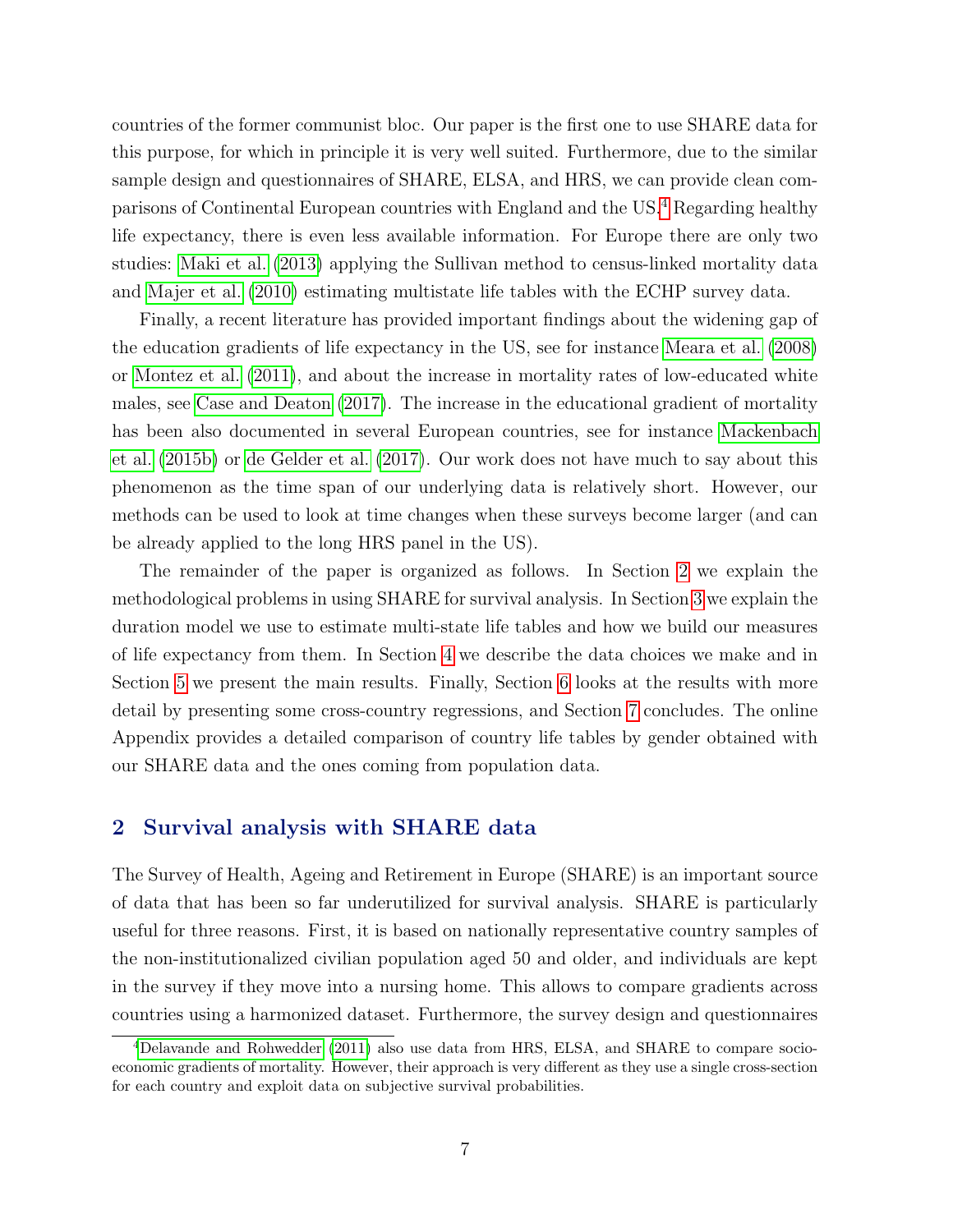countries of the former communist bloc. Our paper is the first one to use SHARE data for this purpose, for which in principle it is very well suited. Furthermore, due to the similar sample design and questionnaires of SHARE, ELSA, and HRS, we can provide clean comparisons of Continental European countries with England and the US.[4] Regarding healthy life expectancy, there is even less available information. For Europe there are only two studies: Maki et al. (2013) applying the Sullivan method to census-linked mortality data and Majer et al. (2010) estimating multistate life tables with the ECHP survey data.

Finally, a recent literature has provided important findings about the widening gap of the education gradients of life expectancy in the US, see for instance Meara et al. (2008) or Montez et al. (2011), and about the increase in mortality rates of low-educated white males, see Case and Deaton (2017). The increase in the educational gradient of mortality has been also documented in several European countries, see for instance Mackenbach et al. (2015b) or de Gelder et al. (2017). Our work does not have much to say about this phenomenon as the time span of our underlying data is relatively short. However, our methods can be used to look at time changes when these surveys become larger (and can be already applied to the long HRS panel in the US).

The remainder of the paper is organized as follows. In Section 2 we explain the methodological problems in using SHARE for survival analysis. In Section 3 we explain the duration model we use to estimate multi-state life tables and how we build our measures of life expectancy from them. In Section 4 we describe the data choices we make and in Section 5 we present the main results. Finally, Section 6 looks at the results with more detail by presenting some cross-country regressions, and Section 7 concludes. The online Appendix provides a detailed comparison of country life tables by gender obtained with our SHARE data and the ones coming from population data.

## 2 Survival analysis with SHARE data

The Survey of Health, Ageing and Retirement in Europe (SHARE) is an important source of data that has been so far underutilized for survival analysis. SHARE is particularly useful for three reasons. First, it is based on nationally representative country samples of the non-institutionalized civilian population aged 50 and older, and individuals are kept in the survey if they move into a nursing home. This allows to compare gradients across countries using a harmonized dataset. Furthermore, the survey design and questionnaires

[4] Delavande and Rohwedder (2011) also use data from HRS, ELSA, and SHARE to compare socio-economic gradients of mortality. However, their approach is very different as they use a single cross-section for each country and exploit data on subjective survival probabilities.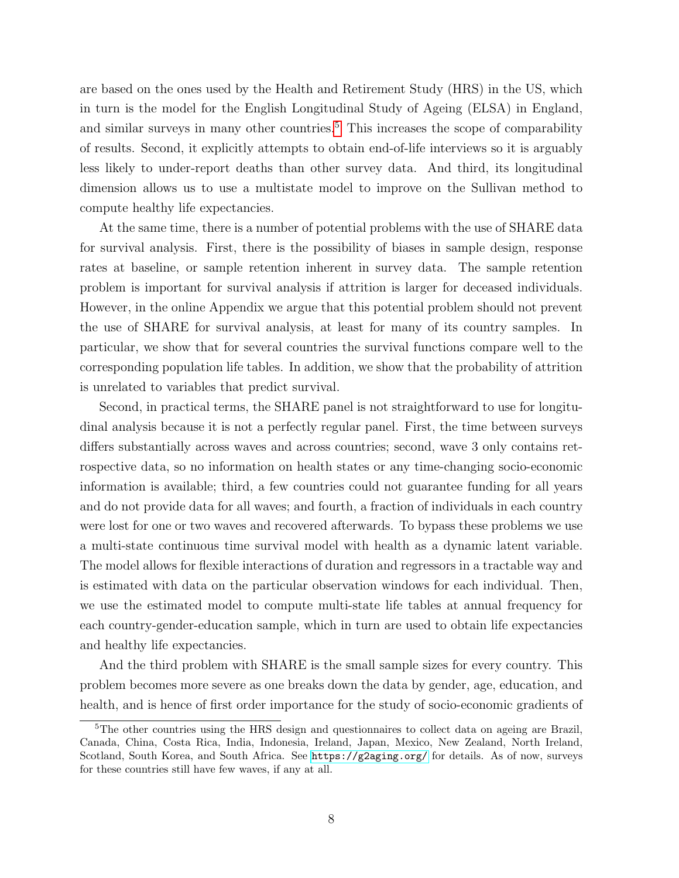are based on the ones used by the Health and Retirement Study (HRS) in the US, which in turn is the model for the English Longitudinal Study of Ageing (ELSA) in England, and similar surveys in many other countries.[5] This increases the scope of comparability of results. Second, it explicitly attempts to obtain end-of-life interviews so it is arguably less likely to under-report deaths than other survey data. And third, its longitudinal dimension allows us to use a multistate model to improve on the Sullivan method to compute healthy life expectancies.

At the same time, there is a number of potential problems with the use of SHARE data for survival analysis. First, there is the possibility of biases in sample design, response rates at baseline, or sample retention inherent in survey data. The sample retention problem is important for survival analysis if attrition is larger for deceased individuals. However, in the online Appendix we argue that this potential problem should not prevent the use of SHARE for survival analysis, at least for many of its country samples. In particular, we show that for several countries the survival functions compare well to the corresponding population life tables. In addition, we show that the probability of attrition is unrelated to variables that predict survival.

Second, in practical terms, the SHARE panel is not straightforward to use for longitudinal analysis because it is not a perfectly regular panel. First, the time between surveys differs substantially across waves and across countries; second, wave 3 only contains retrospective data, so no information on health states or any time-changing socio-economic information is available; third, a few countries could not guarantee funding for all years and do not provide data for all waves; and fourth, a fraction of individuals in each country were lost for one or two waves and recovered afterwards. To bypass these problems we use a multi-state continuous time survival model with health as a dynamic latent variable. The model allows for flexible interactions of duration and regressors in a tractable way and is estimated with data on the particular observation windows for each individual. Then, we use the estimated model to compute multi-state life tables at annual frequency for each country-gender-education sample, which in turn are used to obtain life expectancies and healthy life expectancies.

And the third problem with SHARE is the small sample sizes for every country. This problem becomes more severe as one breaks down the data by gender, age, education, and health, and is hence of first order importance for the study of socio-economic gradients of

[5] The other countries using the HRS design and questionnaires to collect data on ageing are Brazil, Canada, China, Costa Rica, India, Indonesia, Ireland, Japan, Mexico, New Zealand, North Ireland, Scotland, South Korea, and South Africa. See https://g2aging.org/ for details. As of now, surveys for these countries still have few waves, if any at all.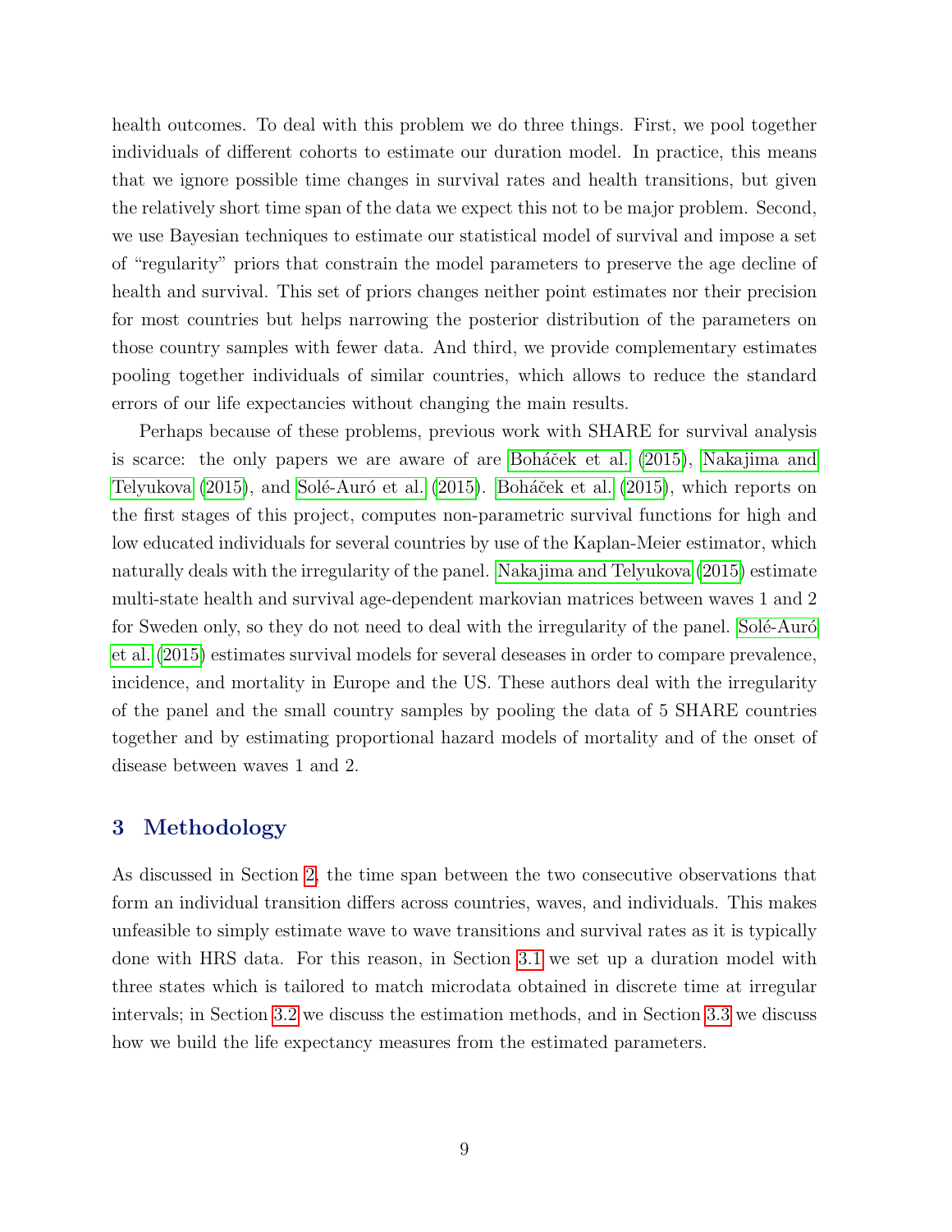health outcomes. To deal with this problem we do three things. First, we pool together individuals of different cohorts to estimate our duration model. In practice, this means that we ignore possible time changes in survival rates and health transitions, but given the relatively short time span of the data we expect this not to be major problem. Second, we use Bayesian techniques to estimate our statistical model of survival and impose a set of "regularity" priors that constrain the model parameters to preserve the age decline of health and survival. This set of priors changes neither point estimates nor their precision for most countries but helps narrowing the posterior distribution of the parameters on those country samples with fewer data. And third, we provide complementary estimates pooling together individuals of similar countries, which allows to reduce the standard errors of our life expectancies without changing the main results.

Perhaps because of these problems, previous work with SHARE for survival analysis is scarce: the only papers we are aware of are Boháček et al. (2015), Nakajima and Telyukova (2015), and Solé-Auró et al. (2015). Boháček et al. (2015), which reports on the first stages of this project, computes non-parametric survival functions for high and low educated individuals for several countries by use of the Kaplan-Meier estimator, which naturally deals with the irregularity of the panel. Nakajima and Telyukova (2015) estimate multi-state health and survival age-dependent markovian matrices between waves 1 and 2 for Sweden only, so they do not need to deal with the irregularity of the panel. Solé-Auró et al. (2015) estimates survival models for several deseases in order to compare prevalence, incidence, and mortality in Europe and the US. These authors deal with the irregularity of the panel and the small country samples by pooling the data of 5 SHARE countries together and by estimating proportional hazard models of mortality and of the onset of disease between waves 1 and 2.

# 3 Methodology

As discussed in Section 2, the time span between the two consecutive observations that form an individual transition differs across countries, waves, and individuals. This makes unfeasible to simply estimate wave to wave transitions and survival rates as it is typically done with HRS data. For this reason, in Section 3.1 we set up a duration model with three states which is tailored to match microdata obtained in discrete time at irregular intervals; in Section 3.2 we discuss the estimation methods, and in Section 3.3 we discuss how we build the life expectancy measures from the estimated parameters.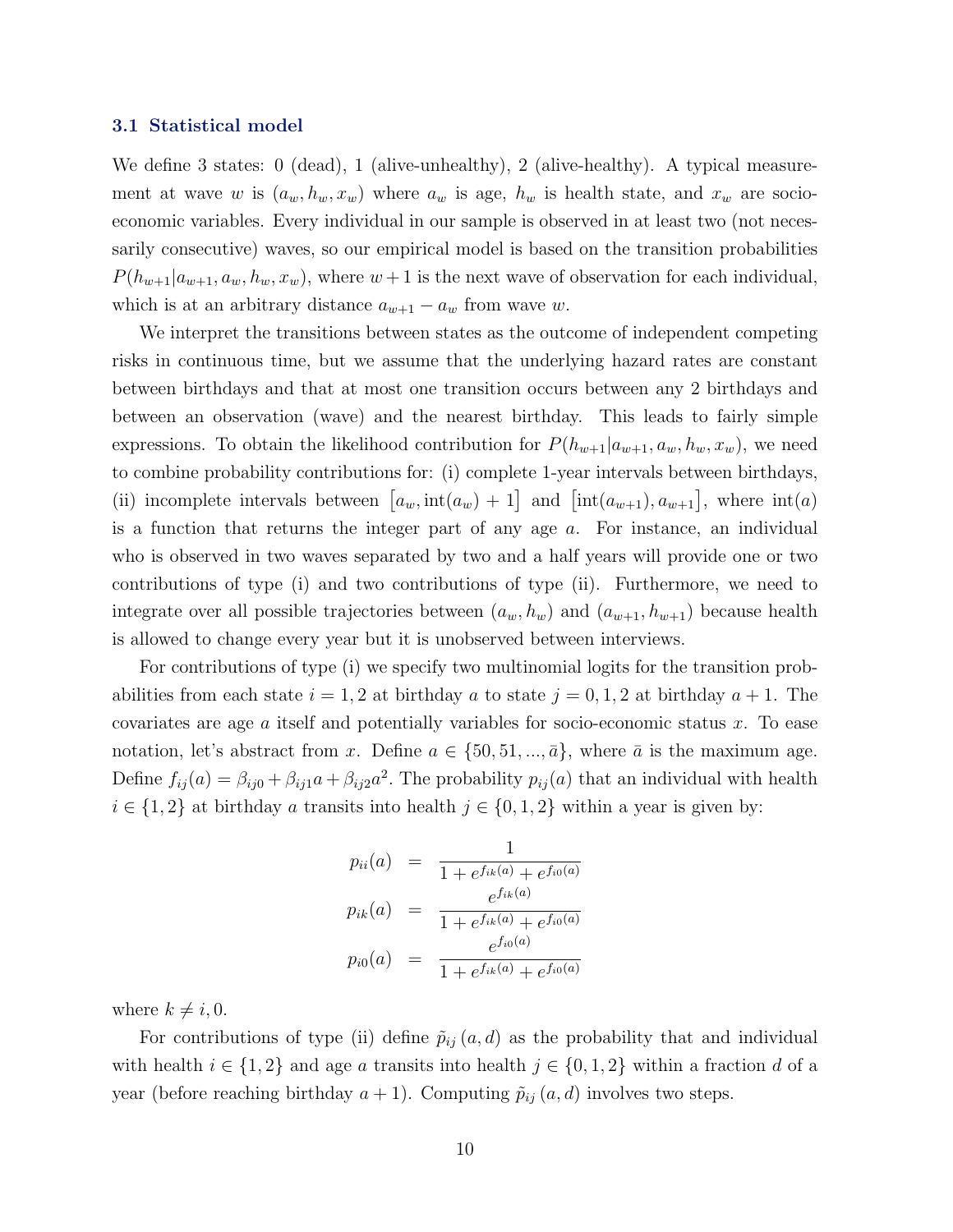### 3.1 Statistical model

We define 3 states: 0 (dead), 1 (alive-unhealthy), 2 (alive-healthy). A typical measurement at wave $w$ is $(a_w, h_w, x_w)$ where $a_w$ is age, $h_w$ is health state, and $x_w$ are socio-economic variables. Every individual in our sample is observed in at least two (not necessarily consecutive) waves, so our empirical model is based on the transition probabilities $P(h_{w+1}|a_{w+1}, a_w, h_w, x_w)$, where $w+1$ is the next wave of observation for each individual, which is at an arbitrary distance $a_{w+1} - a_w$ from wave $w$.

We interpret the transitions between states as the outcome of independent competing risks in continuous time, but we assume that the underlying hazard rates are constant between birthdays and that at most one transition occurs between any 2 birthdays and between an observation (wave) and the nearest birthday. This leads to fairly simple expressions. To obtain the likelihood contribution for $P(h_{w+1}|a_{w+1}, a_w, h_w, x_w)$, we need to combine probability contributions for: (i) complete 1-year intervals between birthdays, (ii) incomplete intervals between $\left[a_w, \text{int}(a_w) + 1\right]$ and $\left[\text{int}(a_{w+1}), a_{w+1}\right]$, where $\text{int}(a)$ is a function that returns the integer part of any age $a$. For instance, an individual who is observed in two waves separated by two and a half years will provide one or two contributions of type (i) and two contributions of type (ii). Furthermore, we need to integrate over all possible trajectories between $(a_w, h_w)$ and $(a_{w+1}, h_{w+1})$ because health is allowed to change every year but it is unobserved between interviews.

For contributions of type (i) we specify two multinomial logits for the transition probabilities from each state $i = 1, 2$ at birthday $a$ to state $j = 0, 1, 2$ at birthday $a + 1$. The covariates are age $a$ itself and potentially variables for socio-economic status $x$. To ease notation, let's abstract from $x$. Define $a \in \{50, 51, ..., \bar{a}\}$, where $\bar{a}$ is the maximum age. Define $f_{ij}(a) = \beta_{ij0} + \beta_{ij1}a + \beta_{ij2}a^2$. The probability $p_{ij}(a)$ that an individual with health $i \in \{1, 2\}$ at birthday $a$ transits into health $j \in \{0, 1, 2\}$ within a year is given by:

$$
\begin{aligned}
p_{ii}(a) &= \frac{1}{1 + e^{f_{ik}(a)} + e^{f_{i0}(a)}} \\
p_{ik}(a) &= \frac{e^{f_{ik}(a)}}{1 + e^{f_{ik}(a)} + e^{f_{i0}(a)}} \\
p_{i0}(a) &= \frac{e^{f_{i0}(a)}}{1 + e^{f_{ik}(a)} + e^{f_{i0}(a)}}
\end{aligned}
$$

where $k \neq i, 0$.

For contributions of type (ii) define $\tilde{p}_{ij}(a, d)$ as the probability that and individual with health $i \in \{1, 2\}$ and age $a$ transits into health $j \in \{0, 1, 2\}$ within a fraction $d$ of a year (before reaching birthday $a + 1$). Computing $\tilde{p}_{ij}(a, d)$ involves two steps.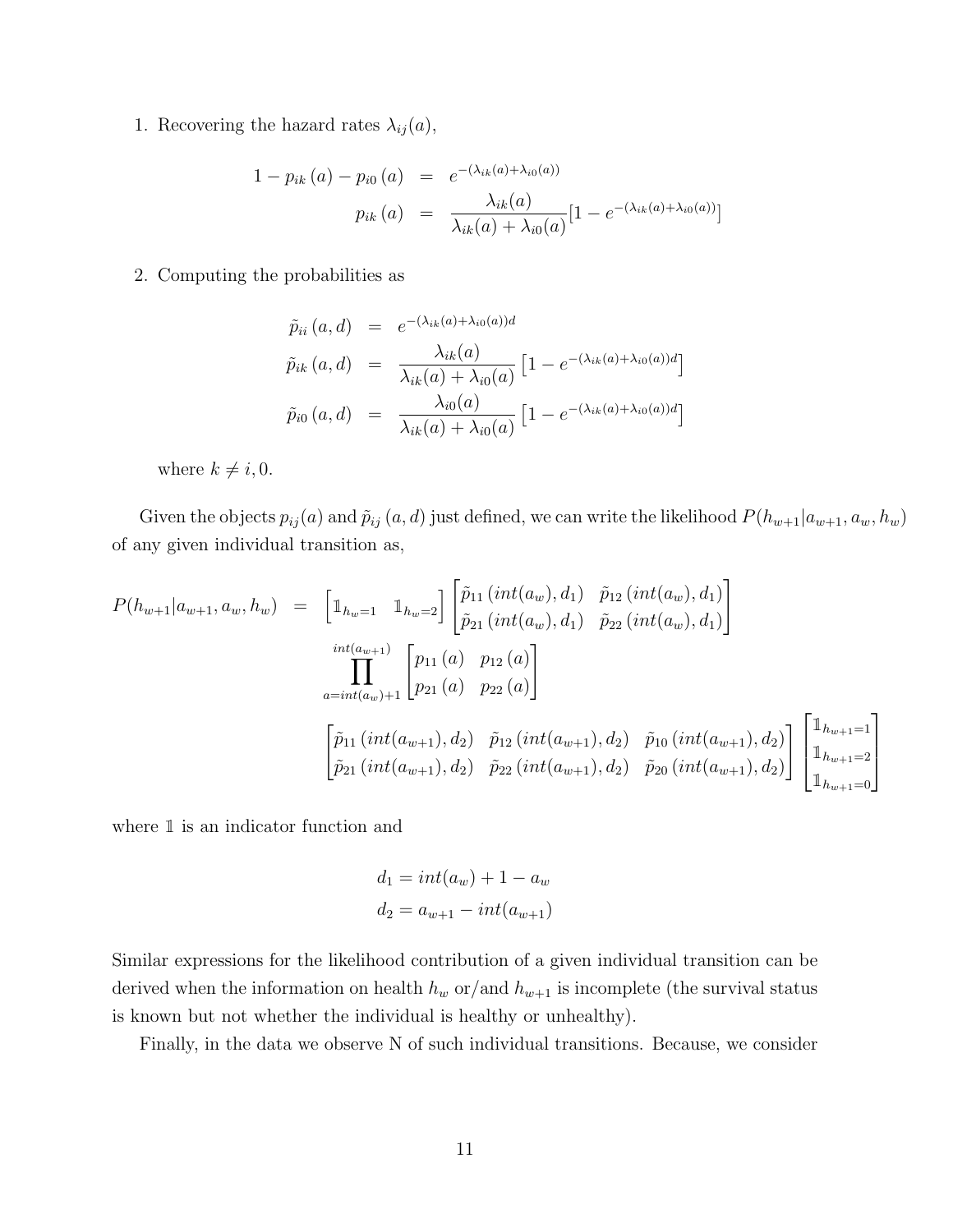1. Recovering the hazard rates $\lambda_{ij}(a)$,

$$
\begin{aligned}
1 - p_{ik}(a) - p_{i0}(a) &= e^{-(\lambda_{ik}(a)+\lambda_{i0}(a))} \\
p_{ik}(a) &= \frac{\lambda_{ik}(a)}{\lambda_{ik}(a)+\lambda_{i0}(a)}[1 - e^{-(\lambda_{ik}(a)+\lambda_{i0}(a))}]
\end{aligned}
$$

2. Computing the probabilities as

$$
\begin{aligned}
\tilde{p}_{ii}(a,d) &= e^{-(\lambda_{ik}(a)+\lambda_{i0}(a))d} \\
\tilde{p}_{ik}(a,d) &= \frac{\lambda_{ik}(a)}{\lambda_{ik}(a)+\lambda_{i0}(a)}\left[1 - e^{-(\lambda_{ik}(a)+\lambda_{i0}(a))d}\right] \\
\tilde{p}_{i0}(a,d) &= \frac{\lambda_{i0}(a)}{\lambda_{ik}(a)+\lambda_{i0}(a)}\left[1 - e^{-(\lambda_{ik}(a)+\lambda_{i0}(a))d}\right]
\end{aligned}
$$

where $k \neq i, 0$.

Given the objects $p_{ij}(a)$ and $\tilde{p}_{ij}(a,d)$ just defined, we can write the likelihood $P(h_{w+1}|a_{w+1}, a_w, h_w)$ of any given individual transition as,

$$
\begin{aligned}
P(h_{w+1}|a_{w+1}, a_w, h_w) = & \begin{bmatrix} \mathbb{1}_{h_w=1} & \mathbb{1}_{h_w=2} \end{bmatrix} \begin{bmatrix} \tilde{p}_{11}(int(a_w), d_1) & \tilde{p}_{12}(int(a_w), d_1) \\ \tilde{p}_{21}(int(a_w), d_1) & \tilde{p}_{22}(int(a_w), d_1) \end{bmatrix} \\
& \prod_{a=int(a_w)+1}^{int(a_{w+1})} \begin{bmatrix} p_{11}(a) & p_{12}(a) \\ p_{21}(a) & p_{22}(a) \end{bmatrix} \\
& \begin{bmatrix} \tilde{p}_{11}(int(a_{w+1}), d_2) & \tilde{p}_{12}(int(a_{w+1}), d_2) & \tilde{p}_{10}(int(a_{w+1}), d_2) \\ \tilde{p}_{21}(int(a_{w+1}), d_2) & \tilde{p}_{22}(int(a_{w+1}), d_2) & \tilde{p}_{20}(int(a_{w+1}), d_2) \end{bmatrix} \begin{bmatrix} \mathbb{1}_{h_{w+1}=1} \\ \mathbb{1}_{h_{w+1}=2} \\ \mathbb{1}_{h_{w+1}=0} \end{bmatrix}
\end{aligned}
$$

where $\mathbb{1}$ is an indicator function and

$$
\begin{aligned}
d_1 &= int(a_w) + 1 - a_w \\
d_2 &= a_{w+1} - int(a_{w+1})
\end{aligned}
$$

Similar expressions for the likelihood contribution of a given individual transition can be derived when the information on health $h_w$ or/and $h_{w+1}$ is incomplete (the survival status is known but not whether the individual is healthy or unhealthy).

Finally, in the data we observe N of such individual transitions. Because, we consider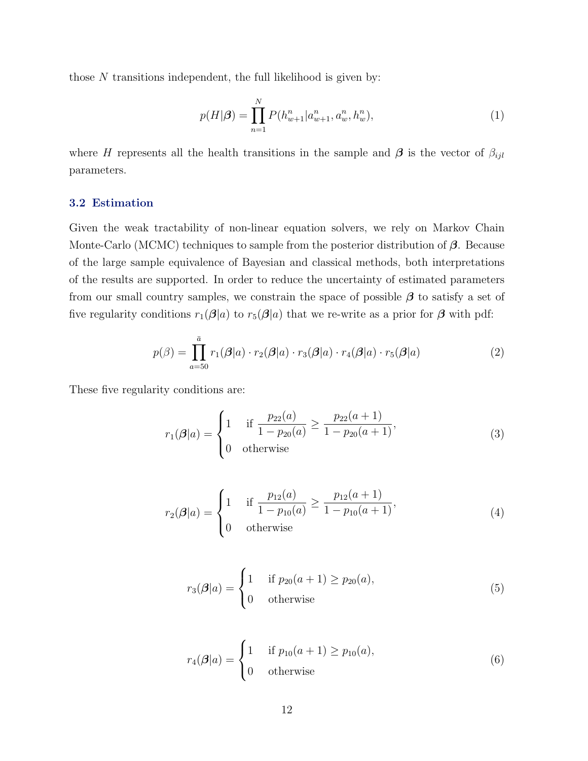those $N$ transitions independent, the full likelihood is given by:

$$p(H|\boldsymbol{\beta}) = \prod_{n=1}^{N} P(h^n_{w+1}|a^n_{w+1}, a^n_w, h^n_w), \tag{1}$$

where $H$ represents all the health transitions in the sample and $\boldsymbol{\beta}$ is the vector of $\beta_{ijl}$ parameters.

### 3.2 Estimation

Given the weak tractability of non-linear equation solvers, we rely on Markov Chain Monte-Carlo (MCMC) techniques to sample from the posterior distribution of $\boldsymbol{\beta}$. Because of the large sample equivalence of Bayesian and classical methods, both interpretations of the results are supported. In order to reduce the uncertainty of estimated parameters from our small country samples, we constrain the space of possible $\boldsymbol{\beta}$ to satisfy a set of five regularity conditions $r_1(\boldsymbol{\beta}|a)$ to $r_5(\boldsymbol{\beta}|a)$ that we re-write as a prior for $\boldsymbol{\beta}$ with pdf:

$$p(\beta) = \prod_{a=50}^{\bar{a}} r_1(\boldsymbol{\beta}|a) \cdot r_2(\boldsymbol{\beta}|a) \cdot r_3(\boldsymbol{\beta}|a) \cdot r_4(\boldsymbol{\beta}|a) \cdot r_5(\boldsymbol{\beta}|a) \tag{2}$$

These five regularity conditions are:

$$r_1(\boldsymbol{\beta}|a) = \begin{cases} 1 & \text{if } \dfrac{p_{22}(a)}{1 - p_{20}(a)} \geq \dfrac{p_{22}(a+1)}{1 - p_{20}(a+1)}, \\ 0 & \text{otherwise} \end{cases} \tag{3}$$

$$r_2(\boldsymbol{\beta}|a) = \begin{cases} 1 & \text{if } \dfrac{p_{12}(a)}{1 - p_{10}(a)} \geq \dfrac{p_{12}(a+1)}{1 - p_{10}(a+1)}, \\ 0 & \text{otherwise} \end{cases} \tag{4}$$

$$r_3(\boldsymbol{\beta}|a) = \begin{cases} 1 & \text{if } p_{20}(a+1) \geq p_{20}(a), \\ 0 & \text{otherwise} \end{cases} \tag{5}$$

$$r_4(\boldsymbol{\beta}|a) = \begin{cases} 1 & \text{if } p_{10}(a+1) \geq p_{10}(a), \\ 0 & \text{otherwise} \end{cases} \tag{6}$$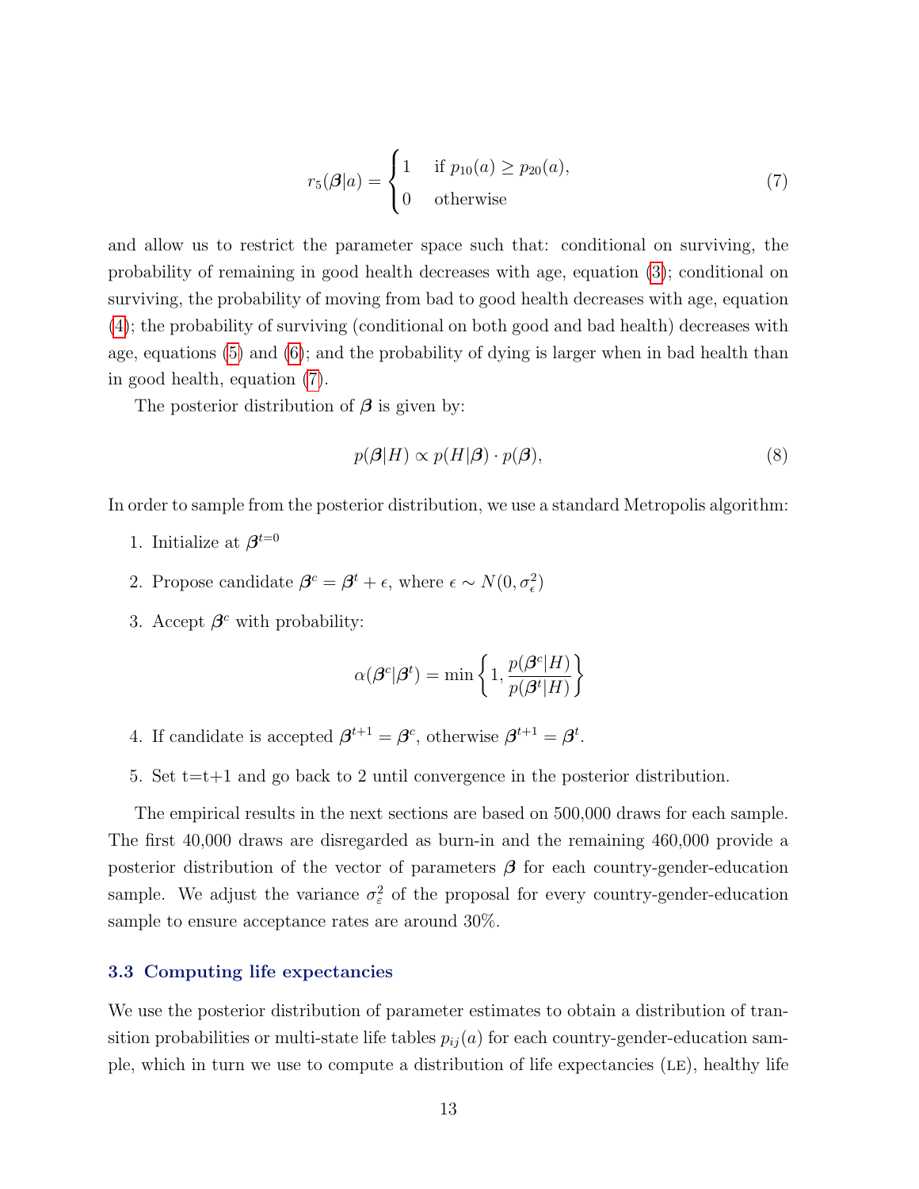$$r_5(\boldsymbol{\beta}|a) = \begin{cases} 1 & \text{if } p_{10}(a) \geq p_{20}(a), \\ 0 & \text{otherwise} \end{cases} \tag{7}$$

and allow us to restrict the parameter space such that: conditional on surviving, the probability of remaining in good health decreases with age, equation (3); conditional on surviving, the probability of moving from bad to good health decreases with age, equation (4); the probability of surviving (conditional on both good and bad health) decreases with age, equations (5) and (6); and the probability of dying is larger when in bad health than in good health, equation (7).

The posterior distribution of $\boldsymbol{\beta}$ is given by:

$$p(\boldsymbol{\beta}|H) \propto p(H|\boldsymbol{\beta}) \cdot p(\boldsymbol{\beta}), \tag{8}$$

In order to sample from the posterior distribution, we use a standard Metropolis algorithm:

1. Initialize at $\boldsymbol{\beta}^{t=0}$
2. Propose candidate $\boldsymbol{\beta}^c = \boldsymbol{\beta}^t + \epsilon$, where $\epsilon \sim N(0, \sigma_\epsilon^2)$
3. Accept $\boldsymbol{\beta}^c$ with probability:
$$\alpha(\boldsymbol{\beta}^c|\boldsymbol{\beta}^t) = \min\left\{1, \frac{p(\boldsymbol{\beta}^c|H)}{p(\boldsymbol{\beta}^t|H)}\right\}$$
4. If candidate is accepted $\boldsymbol{\beta}^{t+1} = \boldsymbol{\beta}^c$, otherwise $\boldsymbol{\beta}^{t+1} = \boldsymbol{\beta}^t$.
5. Set t=t+1 and go back to 2 until convergence in the posterior distribution.

The empirical results in the next sections are based on 500,000 draws for each sample. The first 40,000 draws are disregarded as burn-in and the remaining 460,000 provide a posterior distribution of the vector of parameters $\boldsymbol{\beta}$ for each country-gender-education sample. We adjust the variance $\sigma_\varepsilon^2$ of the proposal for every country-gender-education sample to ensure acceptance rates are around 30%.

### 3.3 Computing life expectancies

We use the posterior distribution of parameter estimates to obtain a distribution of transition probabilities or multi-state life tables $p_{ij}(a)$ for each country-gender-education sample, which in turn we use to compute a distribution of life expectancies (LE), healthy life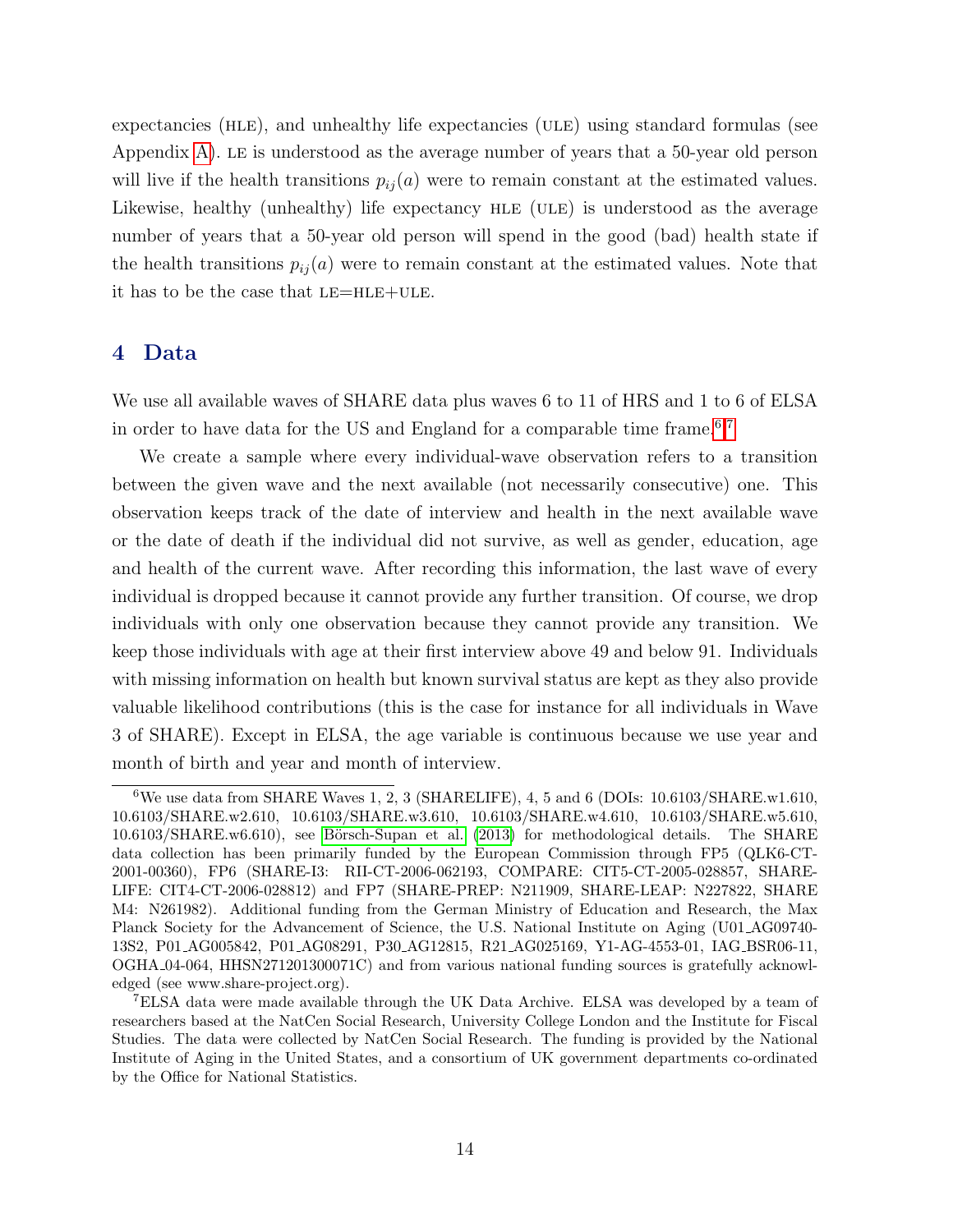expectancies (HLE), and unhealthy life expectancies (ULE) using standard formulas (see Appendix A). LE is understood as the average number of years that a 50-year old person will live if the health transitions $p_{ij}(a)$ were to remain constant at the estimated values. Likewise, healthy (unhealthy) life expectancy HLE (ULE) is understood as the average number of years that a 50-year old person will spend in the good (bad) health state if the health transitions $p_{ij}(a)$ were to remain constant at the estimated values. Note that it has to be the case that LE=HLE+ULE.

## 4 Data

We use all available waves of SHARE data plus waves 6 to 11 of HRS and 1 to 6 of ELSA in order to have data for the US and England for a comparable time frame.[6][7]

We create a sample where every individual-wave observation refers to a transition between the given wave and the next available (not necessarily consecutive) one. This observation keeps track of the date of interview and health in the next available wave or the date of death if the individual did not survive, as well as gender, education, age and health of the current wave. After recording this information, the last wave of every individual is dropped because it cannot provide any further transition. Of course, we drop individuals with only one observation because they cannot provide any transition. We keep those individuals with age at their first interview above 49 and below 91. Individuals with missing information on health but known survival status are kept as they also provide valuable likelihood contributions (this is the case for instance for all individuals in Wave 3 of SHARE). Except in ELSA, the age variable is continuous because we use year and month of birth and year and month of interview.

---

[6] We use data from SHARE Waves 1, 2, 3 (SHARELIFE), 4, 5 and 6 (DOIs: 10.6103/SHARE.w1.610, 10.6103/SHARE.w2.610, 10.6103/SHARE.w3.610, 10.6103/SHARE.w4.610, 10.6103/SHARE.w5.610, 10.6103/SHARE.w6.610), see Börsch-Supan et al. (2013) for methodological details. The SHARE data collection has been primarily funded by the European Commission through FP5 (QLK6-CT-2001-00360), FP6 (SHARE-I3: RII-CT-2006-062193, COMPARE: CIT5-CT-2005-028857, SHARELIFE: CIT4-CT-2006-028812) and FP7 (SHARE-PREP: N211909, SHARE-LEAP: N227822, SHARE M4: N261982). Additional funding from the German Ministry of Education and Research, the Max Planck Society for the Advancement of Science, the U.S. National Institute on Aging (U01_AG09740-13S2, P01_AG005842, P01_AG08291, P30_AG12815, R21_AG025169, Y1-AG-4553-01, IAG_BSR06-11, OGHA_04-064, HHSN271201300071C) and from various national funding sources is gratefully acknowledged (see www.share-project.org).

[7] ELSA data were made available through the UK Data Archive. ELSA was developed by a team of researchers based at the NatCen Social Research, University College London and the Institute for Fiscal Studies. The data were collected by NatCen Social Research. The funding is provided by the National Institute of Aging in the United States, and a consortium of UK government departments co-ordinated by the Office for National Statistics.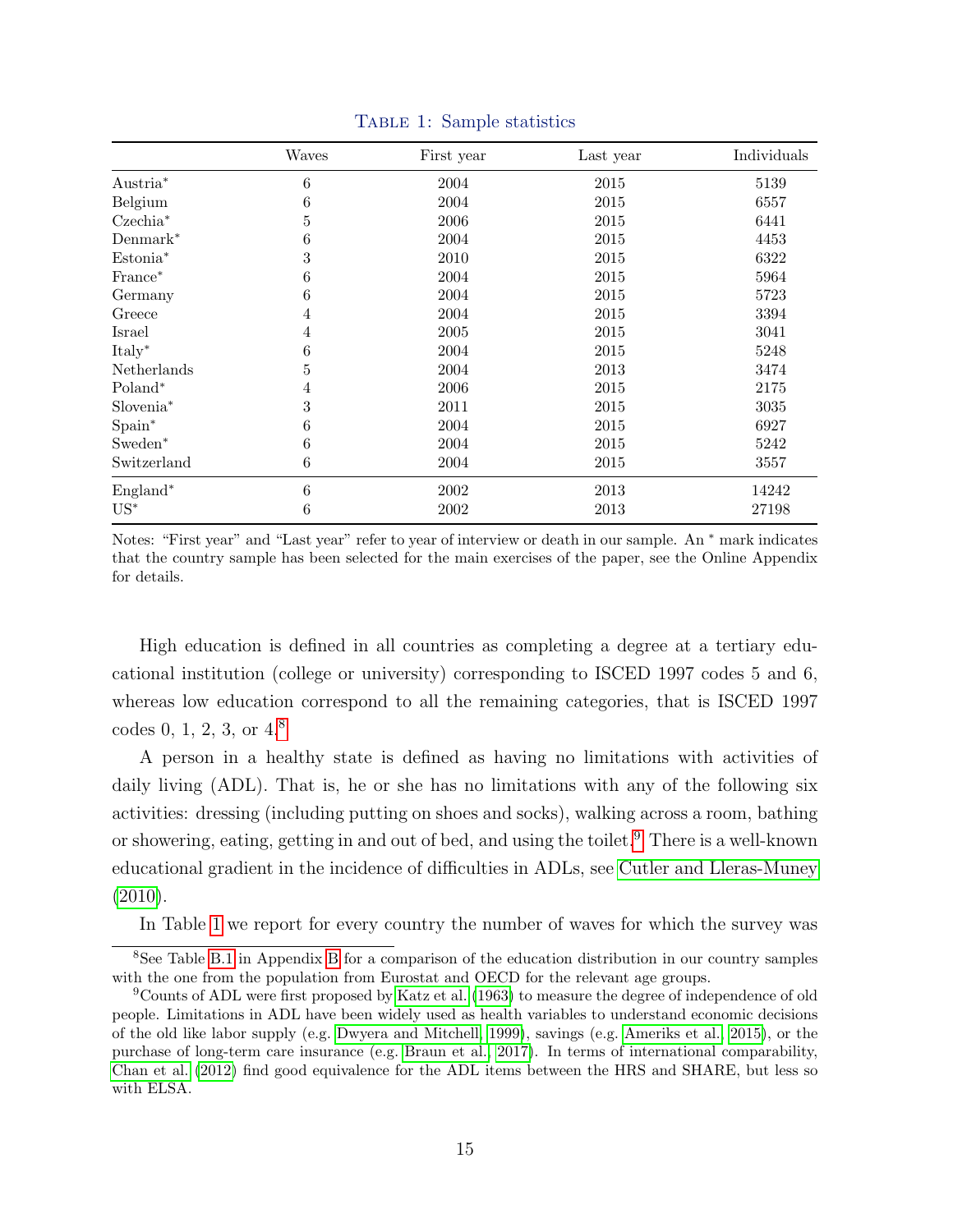Table 1: Sample statistics

| | Waves | First year | Last year | Individuals |
|---|---|---|---|---|
| Austria* | 6 | 2004 | 2015 | 5139 |
| Belgium | 6 | 2004 | 2015 | 6557 |
| Czechia* | 5 | 2006 | 2015 | 6441 |
| Denmark* | 6 | 2004 | 2015 | 4453 |
| Estonia* | 3 | 2010 | 2015 | 6322 |
| France* | 6 | 2004 | 2015 | 5964 |
| Germany | 6 | 2004 | 2015 | 5723 |
| Greece | 4 | 2004 | 2015 | 3394 |
| Israel | 4 | 2005 | 2015 | 3041 |
| Italy* | 6 | 2004 | 2015 | 5248 |
| Netherlands | 5 | 2004 | 2013 | 3474 |
| Poland* | 4 | 2006 | 2015 | 2175 |
| Slovenia* | 3 | 2011 | 2015 | 3035 |
| Spain* | 6 | 2004 | 2015 | 6927 |
| Sweden* | 6 | 2004 | 2015 | 5242 |
| Switzerland | 6 | 2004 | 2015 | 3557 |
| England* | 6 | 2002 | 2013 | 14242 |
| US* | 6 | 2002 | 2013 | 27198 |

Notes: "First year" and "Last year" refer to year of interview or death in our sample. An * mark indicates that the country sample has been selected for the main exercises of the paper, see the Online Appendix for details.

High education is defined in all countries as completing a degree at a tertiary educational institution (college or university) corresponding to ISCED 1997 codes 5 and 6, whereas low education correspond to all the remaining categories, that is ISCED 1997 codes 0, 1, 2, 3, or 4.[8]

A person in a healthy state is defined as having no limitations with activities of daily living (ADL). That is, he or she has no limitations with any of the following six activities: dressing (including putting on shoes and socks), walking across a room, bathing or showering, eating, getting in and out of bed, and using the toilet.[9] There is a well-known educational gradient in the incidence of difficulties in ADLs, see Cutler and Lleras-Muney (2010).

In Table 1 we report for every country the number of waves for which the survey was

[8] See Table B.1 in Appendix B for a comparison of the education distribution in our country samples with the one from the population from Eurostat and OECD for the relevant age groups.

[9] Counts of ADL were first proposed by Katz et al. (1963) to measure the degree of independence of old people. Limitations in ADL have been widely used as health variables to understand economic decisions of the old like labor supply (e.g. Dwyera and Mitchell, 1999), savings (e.g. Ameriks et al., 2015), or the purchase of long-term care insurance (e.g. Braun et al., 2017). In terms of international comparability, Chan et al. (2012) find good equivalence for the ADL items between the HRS and SHARE, but less so with ELSA.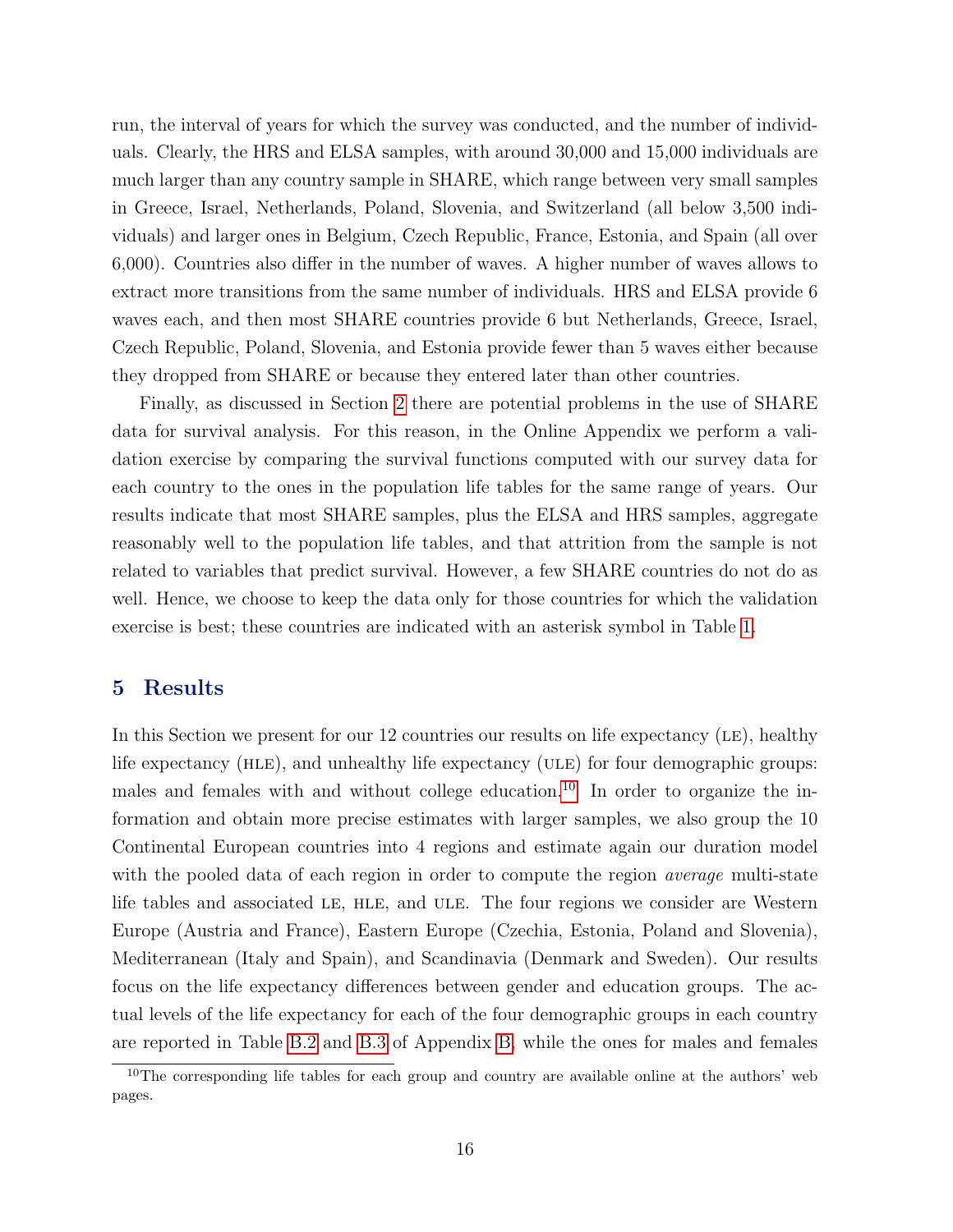run, the interval of years for which the survey was conducted, and the number of individuals. Clearly, the HRS and ELSA samples, with around 30,000 and 15,000 individuals are much larger than any country sample in SHARE, which range between very small samples in Greece, Israel, Netherlands, Poland, Slovenia, and Switzerland (all below 3,500 individuals) and larger ones in Belgium, Czech Republic, France, Estonia, and Spain (all over 6,000). Countries also differ in the number of waves. A higher number of waves allows to extract more transitions from the same number of individuals. HRS and ELSA provide 6 waves each, and then most SHARE countries provide 6 but Netherlands, Greece, Israel, Czech Republic, Poland, Slovenia, and Estonia provide fewer than 5 waves either because they dropped from SHARE or because they entered later than other countries.

Finally, as discussed in Section 2 there are potential problems in the use of SHARE data for survival analysis. For this reason, in the Online Appendix we perform a validation exercise by comparing the survival functions computed with our survey data for each country to the ones in the population life tables for the same range of years. Our results indicate that most SHARE samples, plus the ELSA and HRS samples, aggregate reasonably well to the population life tables, and that attrition from the sample is not related to variables that predict survival. However, a few SHARE countries do not do as well. Hence, we choose to keep the data only for those countries for which the validation exercise is best; these countries are indicated with an asterisk symbol in Table 1.

## 5 Results

In this Section we present for our 12 countries our results on life expectancy (LE), healthy life expectancy (HLE), and unhealthy life expectancy (ULE) for four demographic groups: males and females with and without college education.[10] In order to organize the information and obtain more precise estimates with larger samples, we also group the 10 Continental European countries into 4 regions and estimate again our duration model with the pooled data of each region in order to compute the region *average* multi-state life tables and associated LE, HLE, and ULE. The four regions we consider are Western Europe (Austria and France), Eastern Europe (Czechia, Estonia, Poland and Slovenia), Mediterranean (Italy and Spain), and Scandinavia (Denmark and Sweden). Our results focus on the life expectancy differences between gender and education groups. The actual levels of the life expectancy for each of the four demographic groups in each country are reported in Table B.2 and B.3 of Appendix B, while the ones for males and females

[10] The corresponding life tables for each group and country are available online at the authors' web pages.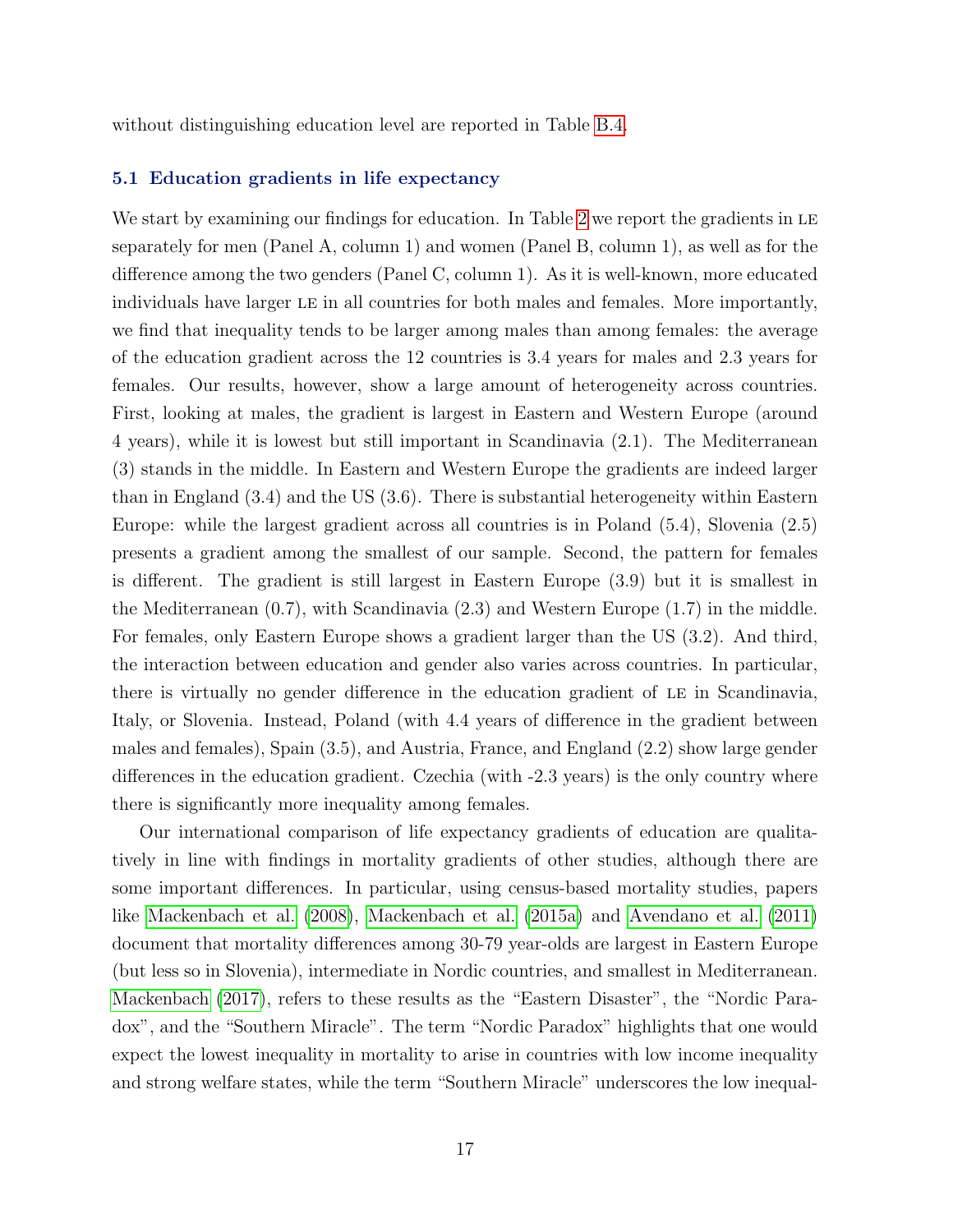without distinguishing education level are reported in Table B.4.

### 5.1 Education gradients in life expectancy

We start by examining our findings for education. In Table 2 we report the gradients in LE separately for men (Panel A, column 1) and women (Panel B, column 1), as well as for the difference among the two genders (Panel C, column 1). As it is well-known, more educated individuals have larger LE in all countries for both males and females. More importantly, we find that inequality tends to be larger among males than among females: the average of the education gradient across the 12 countries is 3.4 years for males and 2.3 years for females. Our results, however, show a large amount of heterogeneity across countries. First, looking at males, the gradient is largest in Eastern and Western Europe (around 4 years), while it is lowest but still important in Scandinavia (2.1). The Mediterranean (3) stands in the middle. In Eastern and Western Europe the gradients are indeed larger than in England (3.4) and the US (3.6). There is substantial heterogeneity within Eastern Europe: while the largest gradient across all countries is in Poland (5.4), Slovenia (2.5) presents a gradient among the smallest of our sample. Second, the pattern for females is different. The gradient is still largest in Eastern Europe (3.9) but it is smallest in the Mediterranean (0.7), with Scandinavia (2.3) and Western Europe (1.7) in the middle. For females, only Eastern Europe shows a gradient larger than the US (3.2). And third, the interaction between education and gender also varies across countries. In particular, there is virtually no gender difference in the education gradient of LE in Scandinavia, Italy, or Slovenia. Instead, Poland (with 4.4 years of difference in the gradient between males and females), Spain (3.5), and Austria, France, and England (2.2) show large gender differences in the education gradient. Czechia (with -2.3 years) is the only country where there is significantly more inequality among females.

Our international comparison of life expectancy gradients of education are qualitatively in line with findings in mortality gradients of other studies, although there are some important differences. In particular, using census-based mortality studies, papers like Mackenbach et al. (2008), Mackenbach et al. (2015a) and Avendano et al. (2011) document that mortality differences among 30-79 year-olds are largest in Eastern Europe (but less so in Slovenia), intermediate in Nordic countries, and smallest in Mediterranean. Mackenbach (2017), refers to these results as the "Eastern Disaster", the "Nordic Paradox", and the "Southern Miracle". The term "Nordic Paradox" highlights that one would expect the lowest inequality in mortality to arise in countries with low income inequality and strong welfare states, while the term "Southern Miracle" underscores the low inequal-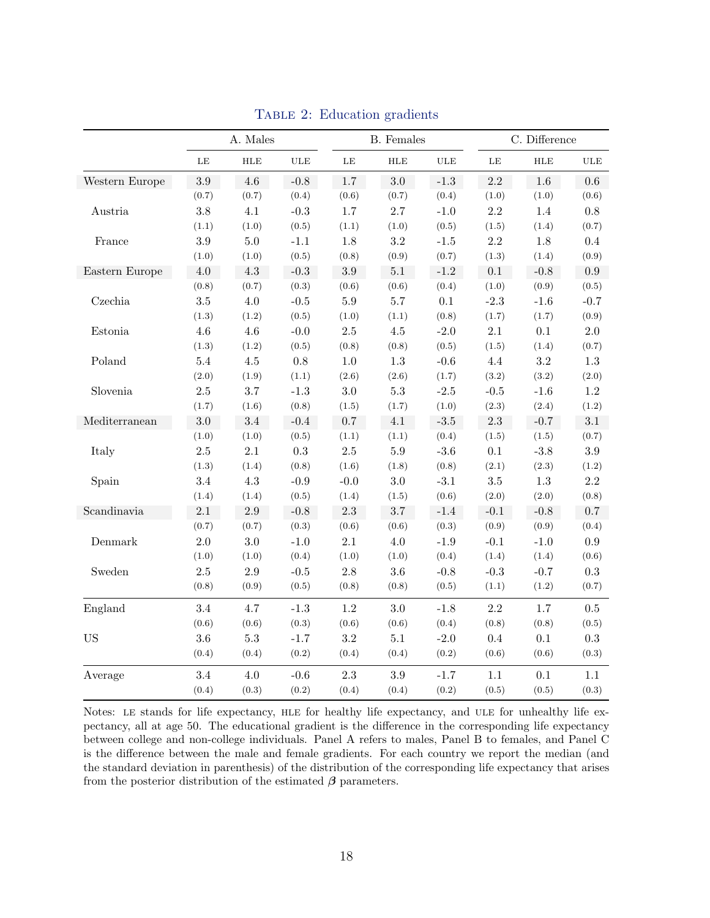**Table 2: Education gradients**

| | A. Males | | | B. Females | | | C. Difference | | |
|---|---|---|---|---|---|---|---|---|---|
| | LE | HLE | ULE | LE | HLE | ULE | LE | HLE | ULE |
| Western Europe | 3.9 | 4.6 | -0.8 | 1.7 | 3.0 | -1.3 | 2.2 | 1.6 | 0.6 |
| | (0.7) | (0.7) | (0.4) | (0.6) | (0.7) | (0.4) | (1.0) | (1.0) | (0.6) |
| Austria | 3.8 | 4.1 | -0.3 | 1.7 | 2.7 | -1.0 | 2.2 | 1.4 | 0.8 |
| | (1.1) | (1.0) | (0.5) | (1.1) | (1.0) | (0.5) | (1.5) | (1.4) | (0.7) |
| France | 3.9 | 5.0 | -1.1 | 1.8 | 3.2 | -1.5 | 2.2 | 1.8 | 0.4 |
| | (1.0) | (1.0) | (0.5) | (0.8) | (0.9) | (0.7) | (1.3) | (1.4) | (0.9) |
| Eastern Europe | 4.0 | 4.3 | -0.3 | 3.9 | 5.1 | -1.2 | 0.1 | -0.8 | 0.9 |
| | (0.8) | (0.7) | (0.3) | (0.6) | (0.6) | (0.4) | (1.0) | (0.9) | (0.5) |
| Czechia | 3.5 | 4.0 | -0.5 | 5.9 | 5.7 | 0.1 | -2.3 | -1.6 | -0.7 |
| | (1.3) | (1.2) | (0.5) | (1.0) | (1.1) | (0.8) | (1.7) | (1.7) | (0.9) |
| Estonia | 4.6 | 4.6 | -0.0 | 2.5 | 4.5 | -2.0 | 2.1 | 0.1 | 2.0 |
| | (1.3) | (1.2) | (0.5) | (0.8) | (0.8) | (0.5) | (1.5) | (1.4) | (0.7) |
| Poland | 5.4 | 4.5 | 0.8 | 1.0 | 1.3 | -0.6 | 4.4 | 3.2 | 1.3 |
| | (2.0) | (1.9) | (1.1) | (2.6) | (2.6) | (1.7) | (3.2) | (3.2) | (2.0) |
| Slovenia | 2.5 | 3.7 | -1.3 | 3.0 | 5.3 | -2.5 | -0.5 | -1.6 | 1.2 |
| | (1.7) | (1.6) | (0.8) | (1.5) | (1.7) | (1.0) | (2.3) | (2.4) | (1.2) |
| Mediterranean | 3.0 | 3.4 | -0.4 | 0.7 | 4.1 | -3.5 | 2.3 | -0.7 | 3.1 |
| | (1.0) | (1.0) | (0.5) | (1.1) | (1.1) | (0.4) | (1.5) | (1.5) | (0.7) |
| Italy | 2.5 | 2.1 | 0.3 | 2.5 | 5.9 | -3.6 | 0.1 | -3.8 | 3.9 |
| | (1.3) | (1.4) | (0.8) | (1.6) | (1.8) | (0.8) | (2.1) | (2.3) | (1.2) |
| Spain | 3.4 | 4.3 | -0.9 | -0.0 | 3.0 | -3.1 | 3.5 | 1.3 | 2.2 |
| | (1.4) | (1.4) | (0.5) | (1.4) | (1.5) | (0.6) | (2.0) | (2.0) | (0.8) |
| Scandinavia | 2.1 | 2.9 | -0.8 | 2.3 | 3.7 | -1.4 | -0.1 | -0.8 | 0.7 |
| | (0.7) | (0.7) | (0.3) | (0.6) | (0.6) | (0.3) | (0.9) | (0.9) | (0.4) |
| Denmark | 2.0 | 3.0 | -1.0 | 2.1 | 4.0 | -1.9 | -0.1 | -1.0 | 0.9 |
| | (1.0) | (1.0) | (0.4) | (1.0) | (1.0) | (0.4) | (1.4) | (1.4) | (0.6) |
| Sweden | 2.5 | 2.9 | -0.5 | 2.8 | 3.6 | -0.8 | -0.3 | -0.7 | 0.3 |
| | (0.8) | (0.9) | (0.5) | (0.8) | (0.8) | (0.5) | (1.1) | (1.2) | (0.7) |
| England | 3.4 | 4.7 | -1.3 | 1.2 | 3.0 | -1.8 | 2.2 | 1.7 | 0.5 |
| | (0.6) | (0.6) | (0.3) | (0.6) | (0.6) | (0.4) | (0.8) | (0.8) | (0.5) |
| US | 3.6 | 5.3 | -1.7 | 3.2 | 5.1 | -2.0 | 0.4 | 0.1 | 0.3 |
| | (0.4) | (0.4) | (0.2) | (0.4) | (0.4) | (0.2) | (0.6) | (0.6) | (0.3) |
| Average | 3.4 | 4.0 | -0.6 | 2.3 | 3.9 | -1.7 | 1.1 | 0.1 | 1.1 |
| | (0.4) | (0.3) | (0.2) | (0.4) | (0.4) | (0.2) | (0.5) | (0.5) | (0.3) |

Notes: LE stands for life expectancy, HLE for healthy life expectancy, and ULE for unhealthy life expectancy, all at age 50. The educational gradient is the difference in the corresponding life expectancy between college and non-college individuals. Panel A refers to males, Panel B to females, and Panel C is the difference between the male and female gradients. For each country we report the median (and the standard deviation in parenthesis) of the distribution of the corresponding life expectancy that arises from the posterior distribution of the estimated $\boldsymbol{\beta}$ parameters.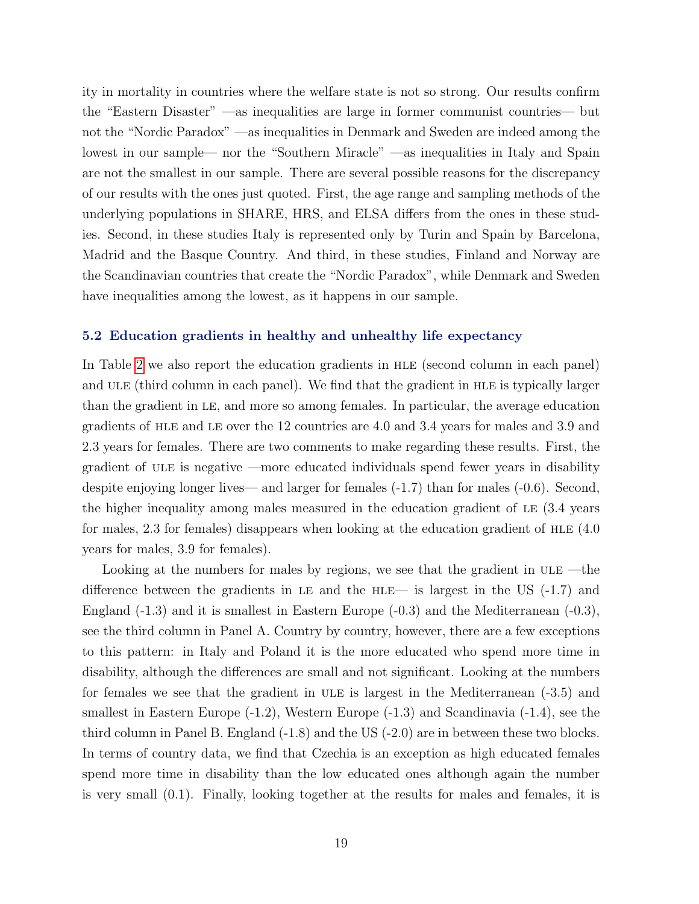ity in mortality in countries where the welfare state is not so strong. Our results confirm the "Eastern Disaster" —as inequalities are large in former communist countries— but not the "Nordic Paradox" —as inequalities in Denmark and Sweden are indeed among the lowest in our sample— nor the "Southern Miracle" —as inequalities in Italy and Spain are not the smallest in our sample. There are several possible reasons for the discrepancy of our results with the ones just quoted. First, the age range and sampling methods of the underlying populations in SHARE, HRS, and ELSA differs from the ones in these studies. Second, in these studies Italy is represented only by Turin and Spain by Barcelona, Madrid and the Basque Country. And third, in these studies, Finland and Norway are the Scandinavian countries that create the "Nordic Paradox", while Denmark and Sweden have inequalities among the lowest, as it happens in our sample.

### 5.2 Education gradients in healthy and unhealthy life expectancy

In Table 2 we also report the education gradients in HLE (second column in each panel) and ULE (third column in each panel). We find that the gradient in HLE is typically larger than the gradient in LE, and more so among females. In particular, the average education gradients of HLE and LE over the 12 countries are 4.0 and 3.4 years for males and 3.9 and 2.3 years for females. There are two comments to make regarding these results. First, the gradient of ULE is negative —more educated individuals spend fewer years in disability despite enjoying longer lives— and larger for females (-1.7) than for males (-0.6). Second, the higher inequality among males measured in the education gradient of LE (3.4 years for males, 2.3 for females) disappears when looking at the education gradient of HLE (4.0 years for males, 3.9 for females).

Looking at the numbers for males by regions, we see that the gradient in ULE —the difference between the gradients in LE and the HLE— is largest in the US (-1.7) and England (-1.3) and it is smallest in Eastern Europe (-0.3) and the Mediterranean (-0.3), see the third column in Panel A. Country by country, however, there are a few exceptions to this pattern: in Italy and Poland it is the more educated who spend more time in disability, although the differences are small and not significant. Looking at the numbers for females we see that the gradient in ULE is largest in the Mediterranean (-3.5) and smallest in Eastern Europe (-1.2), Western Europe (-1.3) and Scandinavia (-1.4), see the third column in Panel B. England (-1.8) and the US (-2.0) are in between these two blocks. In terms of country data, we find that Czechia is an exception as high educated females spend more time in disability than the low educated ones although again the number is very small (0.1). Finally, looking together at the results for males and females, it is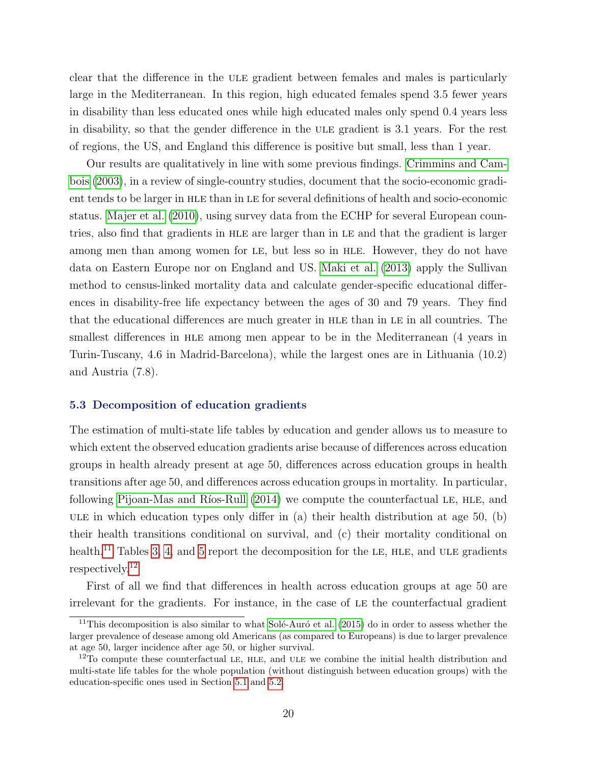clear that the difference in the ULE gradient between females and males is particularly large in the Mediterranean. In this region, high educated females spend 3.5 fewer years in disability than less educated ones while high educated males only spend 0.4 years less in disability, so that the gender difference in the ULE gradient is 3.1 years. For the rest of regions, the US, and England this difference is positive but small, less than 1 year.

Our results are qualitatively in line with some previous findings. Crimmins and Cambois (2003), in a review of single-country studies, document that the socio-economic gradient tends to be larger in HLE than in LE for several definitions of health and socio-economic status. Majer et al. (2010), using survey data from the ECHP for several European countries, also find that gradients in HLE are larger than in LE and that the gradient is larger among men than among women for LE, but less so in HLE. However, they do not have data on Eastern Europe nor on England and US. Maki et al. (2013) apply the Sullivan method to census-linked mortality data and calculate gender-specific educational differences in disability-free life expectancy between the ages of 30 and 79 years. They find that the educational differences are much greater in HLE than in LE in all countries. The smallest differences in HLE among men appear to be in the Mediterranean (4 years in Turin-Tuscany, 4.6 in Madrid-Barcelona), while the largest ones are in Lithuania (10.2) and Austria (7.8).

### 5.3 Decomposition of education gradients

The estimation of multi-state life tables by education and gender allows us to measure to which extent the observed education gradients arise because of differences across education groups in health already present at age 50, differences across education groups in health transitions after age 50, and differences across education groups in mortality. In particular, following Pijoan-Mas and Ríos-Rull (2014) we compute the counterfactual LE, HLE, and ULE in which education types only differ in (a) their health distribution at age 50, (b) their health transitions conditional on survival, and (c) their mortality conditional on health.[11] Tables 3, 4, and 5 report the decomposition for the LE, HLE, and ULE gradients respectively.[12]

First of all we find that differences in health across education groups at age 50 are irrelevant for the gradients. For instance, in the case of LE the counterfactual gradient

[11] This decomposition is also similar to what Solé-Auró et al. (2015) do in order to assess whether the larger prevalence of desease among old Americans (as compared to Europeans) is due to larger prevalence at age 50, larger incidence after age 50, or higher survival.

[12] To compute these counterfactual LE, HLE, and ULE we combine the initial health distribution and multi-state life tables for the whole population (without distinguish between education groups) with the education-specific ones used in Section 5.1 and 5.2.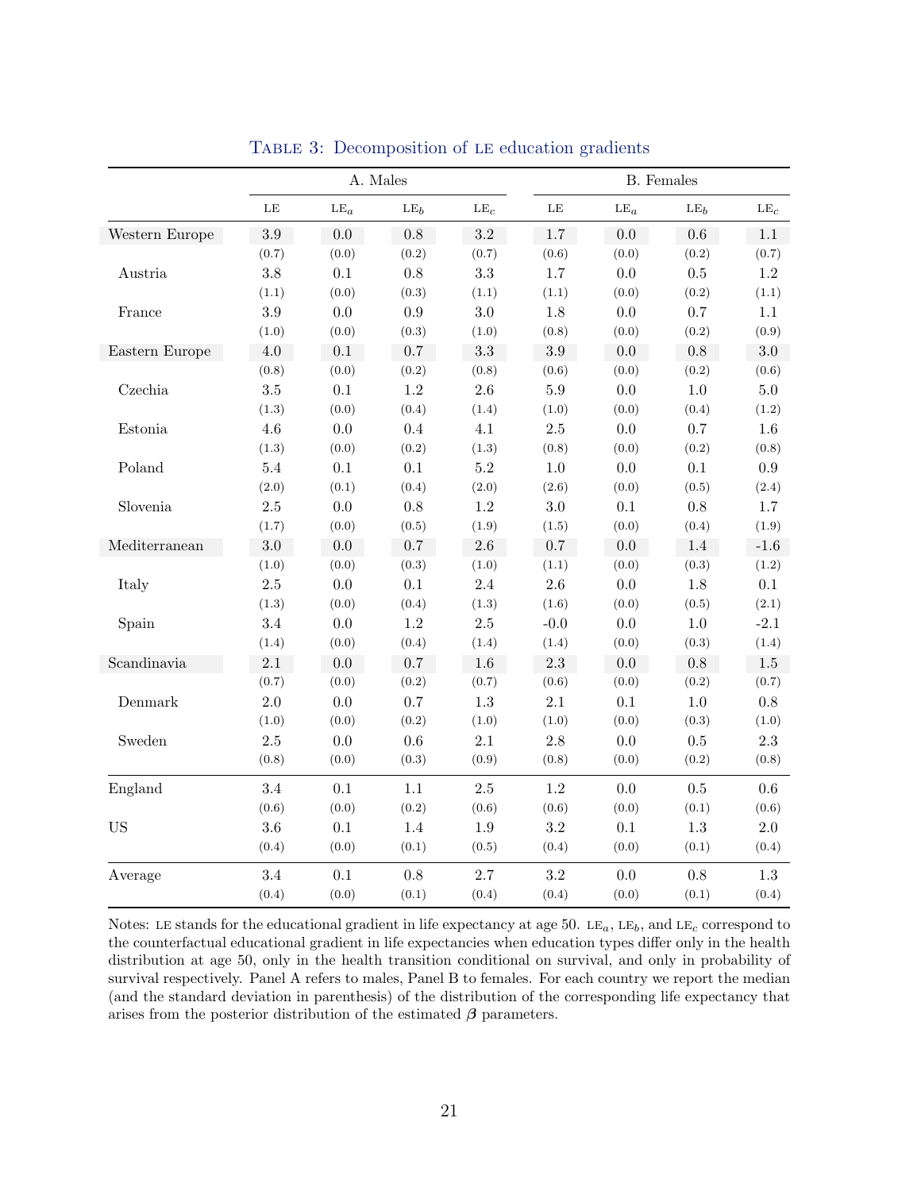Table 3: Decomposition of LE education gradients

| | A. Males | | | | B. Females | | | |
|---|---|---|---|---|---|---|---|---|
| | LE | $\text{LE}_a$ | $\text{LE}_b$ | $\text{LE}_c$ | LE | $\text{LE}_a$ | $\text{LE}_b$ | $\text{LE}_c$ |
| Western Europe | 3.9 | 0.0 | 0.8 | 3.2 | 1.7 | 0.0 | 0.6 | 1.1 |
| | (0.7) | (0.0) | (0.2) | (0.7) | (0.6) | (0.0) | (0.2) | (0.7) |
| Austria | 3.8 | 0.1 | 0.8 | 3.3 | 1.7 | 0.0 | 0.5 | 1.2 |
| | (1.1) | (0.0) | (0.3) | (1.1) | (1.1) | (0.0) | (0.2) | (1.1) |
| France | 3.9 | 0.0 | 0.9 | 3.0 | 1.8 | 0.0 | 0.7 | 1.1 |
| | (1.0) | (0.0) | (0.3) | (1.0) | (0.8) | (0.0) | (0.2) | (0.9) |
| Eastern Europe | 4.0 | 0.1 | 0.7 | 3.3 | 3.9 | 0.0 | 0.8 | 3.0 |
| | (0.8) | (0.0) | (0.2) | (0.8) | (0.6) | (0.0) | (0.2) | (0.6) |
| Czechia | 3.5 | 0.1 | 1.2 | 2.6 | 5.9 | 0.0 | 1.0 | 5.0 |
| | (1.3) | (0.0) | (0.4) | (1.4) | (1.0) | (0.0) | (0.4) | (1.2) |
| Estonia | 4.6 | 0.0 | 0.4 | 4.1 | 2.5 | 0.0 | 0.7 | 1.6 |
| | (1.3) | (0.0) | (0.2) | (1.3) | (0.8) | (0.0) | (0.2) | (0.8) |
| Poland | 5.4 | 0.1 | 0.1 | 5.2 | 1.0 | 0.0 | 0.1 | 0.9 |
| | (2.0) | (0.1) | (0.4) | (2.0) | (2.6) | (0.0) | (0.5) | (2.4) |
| Slovenia | 2.5 | 0.0 | 0.8 | 1.2 | 3.0 | 0.1 | 0.8 | 1.7 |
| | (1.7) | (0.0) | (0.5) | (1.9) | (1.5) | (0.0) | (0.4) | (1.9) |
| Mediterranean | 3.0 | 0.0 | 0.7 | 2.6 | 0.7 | 0.0 | 1.4 | -1.6 |
| | (1.0) | (0.0) | (0.3) | (1.0) | (1.1) | (0.0) | (0.3) | (1.2) |
| Italy | 2.5 | 0.0 | 0.1 | 2.4 | 2.6 | 0.0 | 1.8 | 0.1 |
| | (1.3) | (0.0) | (0.4) | (1.3) | (1.6) | (0.0) | (0.5) | (2.1) |
| Spain | 3.4 | 0.0 | 1.2 | 2.5 | -0.0 | 0.0 | 1.0 | -2.1 |
| | (1.4) | (0.0) | (0.4) | (1.4) | (1.4) | (0.0) | (0.3) | (1.4) |
| Scandinavia | 2.1 | 0.0 | 0.7 | 1.6 | 2.3 | 0.0 | 0.8 | 1.5 |
| | (0.7) | (0.0) | (0.2) | (0.7) | (0.6) | (0.0) | (0.2) | (0.7) |
| Denmark | 2.0 | 0.0 | 0.7 | 1.3 | 2.1 | 0.1 | 1.0 | 0.8 |
| | (1.0) | (0.0) | (0.2) | (1.0) | (1.0) | (0.0) | (0.3) | (1.0) |
| Sweden | 2.5 | 0.0 | 0.6 | 2.1 | 2.8 | 0.0 | 0.5 | 2.3 |
| | (0.8) | (0.0) | (0.3) | (0.9) | (0.8) | (0.0) | (0.2) | (0.8) |
| England | 3.4 | 0.1 | 1.1 | 2.5 | 1.2 | 0.0 | 0.5 | 0.6 |
| | (0.6) | (0.0) | (0.2) | (0.6) | (0.6) | (0.0) | (0.1) | (0.6) |
| US | 3.6 | 0.1 | 1.4 | 1.9 | 3.2 | 0.1 | 1.3 | 2.0 |
| | (0.4) | (0.0) | (0.1) | (0.5) | (0.4) | (0.0) | (0.1) | (0.4) |
| Average | 3.4 | 0.1 | 0.8 | 2.7 | 3.2 | 0.0 | 0.8 | 1.3 |
| | (0.4) | (0.0) | (0.1) | (0.4) | (0.4) | (0.0) | (0.1) | (0.4) |

Notes: LE stands for the educational gradient in life expectancy at age 50. $\text{LE}_a$, $\text{LE}_b$, and $\text{LE}_c$ correspond to the counterfactual educational gradient in life expectancies when education types differ only in the health distribution at age 50, only in the health transition conditional on survival, and only in probability of survival respectively. Panel A refers to males, Panel B to females. For each country we report the median (and the standard deviation in parenthesis) of the distribution of the corresponding life expectancy that arises from the posterior distribution of the estimated $\boldsymbol{\beta}$ parameters.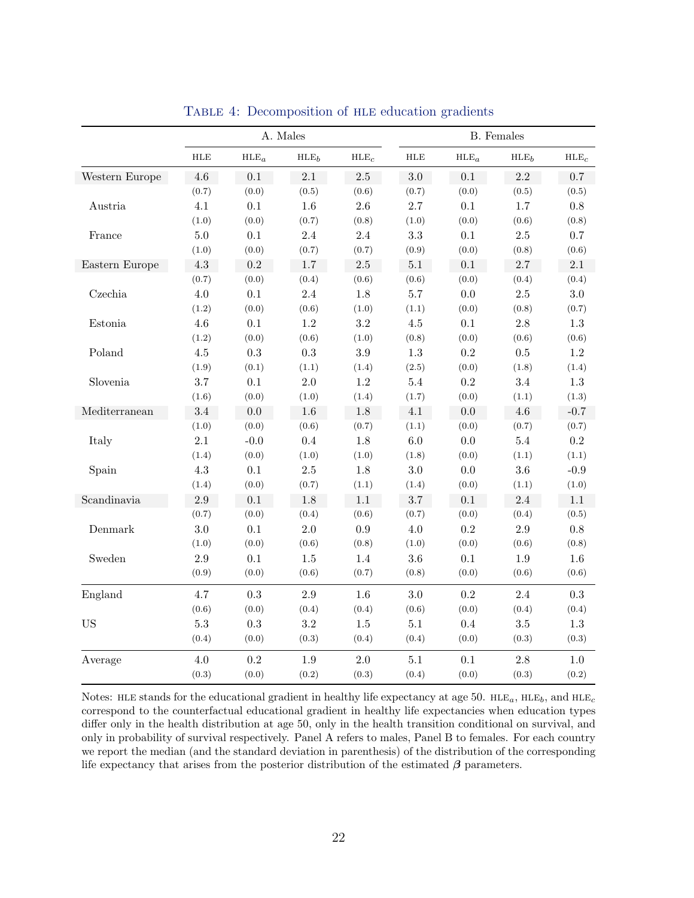Table 4: Decomposition of HLE education gradients

| | A. Males | | | | B. Females | | | |
|---|---|---|---|---|---|---|---|---|
| | HLE | HLE$_a$ | HLE$_b$ | HLE$_c$ | HLE | HLE$_a$ | HLE$_b$ | HLE$_c$ |
| Western Europe | 4.6 | 0.1 | 2.1 | 2.5 | 3.0 | 0.1 | 2.2 | 0.7 |
| | (0.7) | (0.0) | (0.5) | (0.6) | (0.7) | (0.0) | (0.5) | (0.5) |
| Austria | 4.1 | 0.1 | 1.6 | 2.6 | 2.7 | 0.1 | 1.7 | 0.8 |
| | (1.0) | (0.0) | (0.7) | (0.8) | (1.0) | (0.0) | (0.6) | (0.8) |
| France | 5.0 | 0.1 | 2.4 | 2.4 | 3.3 | 0.1 | 2.5 | 0.7 |
| | (1.0) | (0.0) | (0.7) | (0.7) | (0.9) | (0.0) | (0.8) | (0.6) |
| Eastern Europe | 4.3 | 0.2 | 1.7 | 2.5 | 5.1 | 0.1 | 2.7 | 2.1 |
| | (0.7) | (0.0) | (0.4) | (0.6) | (0.6) | (0.0) | (0.4) | (0.4) |
| Czechia | 4.0 | 0.1 | 2.4 | 1.8 | 5.7 | 0.0 | 2.5 | 3.0 |
| | (1.2) | (0.0) | (0.6) | (1.0) | (1.1) | (0.0) | (0.8) | (0.7) |
| Estonia | 4.6 | 0.1 | 1.2 | 3.2 | 4.5 | 0.1 | 2.8 | 1.3 |
| | (1.2) | (0.0) | (0.6) | (1.0) | (0.8) | (0.0) | (0.6) | (0.6) |
| Poland | 4.5 | 0.3 | 0.3 | 3.9 | 1.3 | 0.2 | 0.5 | 1.2 |
| | (1.9) | (0.1) | (1.1) | (1.4) | (2.5) | (0.0) | (1.8) | (1.4) |
| Slovenia | 3.7 | 0.1 | 2.0 | 1.2 | 5.4 | 0.2 | 3.4 | 1.3 |
| | (1.6) | (0.0) | (1.0) | (1.4) | (1.7) | (0.0) | (1.1) | (1.3) |
| Mediterranean | 3.4 | 0.0 | 1.6 | 1.8 | 4.1 | 0.0 | 4.6 | -0.7 |
| | (1.0) | (0.0) | (0.6) | (0.7) | (1.1) | (0.0) | (0.7) | (0.7) |
| Italy | 2.1 | -0.0 | 0.4 | 1.8 | 6.0 | 0.0 | 5.4 | 0.2 |
| | (1.4) | (0.0) | (1.0) | (1.0) | (1.8) | (0.0) | (1.1) | (1.1) |
| Spain | 4.3 | 0.1 | 2.5 | 1.8 | 3.0 | 0.0 | 3.6 | -0.9 |
| | (1.4) | (0.0) | (0.7) | (1.1) | (1.4) | (0.0) | (1.1) | (1.0) |
| Scandinavia | 2.9 | 0.1 | 1.8 | 1.1 | 3.7 | 0.1 | 2.4 | 1.1 |
| | (0.7) | (0.0) | (0.4) | (0.6) | (0.7) | (0.0) | (0.4) | (0.5) |
| Denmark | 3.0 | 0.1 | 2.0 | 0.9 | 4.0 | 0.2 | 2.9 | 0.8 |
| | (1.0) | (0.0) | (0.6) | (0.8) | (1.0) | (0.0) | (0.6) | (0.8) |
| Sweden | 2.9 | 0.1 | 1.5 | 1.4 | 3.6 | 0.1 | 1.9 | 1.6 |
| | (0.9) | (0.0) | (0.6) | (0.7) | (0.8) | (0.0) | (0.6) | (0.6) |
| England | 4.7 | 0.3 | 2.9 | 1.6 | 3.0 | 0.2 | 2.4 | 0.3 |
| | (0.6) | (0.0) | (0.4) | (0.4) | (0.6) | (0.0) | (0.4) | (0.4) |
| US | 5.3 | 0.3 | 3.2 | 1.5 | 5.1 | 0.4 | 3.5 | 1.3 |
| | (0.4) | (0.0) | (0.3) | (0.4) | (0.4) | (0.0) | (0.3) | (0.3) |
| Average | 4.0 | 0.2 | 1.9 | 2.0 | 5.1 | 0.1 | 2.8 | 1.0 |
| | (0.3) | (0.0) | (0.2) | (0.3) | (0.4) | (0.0) | (0.3) | (0.2) |

Notes: HLE stands for the educational gradient in healthy life expectancy at age 50. HLE$_a$, HLE$_b$, and HLE$_c$ correspond to the counterfactual educational gradient in healthy life expectancies when education types differ only in the health distribution at age 50, only in the health transition conditional on survival, and only in probability of survival respectively. Panel A refers to males, Panel B to females. For each country we report the median (and the standard deviation in parenthesis) of the distribution of the corresponding life expectancy that arises from the posterior distribution of the estimated $\boldsymbol{\beta}$ parameters.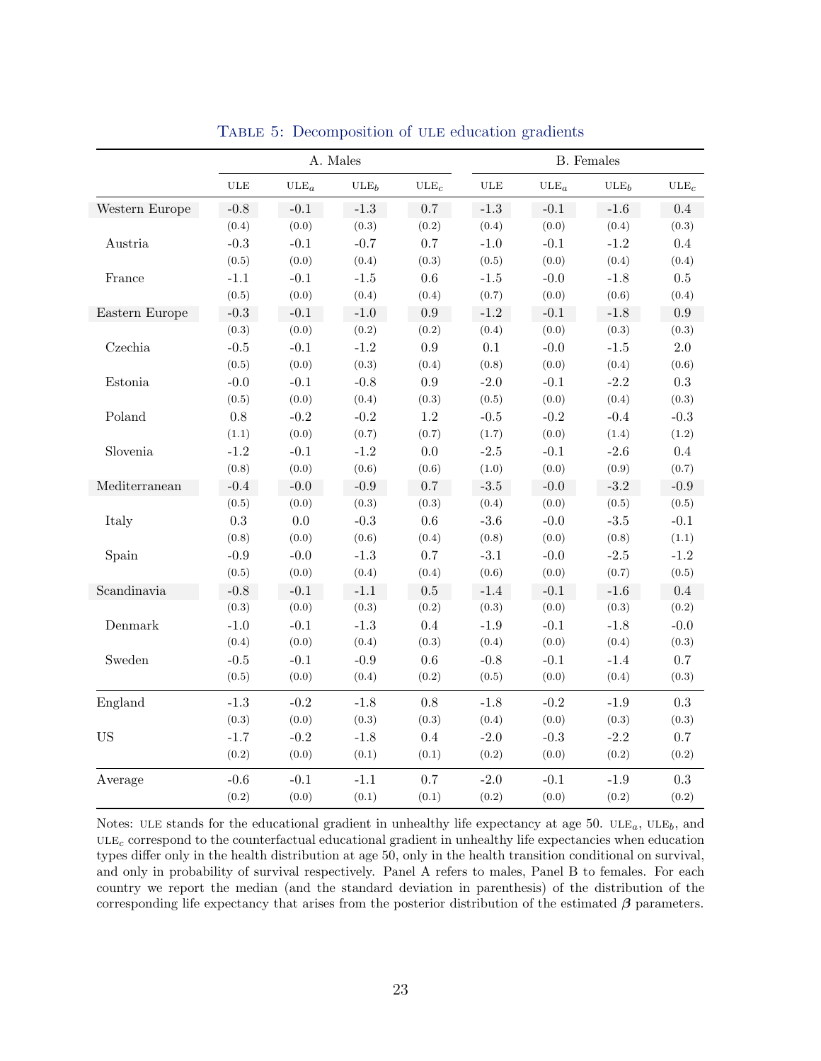**Table 5: Decomposition of ULE education gradients**

| | A. Males | | | | B. Females | | | |
|---|---|---|---|---|---|---|---|---|
| | ULE | $\text{ULE}_a$ | $\text{ULE}_b$ | $\text{ULE}_c$ | ULE | $\text{ULE}_a$ | $\text{ULE}_b$ | $\text{ULE}_c$ |
| Western Europe | -0.8 | -0.1 | -1.3 | 0.7 | -1.3 | -0.1 | -1.6 | 0.4 |
| | (0.4) | (0.0) | (0.3) | (0.2) | (0.4) | (0.0) | (0.4) | (0.3) |
| Austria | -0.3 | -0.1 | -0.7 | 0.7 | -1.0 | -0.1 | -1.2 | 0.4 |
| | (0.5) | (0.0) | (0.4) | (0.3) | (0.5) | (0.0) | (0.4) | (0.4) |
| France | -1.1 | -0.1 | -1.5 | 0.6 | -1.5 | -0.0 | -1.8 | 0.5 |
| | (0.5) | (0.0) | (0.4) | (0.4) | (0.7) | (0.0) | (0.6) | (0.4) |
| Eastern Europe | -0.3 | -0.1 | -1.0 | 0.9 | -1.2 | -0.1 | -1.8 | 0.9 |
| | (0.3) | (0.0) | (0.2) | (0.2) | (0.4) | (0.0) | (0.3) | (0.3) |
| Czechia | -0.5 | -0.1 | -1.2 | 0.9 | 0.1 | -0.0 | -1.5 | 2.0 |
| | (0.5) | (0.0) | (0.3) | (0.4) | (0.8) | (0.0) | (0.4) | (0.6) |
| Estonia | -0.0 | -0.1 | -0.8 | 0.9 | -2.0 | -0.1 | -2.2 | 0.3 |
| | (0.5) | (0.0) | (0.4) | (0.3) | (0.5) | (0.0) | (0.4) | (0.3) |
| Poland | 0.8 | -0.2 | -0.2 | 1.2 | -0.5 | -0.2 | -0.4 | -0.3 |
| | (1.1) | (0.0) | (0.7) | (0.7) | (1.7) | (0.0) | (1.4) | (1.2) |
| Slovenia | -1.2 | -0.1 | -1.2 | 0.0 | -2.5 | -0.1 | -2.6 | 0.4 |
| | (0.8) | (0.0) | (0.6) | (0.6) | (1.0) | (0.0) | (0.9) | (0.7) |
| Mediterranean | -0.4 | -0.0 | -0.9 | 0.7 | -3.5 | -0.0 | -3.2 | -0.9 |
| | (0.5) | (0.0) | (0.3) | (0.3) | (0.4) | (0.0) | (0.5) | (0.5) |
| Italy | 0.3 | 0.0 | -0.3 | 0.6 | -3.6 | -0.0 | -3.5 | -0.1 |
| | (0.8) | (0.0) | (0.6) | (0.4) | (0.8) | (0.0) | (0.8) | (1.1) |
| Spain | -0.9 | -0.0 | -1.3 | 0.7 | -3.1 | -0.0 | -2.5 | -1.2 |
| | (0.5) | (0.0) | (0.4) | (0.4) | (0.6) | (0.0) | (0.7) | (0.5) |
| Scandinavia | -0.8 | -0.1 | -1.1 | 0.5 | -1.4 | -0.1 | -1.6 | 0.4 |
| | (0.3) | (0.0) | (0.3) | (0.2) | (0.3) | (0.0) | (0.3) | (0.2) |
| Denmark | -1.0 | -0.1 | -1.3 | 0.4 | -1.9 | -0.1 | -1.8 | -0.0 |
| | (0.4) | (0.0) | (0.4) | (0.3) | (0.4) | (0.0) | (0.4) | (0.3) |
| Sweden | -0.5 | -0.1 | -0.9 | 0.6 | -0.8 | -0.1 | -1.4 | 0.7 |
| | (0.5) | (0.0) | (0.4) | (0.2) | (0.5) | (0.0) | (0.4) | (0.3) |
| England | -1.3 | -0.2 | -1.8 | 0.8 | -1.8 | -0.2 | -1.9 | 0.3 |
| | (0.3) | (0.0) | (0.3) | (0.3) | (0.4) | (0.0) | (0.3) | (0.3) |
| US | -1.7 | -0.2 | -1.8 | 0.4 | -2.0 | -0.3 | -2.2 | 0.7 |
| | (0.2) | (0.0) | (0.1) | (0.1) | (0.2) | (0.0) | (0.2) | (0.2) |
| Average | -0.6 | -0.1 | -1.1 | 0.7 | -2.0 | -0.1 | -1.9 | 0.3 |
| | (0.2) | (0.0) | (0.1) | (0.1) | (0.2) | (0.0) | (0.2) | (0.2) |

Notes: ULE stands for the educational gradient in unhealthy life expectancy at age 50. $\text{ULE}_a$, $\text{ULE}_b$, and $\text{ULE}_c$ correspond to the counterfactual educational gradient in unhealthy life expectancies when education types differ only in the health distribution at age 50, only in the health transition conditional on survival, and only in probability of survival respectively. Panel A refers to males, Panel B to females. For each country we report the median (and the standard deviation in parenthesis) of the distribution of the corresponding life expectancy that arises from the posterior distribution of the estimated $\boldsymbol{\beta}$ parameters.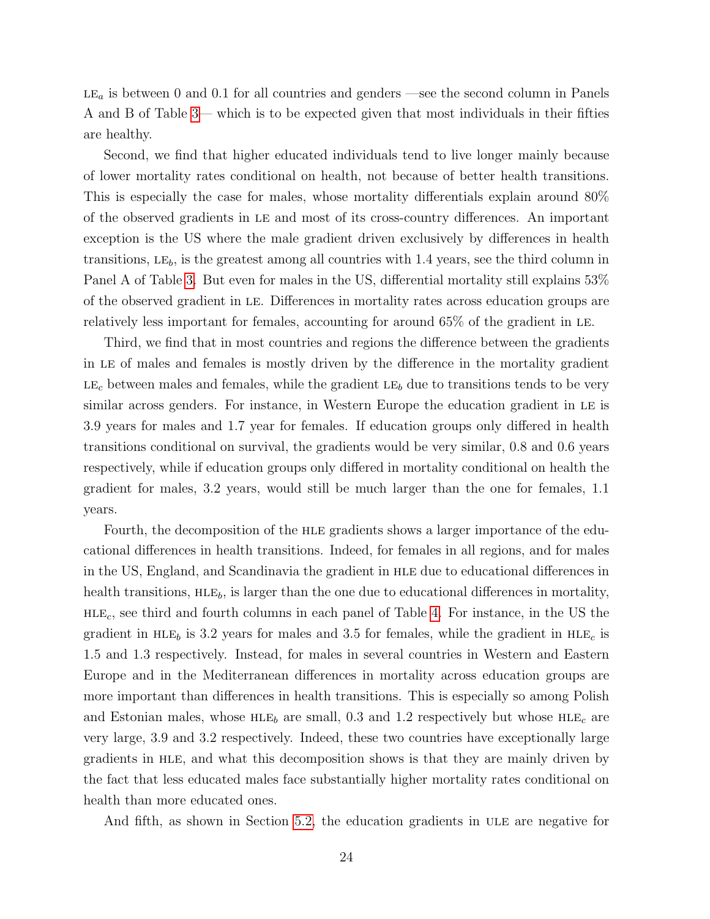LE$_a$ is between 0 and 0.1 for all countries and genders —see the second column in Panels A and B of Table 3— which is to be expected given that most individuals in their fifties are healthy.

Second, we find that higher educated individuals tend to live longer mainly because of lower mortality rates conditional on health, not because of better health transitions. This is especially the case for males, whose mortality differentials explain around 80% of the observed gradients in LE and most of its cross-country differences. An important exception is the US where the male gradient driven exclusively by differences in health transitions, LE$_b$, is the greatest among all countries with 1.4 years, see the third column in Panel A of Table 3. But even for males in the US, differential mortality still explains 53% of the observed gradient in LE. Differences in mortality rates across education groups are relatively less important for females, accounting for around 65% of the gradient in LE.

Third, we find that in most countries and regions the difference between the gradients in LE of males and females is mostly driven by the difference in the mortality gradient LE$_c$ between males and females, while the gradient LE$_b$ due to transitions tends to be very similar across genders. For instance, in Western Europe the education gradient in LE is 3.9 years for males and 1.7 year for females. If education groups only differed in health transitions conditional on survival, the gradients would be very similar, 0.8 and 0.6 years respectively, while if education groups only differed in mortality conditional on health the gradient for males, 3.2 years, would still be much larger than the one for females, 1.1 years.

Fourth, the decomposition of the HLE gradients shows a larger importance of the educational differences in health transitions. Indeed, for females in all regions, and for males in the US, England, and Scandinavia the gradient in HLE due to educational differences in health transitions, HLE$_b$, is larger than the one due to educational differences in mortality, HLE$_c$, see third and fourth columns in each panel of Table 4. For instance, in the US the gradient in HLE$_b$ is 3.2 years for males and 3.5 for females, while the gradient in HLE$_c$ is 1.5 and 1.3 respectively. Instead, for males in several countries in Western and Eastern Europe and in the Mediterranean differences in mortality across education groups are more important than differences in health transitions. This is especially so among Polish and Estonian males, whose HLE$_b$ are small, 0.3 and 1.2 respectively but whose HLE$_c$ are very large, 3.9 and 3.2 respectively. Indeed, these two countries have exceptionally large gradients in HLE, and what this decomposition shows is that they are mainly driven by the fact that less educated males face substantially higher mortality rates conditional on health than more educated ones.

And fifth, as shown in Section 5.2, the education gradients in ULE are negative for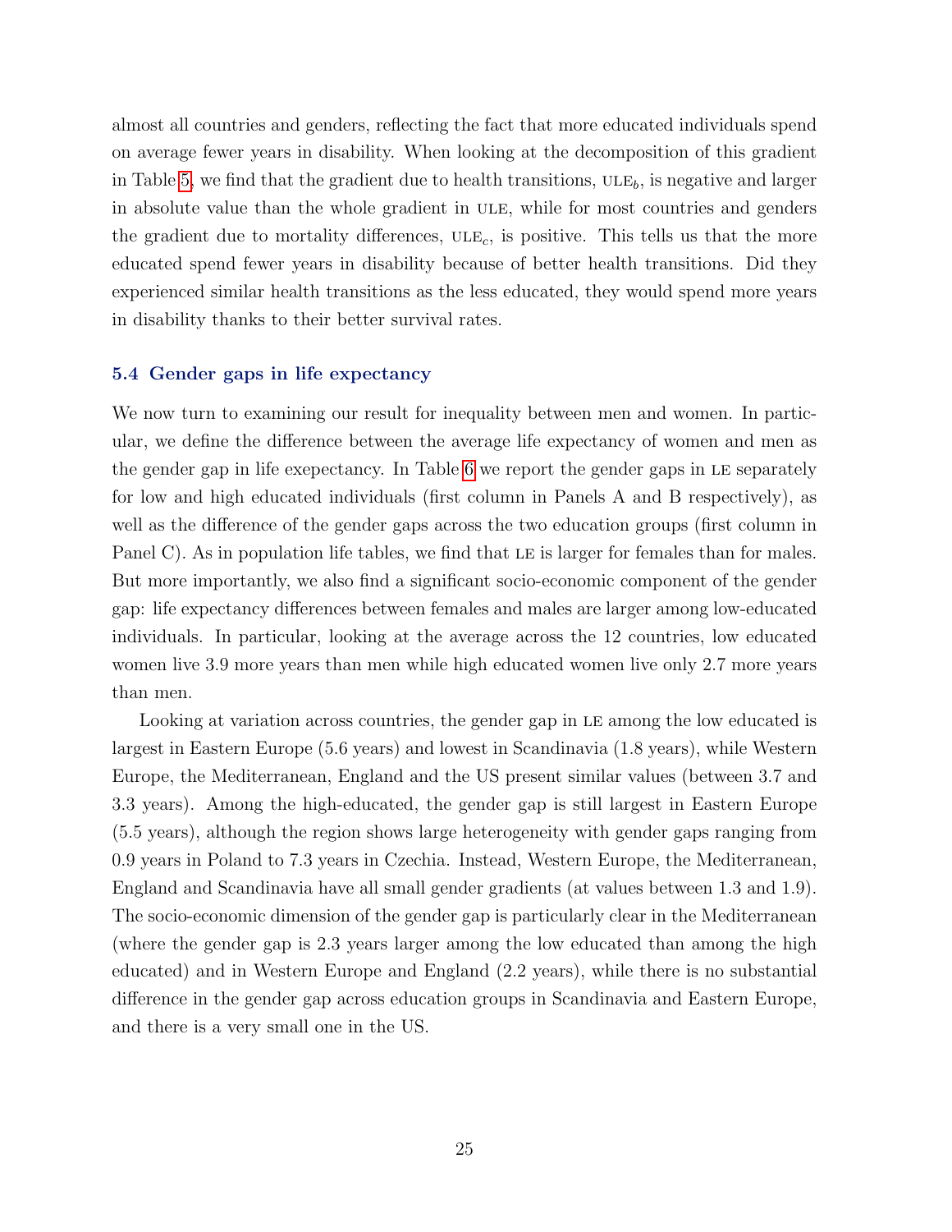almost all countries and genders, reflecting the fact that more educated individuals spend on average fewer years in disability. When looking at the decomposition of this gradient in Table 5, we find that the gradient due to health transitions, $\text{ULE}_b$, is negative and larger in absolute value than the whole gradient in ULE, while for most countries and genders the gradient due to mortality differences, $\text{ULE}_c$, is positive. This tells us that the more educated spend fewer years in disability because of better health transitions. Did they experienced similar health transitions as the less educated, they would spend more years in disability thanks to their better survival rates.

### 5.4 Gender gaps in life expectancy

We now turn to examining our result for inequality between men and women. In particular, we define the difference between the average life expectancy of women and men as the gender gap in life exepectancy. In Table 6 we report the gender gaps in LE separately for low and high educated individuals (first column in Panels A and B respectively), as well as the difference of the gender gaps across the two education groups (first column in Panel C). As in population life tables, we find that LE is larger for females than for males. But more importantly, we also find a significant socio-economic component of the gender gap: life expectancy differences between females and males are larger among low-educated individuals. In particular, looking at the average across the 12 countries, low educated women live 3.9 more years than men while high educated women live only 2.7 more years than men.

Looking at variation across countries, the gender gap in LE among the low educated is largest in Eastern Europe (5.6 years) and lowest in Scandinavia (1.8 years), while Western Europe, the Mediterranean, England and the US present similar values (between 3.7 and 3.3 years). Among the high-educated, the gender gap is still largest in Eastern Europe (5.5 years), although the region shows large heterogeneity with gender gaps ranging from 0.9 years in Poland to 7.3 years in Czechia. Instead, Western Europe, the Mediterranean, England and Scandinavia have all small gender gradients (at values between 1.3 and 1.9). The socio-economic dimension of the gender gap is particularly clear in the Mediterranean (where the gender gap is 2.3 years larger among the low educated than among the high educated) and in Western Europe and England (2.2 years), while there is no substantial difference in the gender gap across education groups in Scandinavia and Eastern Europe, and there is a very small one in the US.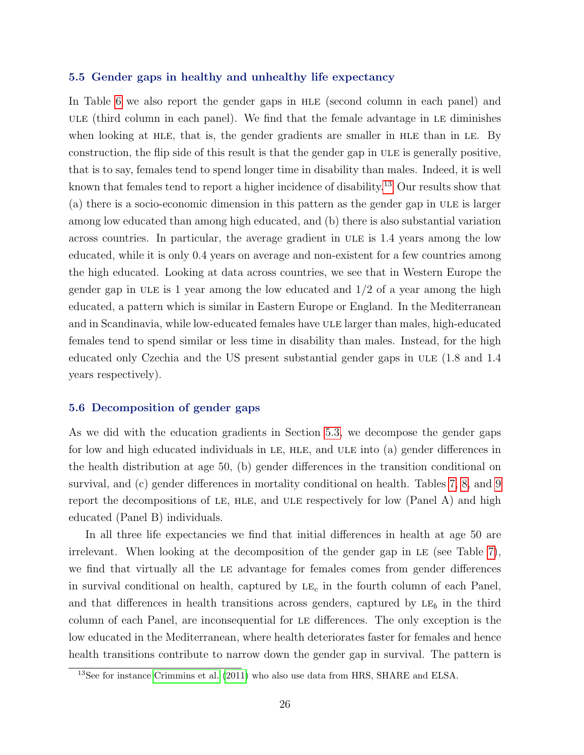### 5.5 Gender gaps in healthy and unhealthy life expectancy

In Table 6 we also report the gender gaps in HLE (second column in each panel) and ULE (third column in each panel). We find that the female advantage in LE diminishes when looking at HLE, that is, the gender gradients are smaller in HLE than in LE. By construction, the flip side of this result is that the gender gap in ULE is generally positive, that is to say, females tend to spend longer time in disability than males. Indeed, it is well known that females tend to report a higher incidence of disability.[13] Our results show that (a) there is a socio-economic dimension in this pattern as the gender gap in ULE is larger among low educated than among high educated, and (b) there is also substantial variation across countries. In particular, the average gradient in ULE is 1.4 years among the low educated, while it is only 0.4 years on average and non-existent for a few countries among the high educated. Looking at data across countries, we see that in Western Europe the gender gap in ULE is 1 year among the low educated and 1/2 of a year among the high educated, a pattern which is similar in Eastern Europe or England. In the Mediterranean and in Scandinavia, while low-educated females have ULE larger than males, high-educated females tend to spend similar or less time in disability than males. Instead, for the high educated only Czechia and the US present substantial gender gaps in ULE (1.8 and 1.4 years respectively).

### 5.6 Decomposition of gender gaps

As we did with the education gradients in Section 5.3, we decompose the gender gaps for low and high educated individuals in LE, HLE, and ULE into (a) gender differences in the health distribution at age 50, (b) gender differences in the transition conditional on survival, and (c) gender differences in mortality conditional on health. Tables 7, 8, and 9 report the decompositions of LE, HLE, and ULE respectively for low (Panel A) and high educated (Panel B) individuals.

In all three life expectancies we find that initial differences in health at age 50 are irrelevant. When looking at the decomposition of the gender gap in LE (see Table 7), we find that virtually all the LE advantage for females comes from gender differences in survival conditional on health, captured by $\text{LE}_c$ in the fourth column of each Panel, and that differences in health transitions across genders, captured by $\text{LE}_b$ in the third column of each Panel, are inconsequential for LE differences. The only exception is the low educated in the Mediterranean, where health deteriorates faster for females and hence health transitions contribute to narrow down the gender gap in survival. The pattern is

[13] See for instance Crimmins et al. (2011) who also use data from HRS, SHARE and ELSA.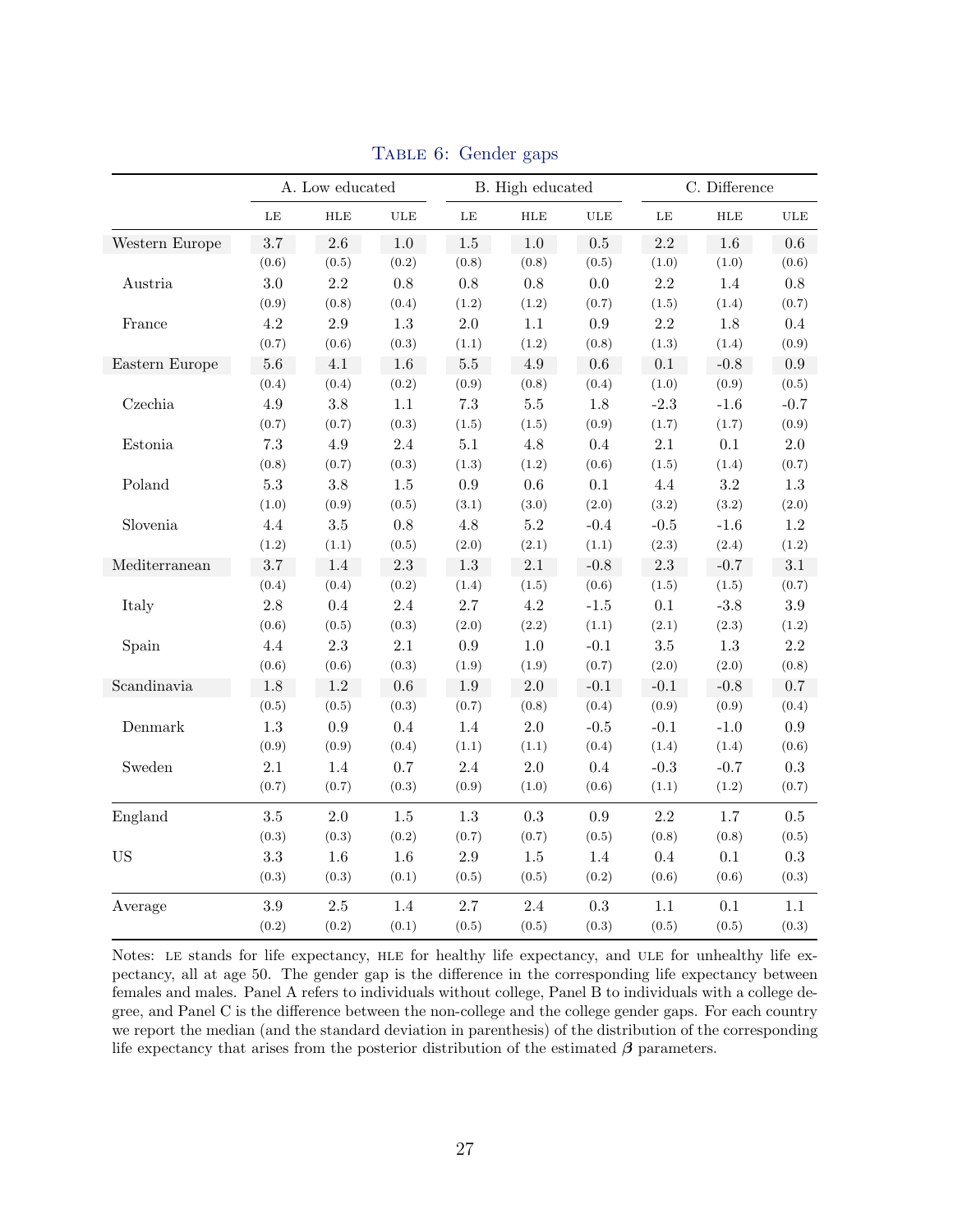TABLE 6: Gender gaps

| | A. Low educated | | | B. High educated | | | C. Difference | | |
|---|---|---|---|---|---|---|---|---|---|
| | LE | HLE | ULE | LE | HLE | ULE | LE | HLE | ULE |
| Western Europe | 3.7 | 2.6 | 1.0 | 1.5 | 1.0 | 0.5 | 2.2 | 1.6 | 0.6 |
| | (0.6) | (0.5) | (0.2) | (0.8) | (0.8) | (0.5) | (1.0) | (1.0) | (0.6) |
| Austria | 3.0 | 2.2 | 0.8 | 0.8 | 0.8 | 0.0 | 2.2 | 1.4 | 0.8 |
| | (0.9) | (0.8) | (0.4) | (1.2) | (1.2) | (0.7) | (1.5) | (1.4) | (0.7) |
| France | 4.2 | 2.9 | 1.3 | 2.0 | 1.1 | 0.9 | 2.2 | 1.8 | 0.4 |
| | (0.7) | (0.6) | (0.3) | (1.1) | (1.2) | (0.8) | (1.3) | (1.4) | (0.9) |
| Eastern Europe | 5.6 | 4.1 | 1.6 | 5.5 | 4.9 | 0.6 | 0.1 | -0.8 | 0.9 |
| | (0.4) | (0.4) | (0.2) | (0.9) | (0.8) | (0.4) | (1.0) | (0.9) | (0.5) |
| Czechia | 4.9 | 3.8 | 1.1 | 7.3 | 5.5 | 1.8 | -2.3 | -1.6 | -0.7 |
| | (0.7) | (0.7) | (0.3) | (1.5) | (1.5) | (0.9) | (1.7) | (1.7) | (0.9) |
| Estonia | 7.3 | 4.9 | 2.4 | 5.1 | 4.8 | 0.4 | 2.1 | 0.1 | 2.0 |
| | (0.8) | (0.7) | (0.3) | (1.3) | (1.2) | (0.6) | (1.5) | (1.4) | (0.7) |
| Poland | 5.3 | 3.8 | 1.5 | 0.9 | 0.6 | 0.1 | 4.4 | 3.2 | 1.3 |
| | (1.0) | (0.9) | (0.5) | (3.1) | (3.0) | (2.0) | (3.2) | (3.2) | (2.0) |
| Slovenia | 4.4 | 3.5 | 0.8 | 4.8 | 5.2 | -0.4 | -0.5 | -1.6 | 1.2 |
| | (1.2) | (1.1) | (0.5) | (2.0) | (2.1) | (1.1) | (2.3) | (2.4) | (1.2) |
| Mediterranean | 3.7 | 1.4 | 2.3 | 1.3 | 2.1 | -0.8 | 2.3 | -0.7 | 3.1 |
| | (0.4) | (0.4) | (0.2) | (1.4) | (1.5) | (0.6) | (1.5) | (1.5) | (0.7) |
| Italy | 2.8 | 0.4 | 2.4 | 2.7 | 4.2 | -1.5 | 0.1 | -3.8 | 3.9 |
| | (0.6) | (0.5) | (0.3) | (2.0) | (2.2) | (1.1) | (2.1) | (2.3) | (1.2) |
| Spain | 4.4 | 2.3 | 2.1 | 0.9 | 1.0 | -0.1 | 3.5 | 1.3 | 2.2 |
| | (0.6) | (0.6) | (0.3) | (1.9) | (1.9) | (0.7) | (2.0) | (2.0) | (0.8) |
| Scandinavia | 1.8 | 1.2 | 0.6 | 1.9 | 2.0 | -0.1 | -0.1 | -0.8 | 0.7 |
| | (0.5) | (0.5) | (0.3) | (0.7) | (0.8) | (0.4) | (0.9) | (0.9) | (0.4) |
| Denmark | 1.3 | 0.9 | 0.4 | 1.4 | 2.0 | -0.5 | -0.1 | -1.0 | 0.9 |
| | (0.9) | (0.9) | (0.4) | (1.1) | (1.1) | (0.4) | (1.4) | (1.4) | (0.6) |
| Sweden | 2.1 | 1.4 | 0.7 | 2.4 | 2.0 | 0.4 | -0.3 | -0.7 | 0.3 |
| | (0.7) | (0.7) | (0.3) | (0.9) | (1.0) | (0.6) | (1.1) | (1.2) | (0.7) |
| England | 3.5 | 2.0 | 1.5 | 1.3 | 0.3 | 0.9 | 2.2 | 1.7 | 0.5 |
| | (0.3) | (0.3) | (0.2) | (0.7) | (0.7) | (0.5) | (0.8) | (0.8) | (0.5) |
| US | 3.3 | 1.6 | 1.6 | 2.9 | 1.5 | 1.4 | 0.4 | 0.1 | 0.3 |
| | (0.3) | (0.3) | (0.1) | (0.5) | (0.5) | (0.2) | (0.6) | (0.6) | (0.3) |
| Average | 3.9 | 2.5 | 1.4 | 2.7 | 2.4 | 0.3 | 1.1 | 0.1 | 1.1 |
| | (0.2) | (0.2) | (0.1) | (0.5) | (0.5) | (0.3) | (0.5) | (0.5) | (0.3) |

Notes: LE stands for life expectancy, HLE for healthy life expectancy, and ULE for unhealthy life expectancy, all at age 50. The gender gap is the difference in the corresponding life expectancy between females and males. Panel A refers to individuals without college, Panel B to individuals with a college degree, and Panel C is the difference between the non-college and the college gender gaps. For each country we report the median (and the standard deviation in parenthesis) of the distribution of the corresponding life expectancy that arises from the posterior distribution of the estimated $\boldsymbol{\beta}$ parameters.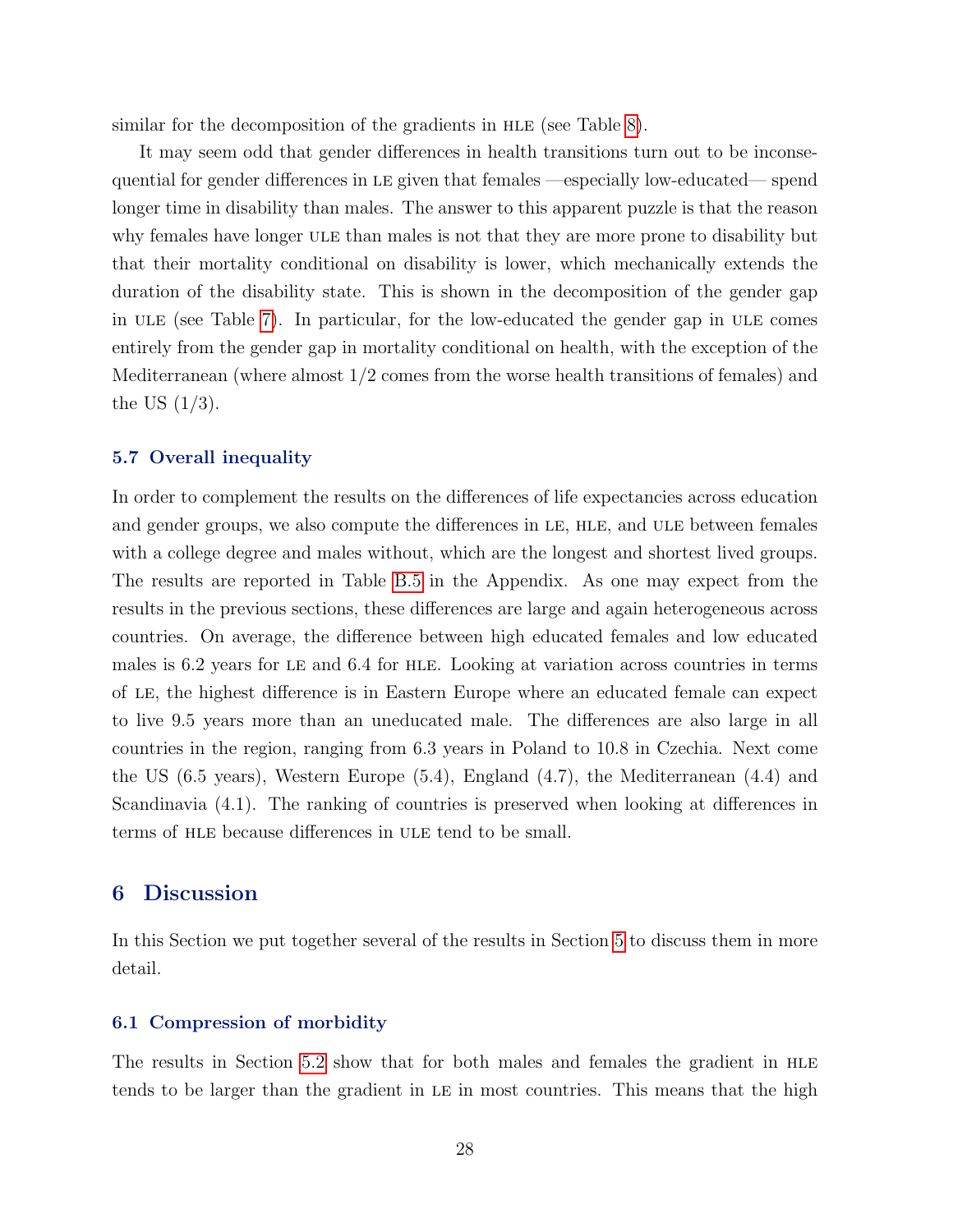similar for the decomposition of the gradients in HLE (see Table 8).

It may seem odd that gender differences in health transitions turn out to be inconsequential for gender differences in LE given that females —especially low-educated— spend longer time in disability than males. The answer to this apparent puzzle is that the reason why females have longer ULE than males is not that they are more prone to disability but that their mortality conditional on disability is lower, which mechanically extends the duration of the disability state. This is shown in the decomposition of the gender gap in ULE (see Table 7). In particular, for the low-educated the gender gap in ULE comes entirely from the gender gap in mortality conditional on health, with the exception of the Mediterranean (where almost 1/2 comes from the worse health transitions of females) and the US (1/3).

### 5.7 Overall inequality

In order to complement the results on the differences of life expectancies across education and gender groups, we also compute the differences in LE, HLE, and ULE between females with a college degree and males without, which are the longest and shortest lived groups. The results are reported in Table B.5 in the Appendix. As one may expect from the results in the previous sections, these differences are large and again heterogeneous across countries. On average, the difference between high educated females and low educated males is 6.2 years for LE and 6.4 for HLE. Looking at variation across countries in terms of LE, the highest difference is in Eastern Europe where an educated female can expect to live 9.5 years more than an uneducated male. The differences are also large in all countries in the region, ranging from 6.3 years in Poland to 10.8 in Czechia. Next come the US (6.5 years), Western Europe (5.4), England (4.7), the Mediterranean (4.4) and Scandinavia (4.1). The ranking of countries is preserved when looking at differences in terms of HLE because differences in ULE tend to be small.

## 6 Discussion

In this Section we put together several of the results in Section 5 to discuss them in more detail.

### 6.1 Compression of morbidity

The results in Section 5.2 show that for both males and females the gradient in HLE tends to be larger than the gradient in LE in most countries. This means that the high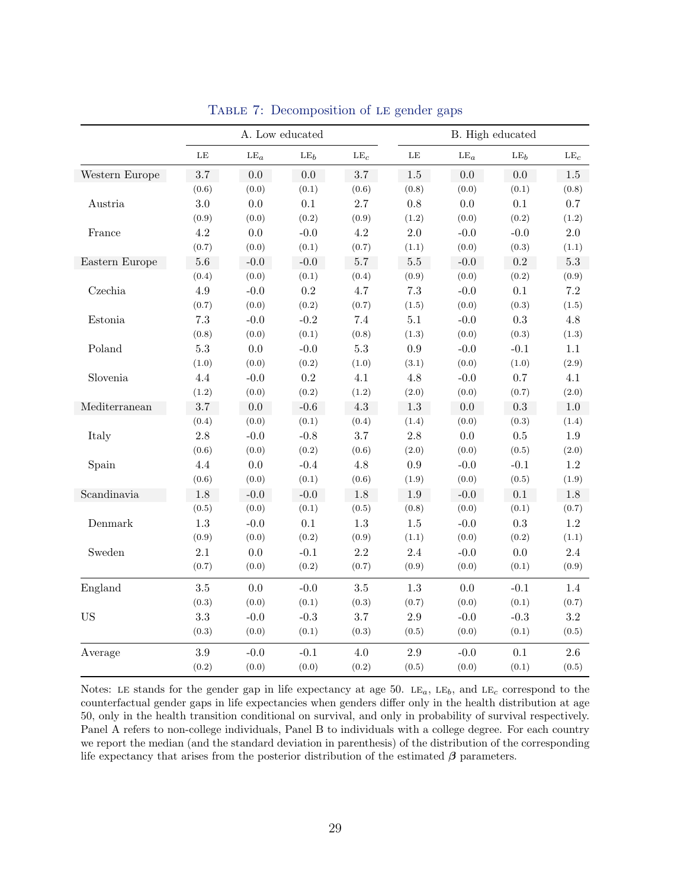TABLE 7: Decomposition of LE gender gaps

| | A. Low educated | | | | B. High educated | | | |
|---|---|---|---|---|---|---|---|---|
| | LE | $LE_a$ | $LE_b$ | $LE_c$ | LE | $LE_a$ | $LE_b$ | $LE_c$ |
| Western Europe | 3.7 | 0.0 | 0.0 | 3.7 | 1.5 | 0.0 | 0.0 | 1.5 |
| | (0.6) | (0.0) | (0.1) | (0.6) | (0.8) | (0.0) | (0.1) | (0.8) |
| Austria | 3.0 | 0.0 | 0.1 | 2.7 | 0.8 | 0.0 | 0.1 | 0.7 |
| | (0.9) | (0.0) | (0.2) | (0.9) | (1.2) | (0.0) | (0.2) | (1.2) |
| France | 4.2 | 0.0 | -0.0 | 4.2 | 2.0 | -0.0 | -0.0 | 2.0 |
| | (0.7) | (0.0) | (0.1) | (0.7) | (1.1) | (0.0) | (0.3) | (1.1) |
| Eastern Europe | 5.6 | -0.0 | -0.0 | 5.7 | 5.5 | -0.0 | 0.2 | 5.3 |
| | (0.4) | (0.0) | (0.1) | (0.4) | (0.9) | (0.0) | (0.2) | (0.9) |
| Czechia | 4.9 | -0.0 | 0.2 | 4.7 | 7.3 | -0.0 | 0.1 | 7.2 |
| | (0.7) | (0.0) | (0.2) | (0.7) | (1.5) | (0.0) | (0.3) | (1.5) |
| Estonia | 7.3 | -0.0 | -0.2 | 7.4 | 5.1 | -0.0 | 0.3 | 4.8 |
| | (0.8) | (0.0) | (0.1) | (0.8) | (1.3) | (0.0) | (0.3) | (1.3) |
| Poland | 5.3 | 0.0 | -0.0 | 5.3 | 0.9 | -0.0 | -0.1 | 1.1 |
| | (1.0) | (0.0) | (0.2) | (1.0) | (3.1) | (0.0) | (1.0) | (2.9) |
| Slovenia | 4.4 | -0.0 | 0.2 | 4.1 | 4.8 | -0.0 | 0.7 | 4.1 |
| | (1.2) | (0.0) | (0.2) | (1.2) | (2.0) | (0.0) | (0.7) | (2.0) |
| Mediterranean | 3.7 | 0.0 | -0.6 | 4.3 | 1.3 | 0.0 | 0.3 | 1.0 |
| | (0.4) | (0.0) | (0.1) | (0.4) | (1.4) | (0.0) | (0.3) | (1.4) |
| Italy | 2.8 | -0.0 | -0.8 | 3.7 | 2.8 | 0.0 | 0.5 | 1.9 |
| | (0.6) | (0.0) | (0.2) | (0.6) | (2.0) | (0.0) | (0.5) | (2.0) |
| Spain | 4.4 | 0.0 | -0.4 | 4.8 | 0.9 | -0.0 | -0.1 | 1.2 |
| | (0.6) | (0.0) | (0.1) | (0.6) | (1.9) | (0.0) | (0.5) | (1.9) |
| Scandinavia | 1.8 | -0.0 | -0.0 | 1.8 | 1.9 | -0.0 | 0.1 | 1.8 |
| | (0.5) | (0.0) | (0.1) | (0.5) | (0.8) | (0.0) | (0.1) | (0.7) |
| Denmark | 1.3 | -0.0 | 0.1 | 1.3 | 1.5 | -0.0 | 0.3 | 1.2 |
| | (0.9) | (0.0) | (0.2) | (0.9) | (1.1) | (0.0) | (0.2) | (1.1) |
| Sweden | 2.1 | 0.0 | -0.1 | 2.2 | 2.4 | -0.0 | 0.0 | 2.4 |
| | (0.7) | (0.0) | (0.2) | (0.7) | (0.9) | (0.0) | (0.1) | (0.9) |
| England | 3.5 | 0.0 | -0.0 | 3.5 | 1.3 | 0.0 | -0.1 | 1.4 |
| | (0.3) | (0.0) | (0.1) | (0.3) | (0.7) | (0.0) | (0.1) | (0.7) |
| US | 3.3 | -0.0 | -0.3 | 3.7 | 2.9 | -0.0 | -0.3 | 3.2 |
| | (0.3) | (0.0) | (0.1) | (0.3) | (0.5) | (0.0) | (0.1) | (0.5) |
| Average | 3.9 | -0.0 | -0.1 | 4.0 | 2.9 | -0.0 | 0.1 | 2.6 |
| | (0.2) | (0.0) | (0.0) | (0.2) | (0.5) | (0.0) | (0.1) | (0.5) |

Notes: LE stands for the gender gap in life expectancy at age 50. $LE_a$, $LE_b$, and $LE_c$ correspond to the counterfactual gender gaps in life expectancies when genders differ only in the health distribution at age 50, only in the health transition conditional on survival, and only in probability of survival respectively. Panel A refers to non-college individuals, Panel B to individuals with a college degree. For each country we report the median (and the standard deviation in parenthesis) of the distribution of the corresponding life expectancy that arises from the posterior distribution of the estimated $\boldsymbol{\beta}$ parameters.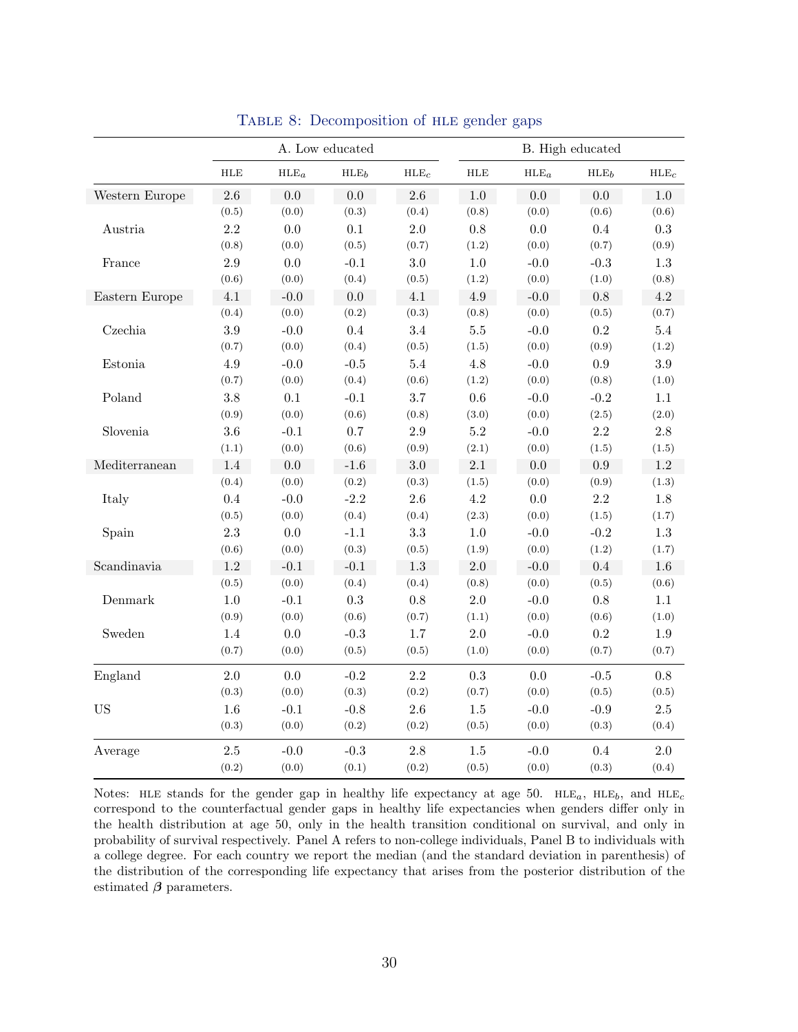TABLE 8: Decomposition of HLE gender gaps

| | A. Low educated | | | | B. High educated | | | |
|---|---|---|---|---|---|---|---|---|
| | HLE | $HLE_a$ | $HLE_b$ | $HLE_c$ | HLE | $HLE_a$ | $HLE_b$ | $HLE_c$ |
| Western Europe | 2.6 | 0.0 | 0.0 | 2.6 | 1.0 | 0.0 | 0.0 | 1.0 |
| | (0.5) | (0.0) | (0.3) | (0.4) | (0.8) | (0.0) | (0.6) | (0.6) |
| Austria | 2.2 | 0.0 | 0.1 | 2.0 | 0.8 | 0.0 | 0.4 | 0.3 |
| | (0.8) | (0.0) | (0.5) | (0.7) | (1.2) | (0.0) | (0.7) | (0.9) |
| France | 2.9 | 0.0 | -0.1 | 3.0 | 1.0 | -0.0 | -0.3 | 1.3 |
| | (0.6) | (0.0) | (0.4) | (0.5) | (1.2) | (0.0) | (1.0) | (0.8) |
| Eastern Europe | 4.1 | -0.0 | 0.0 | 4.1 | 4.9 | -0.0 | 0.8 | 4.2 |
| | (0.4) | (0.0) | (0.2) | (0.3) | (0.8) | (0.0) | (0.5) | (0.7) |
| Czechia | 3.9 | -0.0 | 0.4 | 3.4 | 5.5 | -0.0 | 0.2 | 5.4 |
| | (0.7) | (0.0) | (0.4) | (0.5) | (1.5) | (0.0) | (0.9) | (1.2) |
| Estonia | 4.9 | -0.0 | -0.5 | 5.4 | 4.8 | -0.0 | 0.9 | 3.9 |
| | (0.7) | (0.0) | (0.4) | (0.6) | (1.2) | (0.0) | (0.8) | (1.0) |
| Poland | 3.8 | 0.1 | -0.1 | 3.7 | 0.6 | -0.0 | -0.2 | 1.1 |
| | (0.9) | (0.0) | (0.6) | (0.8) | (3.0) | (0.0) | (2.5) | (2.0) |
| Slovenia | 3.6 | -0.1 | 0.7 | 2.9 | 5.2 | -0.0 | 2.2 | 2.8 |
| | (1.1) | (0.0) | (0.6) | (0.9) | (2.1) | (0.0) | (1.5) | (1.5) |
| Mediterranean | 1.4 | 0.0 | -1.6 | 3.0 | 2.1 | 0.0 | 0.9 | 1.2 |
| | (0.4) | (0.0) | (0.2) | (0.3) | (1.5) | (0.0) | (0.9) | (1.3) |
| Italy | 0.4 | -0.0 | -2.2 | 2.6 | 4.2 | 0.0 | 2.2 | 1.8 |
| | (0.5) | (0.0) | (0.4) | (0.4) | (2.3) | (0.0) | (1.5) | (1.7) |
| Spain | 2.3 | 0.0 | -1.1 | 3.3 | 1.0 | -0.0 | -0.2 | 1.3 |
| | (0.6) | (0.0) | (0.3) | (0.5) | (1.9) | (0.0) | (1.2) | (1.7) |
| Scandinavia | 1.2 | -0.1 | -0.1 | 1.3 | 2.0 | -0.0 | 0.4 | 1.6 |
| | (0.5) | (0.0) | (0.4) | (0.4) | (0.8) | (0.0) | (0.5) | (0.6) |
| Denmark | 1.0 | -0.1 | 0.3 | 0.8 | 2.0 | -0.0 | 0.8 | 1.1 |
| | (0.9) | (0.0) | (0.6) | (0.7) | (1.1) | (0.0) | (0.6) | (1.0) |
| Sweden | 1.4 | 0.0 | -0.3 | 1.7 | 2.0 | -0.0 | 0.2 | 1.9 |
| | (0.7) | (0.0) | (0.5) | (0.5) | (1.0) | (0.0) | (0.7) | (0.7) |
| England | 2.0 | 0.0 | -0.2 | 2.2 | 0.3 | 0.0 | -0.5 | 0.8 |
| | (0.3) | (0.0) | (0.3) | (0.2) | (0.7) | (0.0) | (0.5) | (0.5) |
| US | 1.6 | -0.1 | -0.8 | 2.6 | 1.5 | -0.0 | -0.9 | 2.5 |
| | (0.3) | (0.0) | (0.2) | (0.2) | (0.5) | (0.0) | (0.3) | (0.4) |
| Average | 2.5 | -0.0 | -0.3 | 2.8 | 1.5 | -0.0 | 0.4 | 2.0 |
| | (0.2) | (0.0) | (0.1) | (0.2) | (0.5) | (0.0) | (0.3) | (0.4) |

Notes: HLE stands for the gender gap in healthy life expectancy at age 50. $HLE_a$, $HLE_b$, and $HLE_c$ correspond to the counterfactual gender gaps in healthy life expectancies when genders differ only in the health distribution at age 50, only in the health transition conditional on survival, and only in probability of survival respectively. Panel A refers to non-college individuals, Panel B to individuals with a college degree. For each country we report the median (and the standard deviation in parenthesis) of the distribution of the corresponding life expectancy that arises from the posterior distribution of the estimated $\boldsymbol{\beta}$ parameters.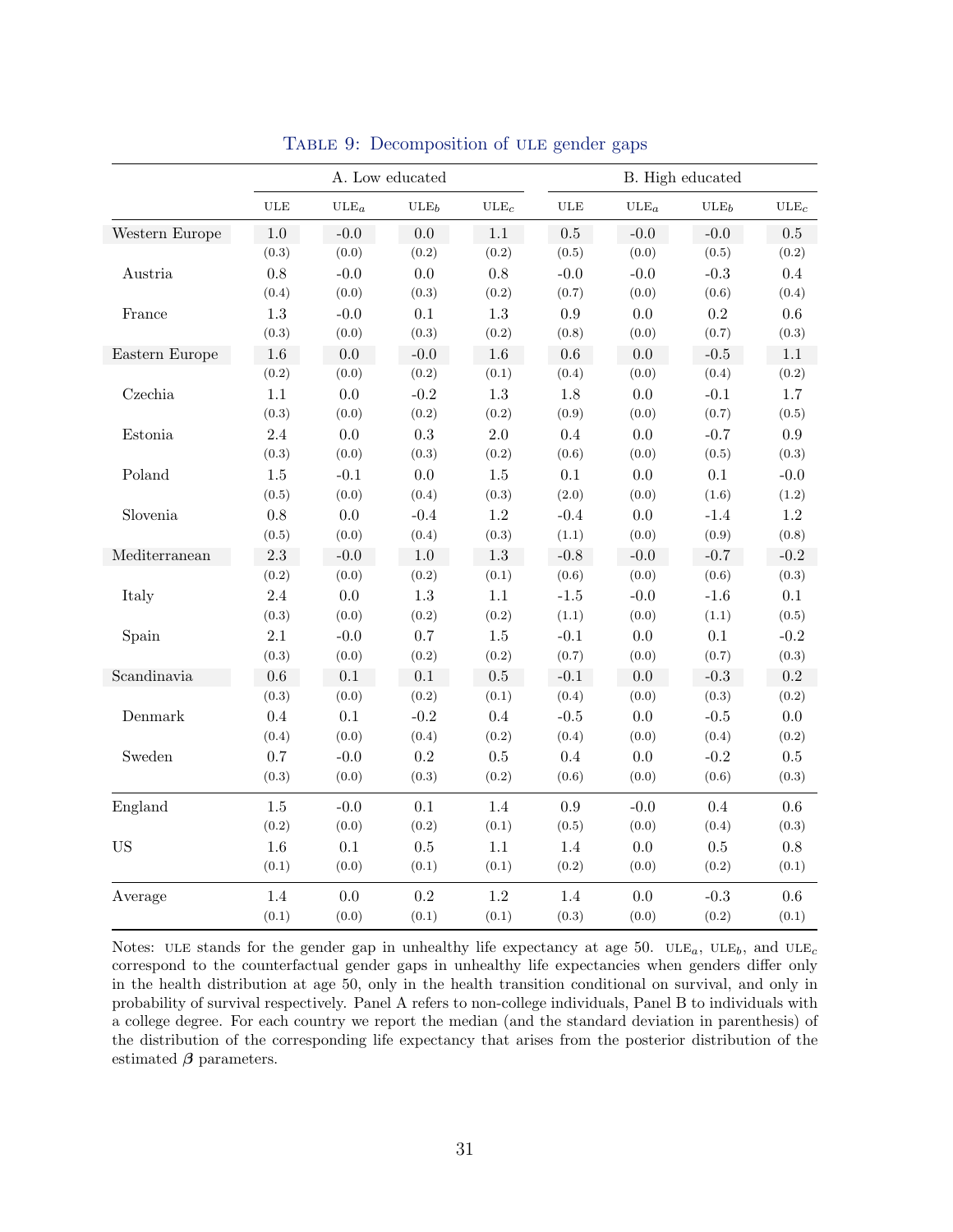# Table 9: Decomposition of ULE gender gaps

| | A. Low educated | | | | B. High educated | | | |
|---|---|---|---|---|---|---|---|---|
| | ULE | $\text{ULE}_a$ | $\text{ULE}_b$ | $\text{ULE}_c$ | ULE | $\text{ULE}_a$ | $\text{ULE}_b$ | $\text{ULE}_c$ |
| Western Europe | 1.0 | -0.0 | 0.0 | 1.1 | 0.5 | -0.0 | -0.0 | 0.5 |
| | (0.3) | (0.0) | (0.2) | (0.2) | (0.5) | (0.0) | (0.5) | (0.2) |
| Austria | 0.8 | -0.0 | 0.0 | 0.8 | -0.0 | -0.0 | -0.3 | 0.4 |
| | (0.4) | (0.0) | (0.3) | (0.2) | (0.7) | (0.0) | (0.6) | (0.4) |
| France | 1.3 | -0.0 | 0.1 | 1.3 | 0.9 | 0.0 | 0.2 | 0.6 |
| | (0.3) | (0.0) | (0.3) | (0.2) | (0.8) | (0.0) | (0.7) | (0.3) |
| Eastern Europe | 1.6 | 0.0 | -0.0 | 1.6 | 0.6 | 0.0 | -0.5 | 1.1 |
| | (0.2) | (0.0) | (0.2) | (0.1) | (0.4) | (0.0) | (0.4) | (0.2) |
| Czechia | 1.1 | 0.0 | -0.2 | 1.3 | 1.8 | 0.0 | -0.1 | 1.7 |
| | (0.3) | (0.0) | (0.2) | (0.2) | (0.9) | (0.0) | (0.7) | (0.5) |
| Estonia | 2.4 | 0.0 | 0.3 | 2.0 | 0.4 | 0.0 | -0.7 | 0.9 |
| | (0.3) | (0.0) | (0.3) | (0.2) | (0.6) | (0.0) | (0.5) | (0.3) |
| Poland | 1.5 | -0.1 | 0.0 | 1.5 | 0.1 | 0.0 | 0.1 | -0.0 |
| | (0.5) | (0.0) | (0.4) | (0.3) | (2.0) | (0.0) | (1.6) | (1.2) |
| Slovenia | 0.8 | 0.0 | -0.4 | 1.2 | -0.4 | 0.0 | -1.4 | 1.2 |
| | (0.5) | (0.0) | (0.4) | (0.3) | (1.1) | (0.0) | (0.9) | (0.8) |
| Mediterranean | 2.3 | -0.0 | 1.0 | 1.3 | -0.8 | -0.0 | -0.7 | -0.2 |
| | (0.2) | (0.0) | (0.2) | (0.1) | (0.6) | (0.0) | (0.6) | (0.3) |
| Italy | 2.4 | 0.0 | 1.3 | 1.1 | -1.5 | -0.0 | -1.6 | 0.1 |
| | (0.3) | (0.0) | (0.2) | (0.2) | (1.1) | (0.0) | (1.1) | (0.5) |
| Spain | 2.1 | -0.0 | 0.7 | 1.5 | -0.1 | 0.0 | 0.1 | -0.2 |
| | (0.3) | (0.0) | (0.2) | (0.2) | (0.7) | (0.0) | (0.7) | (0.3) |
| Scandinavia | 0.6 | 0.1 | 0.1 | 0.5 | -0.1 | 0.0 | -0.3 | 0.2 |
| | (0.3) | (0.0) | (0.2) | (0.1) | (0.4) | (0.0) | (0.3) | (0.2) |
| Denmark | 0.4 | 0.1 | -0.2 | 0.4 | -0.5 | 0.0 | -0.5 | 0.0 |
| | (0.4) | (0.0) | (0.4) | (0.2) | (0.4) | (0.0) | (0.4) | (0.2) |
| Sweden | 0.7 | -0.0 | 0.2 | 0.5 | 0.4 | 0.0 | -0.2 | 0.5 |
| | (0.3) | (0.0) | (0.3) | (0.2) | (0.6) | (0.0) | (0.6) | (0.3) |
| England | 1.5 | -0.0 | 0.1 | 1.4 | 0.9 | -0.0 | 0.4 | 0.6 |
| | (0.2) | (0.0) | (0.2) | (0.1) | (0.5) | (0.0) | (0.4) | (0.3) |
| US | 1.6 | 0.1 | 0.5 | 1.1 | 1.4 | 0.0 | 0.5 | 0.8 |
| | (0.1) | (0.0) | (0.1) | (0.1) | (0.2) | (0.0) | (0.2) | (0.1) |
| Average | 1.4 | 0.0 | 0.2 | 1.2 | 1.4 | 0.0 | -0.3 | 0.6 |
| | (0.1) | (0.0) | (0.1) | (0.1) | (0.3) | (0.0) | (0.2) | (0.1) |

Notes: ULE stands for the gender gap in unhealthy life expectancy at age 50. $\text{ULE}_a$, $\text{ULE}_b$, and $\text{ULE}_c$ correspond to the counterfactual gender gaps in unhealthy life expectancies when genders differ only in the health distribution at age 50, only in the health transition conditional on survival, and only in probability of survival respectively. Panel A refers to non-college individuals, Panel B to individuals with a college degree. For each country we report the median (and the standard deviation in parenthesis) of the distribution of the corresponding life expectancy that arises from the posterior distribution of the estimated $\boldsymbol{\beta}$ parameters.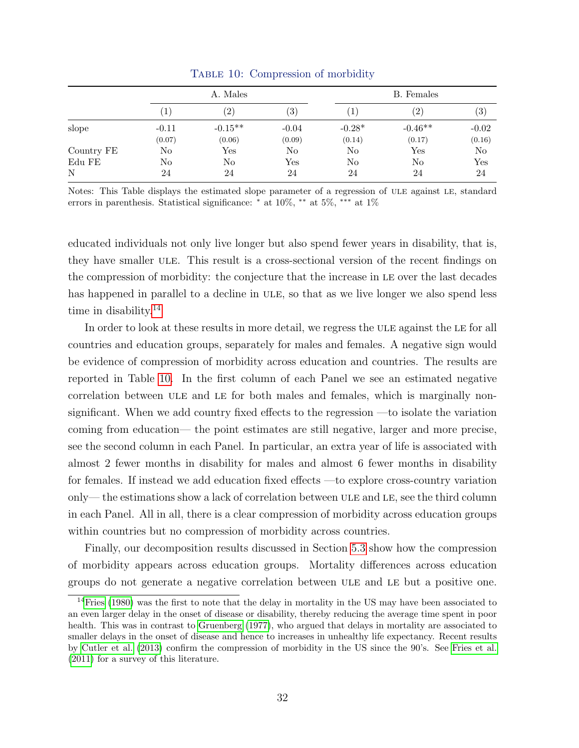Table 10: Compression of morbidity

| | A. Males | | | B. Females | | |
|---|---|---|---|---|---|---|
| | (1) | (2) | (3) | (1) | (2) | (3) |
| slope | -0.11 | -0.15** | -0.04 | -0.28* | -0.46** | -0.02 |
| | (0.07) | (0.06) | (0.09) | (0.14) | (0.17) | (0.16) |
| Country FE | No | Yes | No | No | Yes | No |
| Edu FE | No | No | Yes | No | No | Yes |
| N | 24 | 24 | 24 | 24 | 24 | 24 |

Notes: This Table displays the estimated slope parameter of a regression of ULE against LE, standard errors in parenthesis. Statistical significance: * at 10%, ** at 5%, *** at 1%

educated individuals not only live longer but also spend fewer years in disability, that is, they have smaller ULE. This result is a cross-sectional version of the recent findings on the compression of morbidity: the conjecture that the increase in LE over the last decades has happened in parallel to a decline in ULE, so that as we live longer we also spend less time in disability.[14]

In order to look at these results in more detail, we regress the ULE against the LE for all countries and education groups, separately for males and females. A negative sign would be evidence of compression of morbidity across education and countries. The results are reported in Table 10. In the first column of each Panel we see an estimated negative correlation between ULE and LE for both males and females, which is marginally non-significant. When we add country fixed effects to the regression —to isolate the variation coming from education— the point estimates are still negative, larger and more precise, see the second column in each Panel. In particular, an extra year of life is associated with almost 2 fewer months in disability for males and almost 6 fewer months in disability for females. If instead we add education fixed effects —to explore cross-country variation only— the estimations show a lack of correlation between ULE and LE, see the third column in each Panel. All in all, there is a clear compression of morbidity across education groups within countries but no compression of morbidity across countries.

Finally, our decomposition results discussed in Section 5.3 show how the compression of morbidity appears across education groups. Mortality differences across education groups do not generate a negative correlation between ULE and LE but a positive one.

[14] Fries (1980) was the first to note that the delay in mortality in the US may have been associated to an even larger delay in the onset of disease or disability, thereby reducing the average time spent in poor health. This was in contrast to Gruenberg (1977), who argued that delays in mortality are associated to smaller delays in the onset of disease and hence to increases in unhealthy life expectancy. Recent results by Cutler et al. (2013) confirm the compression of morbidity in the US since the 90's. See Fries et al. (2011) for a survey of this literature.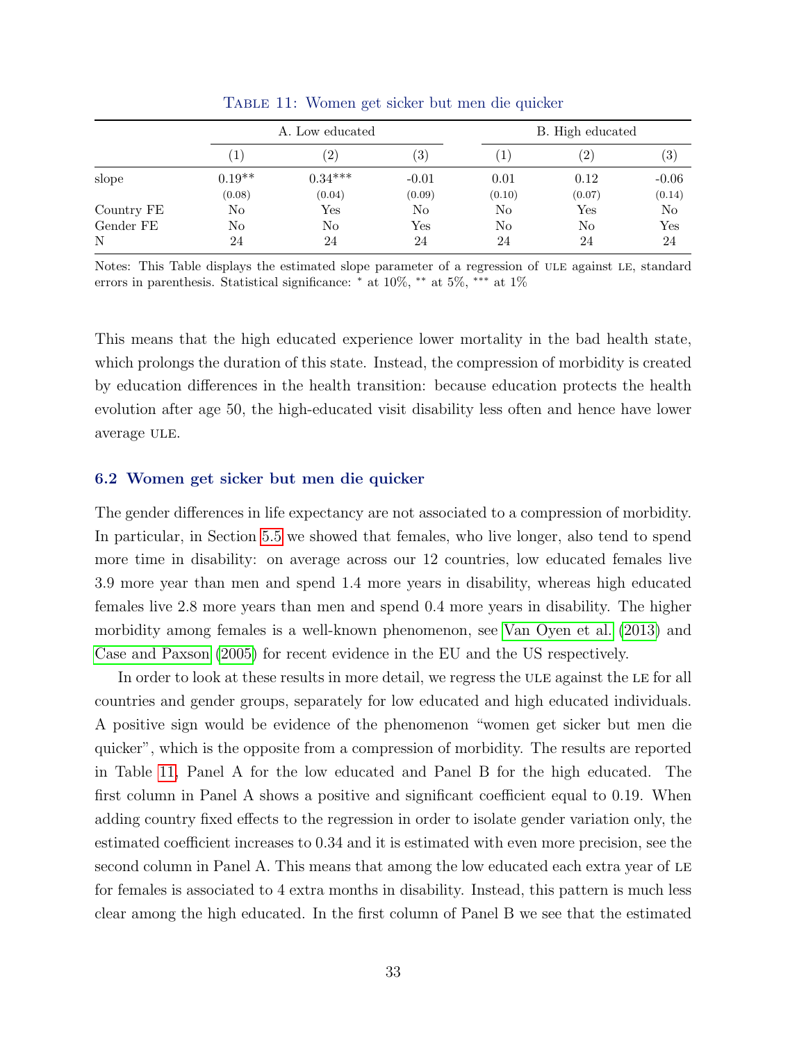Table 11: Women get sicker but men die quicker

| | A. Low educated | | | B. High educated | | |
|---|---|---|---|---|---|---|
| | (1) | (2) | (3) | (1) | (2) | (3) |
| slope | 0.19** | 0.34*** | -0.01 | 0.01 | 0.12 | -0.06 |
| | (0.08) | (0.04) | (0.09) | (0.10) | (0.07) | (0.14) |
| Country FE | No | Yes | No | No | Yes | No |
| Gender FE | No | No | Yes | No | No | Yes |
| N | 24 | 24 | 24 | 24 | 24 | 24 |

Notes: This Table displays the estimated slope parameter of a regression of ULE against LE, standard errors in parenthesis. Statistical significance: * at 10%, ** at 5%, *** at 1%

This means that the high educated experience lower mortality in the bad health state, which prolongs the duration of this state. Instead, the compression of morbidity is created by education differences in the health transition: because education protects the health evolution after age 50, the high-educated visit disability less often and hence have lower average ULE.

### 6.2 Women get sicker but men die quicker

The gender differences in life expectancy are not associated to a compression of morbidity. In particular, in Section 5.5 we showed that females, who live longer, also tend to spend more time in disability: on average across our 12 countries, low educated females live 3.9 more year than men and spend 1.4 more years in disability, whereas high educated females live 2.8 more years than men and spend 0.4 more years in disability. The higher morbidity among females is a well-known phenomenon, see Van Oyen et al. (2013) and Case and Paxson (2005) for recent evidence in the EU and the US respectively.

In order to look at these results in more detail, we regress the ULE against the LE for all countries and gender groups, separately for low educated and high educated individuals. A positive sign would be evidence of the phenomenon "women get sicker but men die quicker", which is the opposite from a compression of morbidity. The results are reported in Table 11, Panel A for the low educated and Panel B for the high educated. The first column in Panel A shows a positive and significant coefficient equal to 0.19. When adding country fixed effects to the regression in order to isolate gender variation only, the estimated coefficient increases to 0.34 and it is estimated with even more precision, see the second column in Panel A. This means that among the low educated each extra year of LE for females is associated to 4 extra months in disability. Instead, this pattern is much less clear among the high educated. In the first column of Panel B we see that the estimated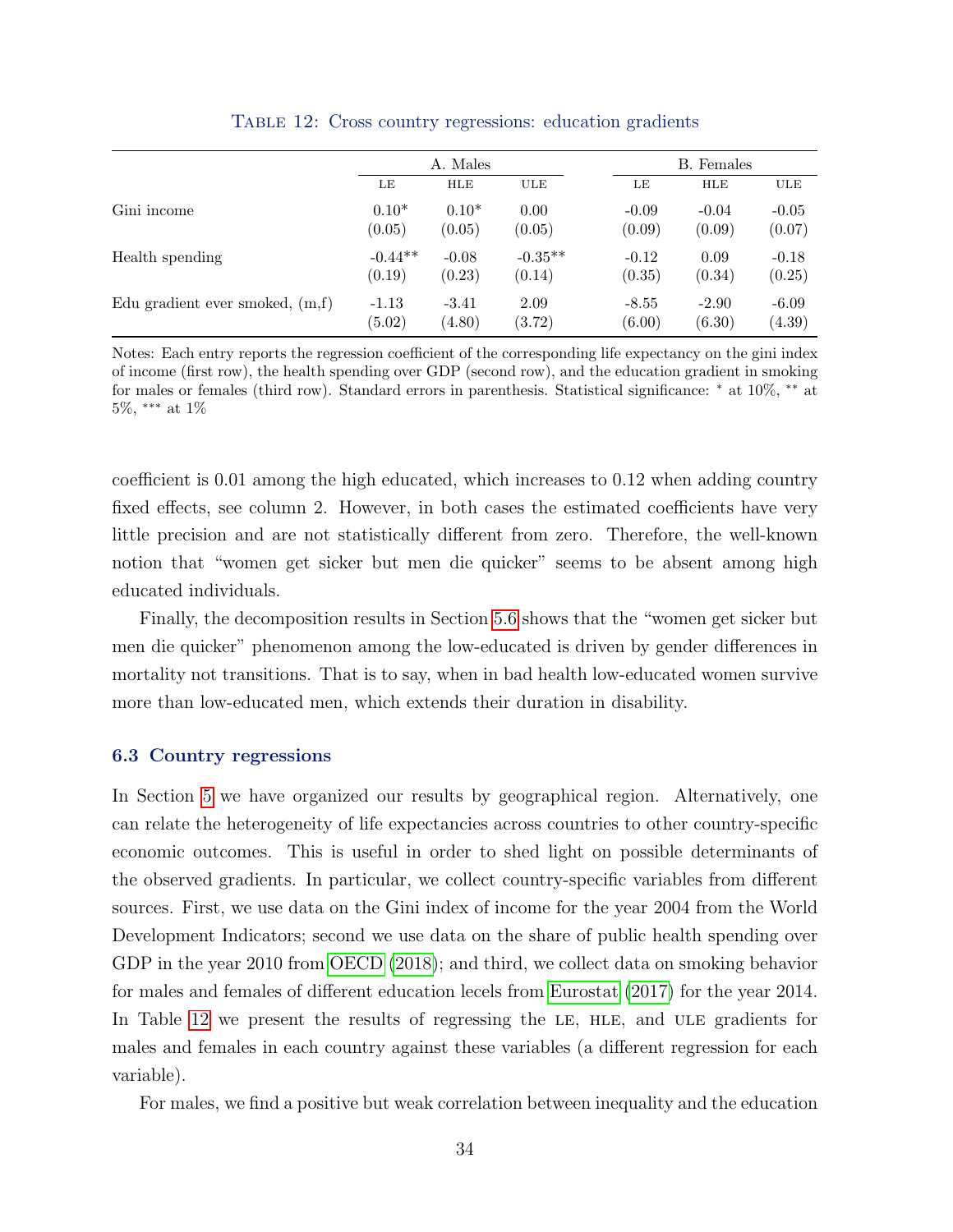Table 12: Cross country regressions: education gradients

| | A. Males | | | B. Females | | |
|---|---|---|---|---|---|---|
| | LE | HLE | ULE | LE | HLE | ULE |
| Gini income | 0.10* | 0.10* | 0.00 | -0.09 | -0.04 | -0.05 |
| | (0.05) | (0.05) | (0.05) | (0.09) | (0.09) | (0.07) |
| Health spending | -0.44** | -0.08 | -0.35** | -0.12 | 0.09 | -0.18 |
| | (0.19) | (0.23) | (0.14) | (0.35) | (0.34) | (0.25) |
| Edu gradient ever smoked, (m,f) | -1.13 | -3.41 | 2.09 | -8.55 | -2.90 | -6.09 |
| | (5.02) | (4.80) | (3.72) | (6.00) | (6.30) | (4.39) |

Notes: Each entry reports the regression coefficient of the corresponding life expectancy on the gini index of income (first row), the health spending over GDP (second row), and the education gradient in smoking for males or females (third row). Standard errors in parenthesis. Statistical significance: * at 10%, ** at 5%, *** at 1%

coefficient is 0.01 among the high educated, which increases to 0.12 when adding country fixed effects, see column 2. However, in both cases the estimated coefficients have very little precision and are not statistically different from zero. Therefore, the well-known notion that "women get sicker but men die quicker" seems to be absent among high educated individuals.

Finally, the decomposition results in Section 5.6 shows that the "women get sicker but men die quicker" phenomenon among the low-educated is driven by gender differences in mortality not transitions. That is to say, when in bad health low-educated women survive more than low-educated men, which extends their duration in disability.

### 6.3 Country regressions

In Section 5 we have organized our results by geographical region. Alternatively, one can relate the heterogeneity of life expectancies across countries to other country-specific economic outcomes. This is useful in order to shed light on possible determinants of the observed gradients. In particular, we collect country-specific variables from different sources. First, we use data on the Gini index of income for the year 2004 from the World Development Indicators; second we use data on the share of public health spending over GDP in the year 2010 from OECD (2018); and third, we collect data on smoking behavior for males and females of different education lecels from Eurostat (2017) for the year 2014. In Table 12 we present the results of regressing the LE, HLE, and ULE gradients for males and females in each country against these variables (a different regression for each variable).

For males, we find a positive but weak correlation between inequality and the education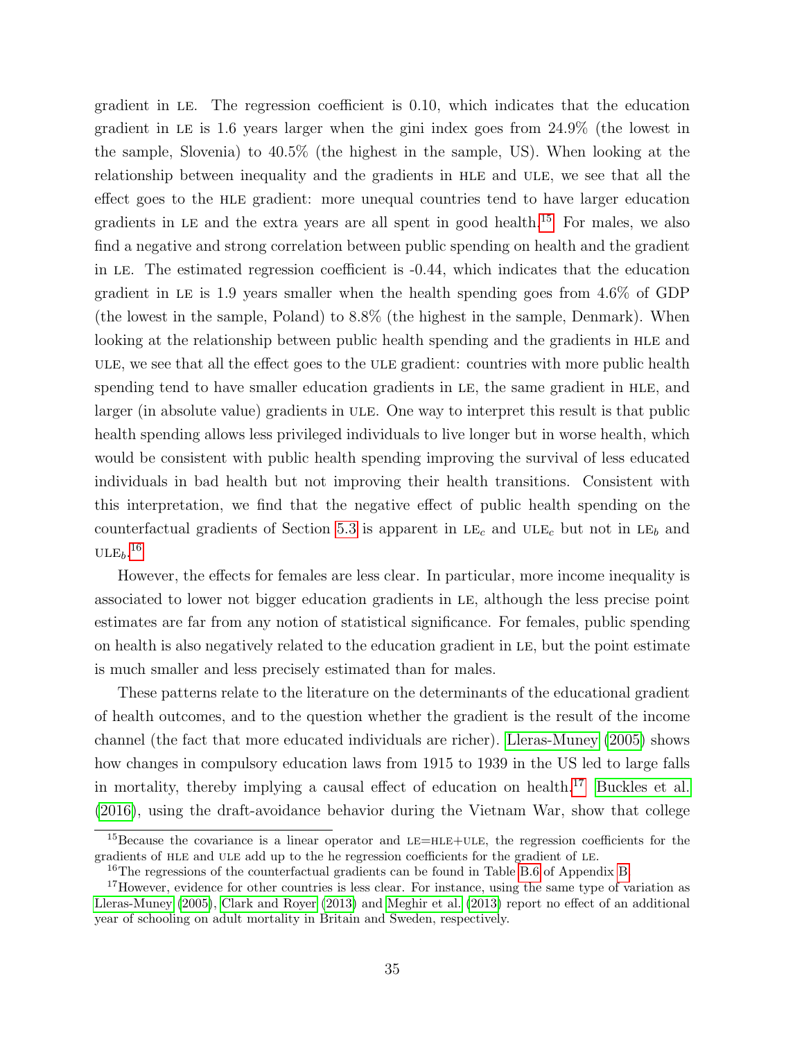gradient in LE. The regression coefficient is 0.10, which indicates that the education gradient in LE is 1.6 years larger when the gini index goes from 24.9% (the lowest in the sample, Slovenia) to 40.5% (the highest in the sample, US). When looking at the relationship between inequality and the gradients in HLE and ULE, we see that all the effect goes to the HLE gradient: more unequal countries tend to have larger education gradients in LE and the extra years are all spent in good health.[15] For males, we also find a negative and strong correlation between public spending on health and the gradient in LE. The estimated regression coefficient is -0.44, which indicates that the education gradient in LE is 1.9 years smaller when the health spending goes from 4.6% of GDP (the lowest in the sample, Poland) to 8.8% (the highest in the sample, Denmark). When looking at the relationship between public health spending and the gradients in HLE and ULE, we see that all the effect goes to the ULE gradient: countries with more public health spending tend to have smaller education gradients in LE, the same gradient in HLE, and larger (in absolute value) gradients in ULE. One way to interpret this result is that public health spending allows less privileged individuals to live longer but in worse health, which would be consistent with public health spending improving the survival of less educated individuals in bad health but not improving their health transitions. Consistent with this interpretation, we find that the negative effect of public health spending on the counterfactual gradients of Section 5.3 is apparent in $\text{LE}_c$ and $\text{ULE}_c$ but not in $\text{LE}_b$ and $\text{ULE}_b$.[16]

However, the effects for females are less clear. In particular, more income inequality is associated to lower not bigger education gradients in LE, although the less precise point estimates are far from any notion of statistical significance. For females, public spending on health is also negatively related to the education gradient in LE, but the point estimate is much smaller and less precisely estimated than for males.

These patterns relate to the literature on the determinants of the educational gradient of health outcomes, and to the question whether the gradient is the result of the income channel (the fact that more educated individuals are richer). Lleras-Muney (2005) shows how changes in compulsory education laws from 1915 to 1939 in the US led to large falls in mortality, thereby implying a causal effect of education on health.[17] Buckles et al. (2016), using the draft-avoidance behavior during the Vietnam War, show that college

[15] Because the covariance is a linear operator and LE=HLE+ULE, the regression coefficients for the gradients of HLE and ULE add up to the he regression coefficients for the gradient of LE.

[16] The regressions of the counterfactual gradients can be found in Table B.6 of Appendix B.

[17] However, evidence for other countries is less clear. For instance, using the same type of variation as Lleras-Muney (2005), Clark and Royer (2013) and Meghir et al. (2013) report no effect of an additional year of schooling on adult mortality in Britain and Sweden, respectively.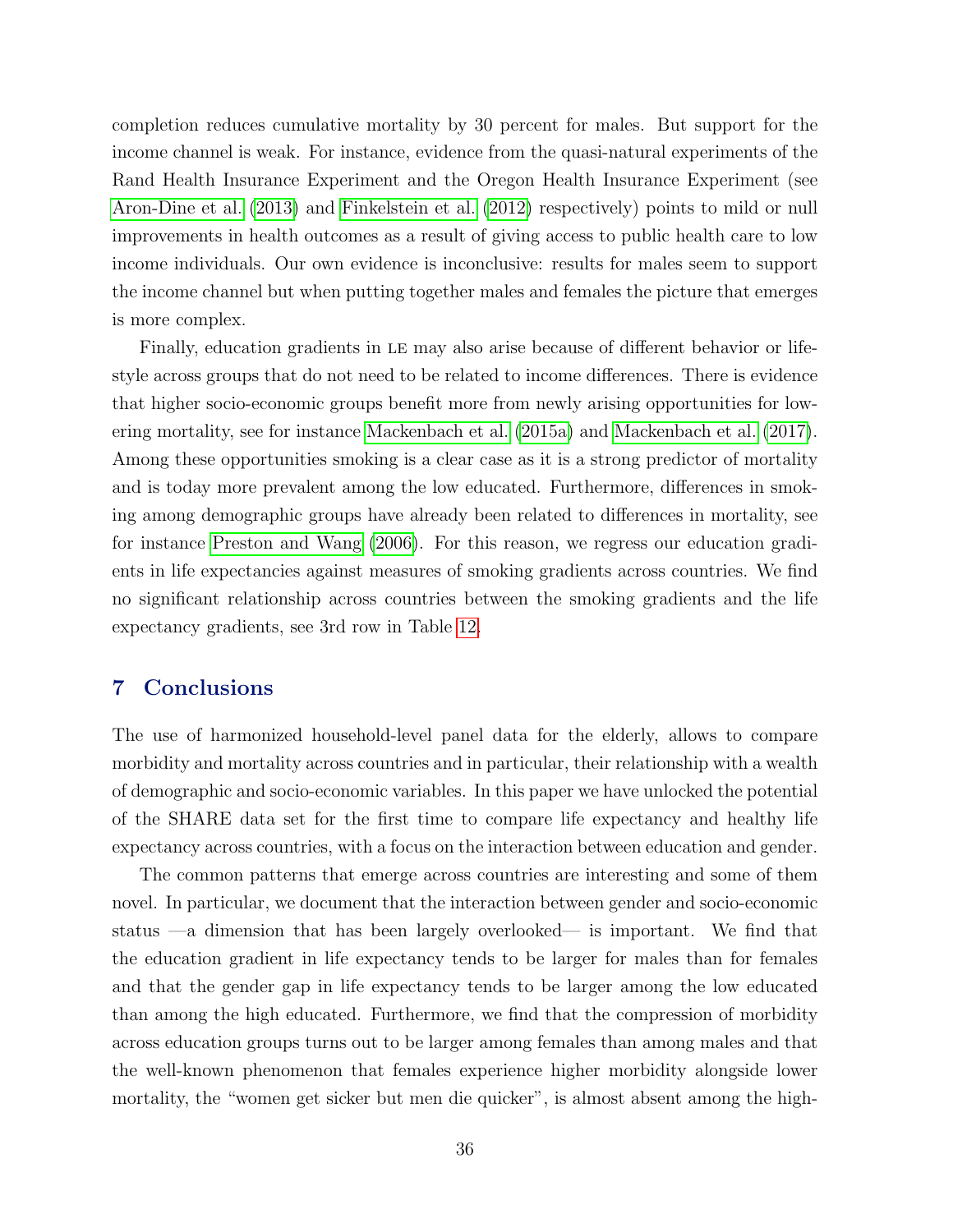completion reduces cumulative mortality by 30 percent for males. But support for the income channel is weak. For instance, evidence from the quasi-natural experiments of the Rand Health Insurance Experiment and the Oregon Health Insurance Experiment (see Aron-Dine et al. (2013) and Finkelstein et al. (2012) respectively) points to mild or null improvements in health outcomes as a result of giving access to public health care to low income individuals. Our own evidence is inconclusive: results for males seem to support the income channel but when putting together males and females the picture that emerges is more complex.

Finally, education gradients in LE may also arise because of different behavior or lifestyle across groups that do not need to be related to income differences. There is evidence that higher socio-economic groups benefit more from newly arising opportunities for lowering mortality, see for instance Mackenbach et al. (2015a) and Mackenbach et al. (2017). Among these opportunities smoking is a clear case as it is a strong predictor of mortality and is today more prevalent among the low educated. Furthermore, differences in smoking among demographic groups have already been related to differences in mortality, see for instance Preston and Wang (2006). For this reason, we regress our education gradients in life expectancies against measures of smoking gradients across countries. We find no significant relationship across countries between the smoking gradients and the life expectancy gradients, see 3rd row in Table 12.

## 7 Conclusions

The use of harmonized household-level panel data for the elderly, allows to compare morbidity and mortality across countries and in particular, their relationship with a wealth of demographic and socio-economic variables. In this paper we have unlocked the potential of the SHARE data set for the first time to compare life expectancy and healthy life expectancy across countries, with a focus on the interaction between education and gender.

The common patterns that emerge across countries are interesting and some of them novel. In particular, we document that the interaction between gender and socio-economic status —a dimension that has been largely overlooked— is important. We find that the education gradient in life expectancy tends to be larger for males than for females and that the gender gap in life expectancy tends to be larger among the low educated than among the high educated. Furthermore, we find that the compression of morbidity across education groups turns out to be larger among females than among males and that the well-known phenomenon that females experience higher morbidity alongside lower mortality, the "women get sicker but men die quicker", is almost absent among the high-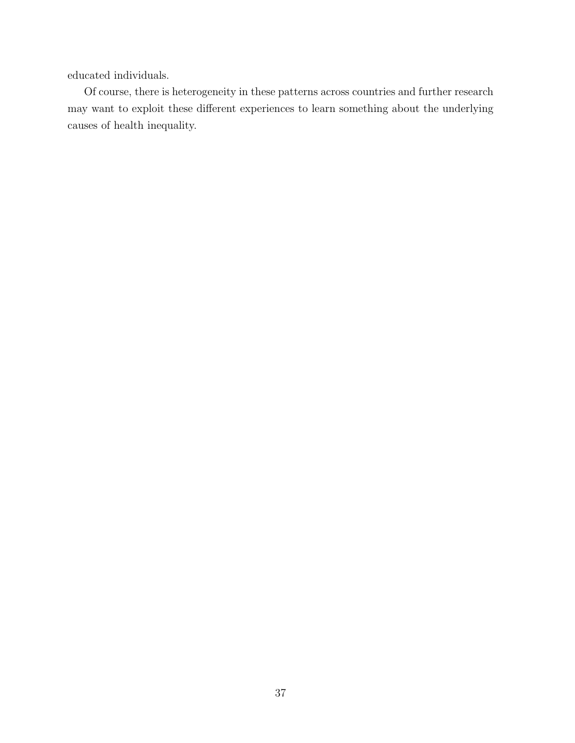educated individuals.

Of course, there is heterogeneity in these patterns across countries and further research may want to exploit these different experiences to learn something about the underlying causes of health inequality.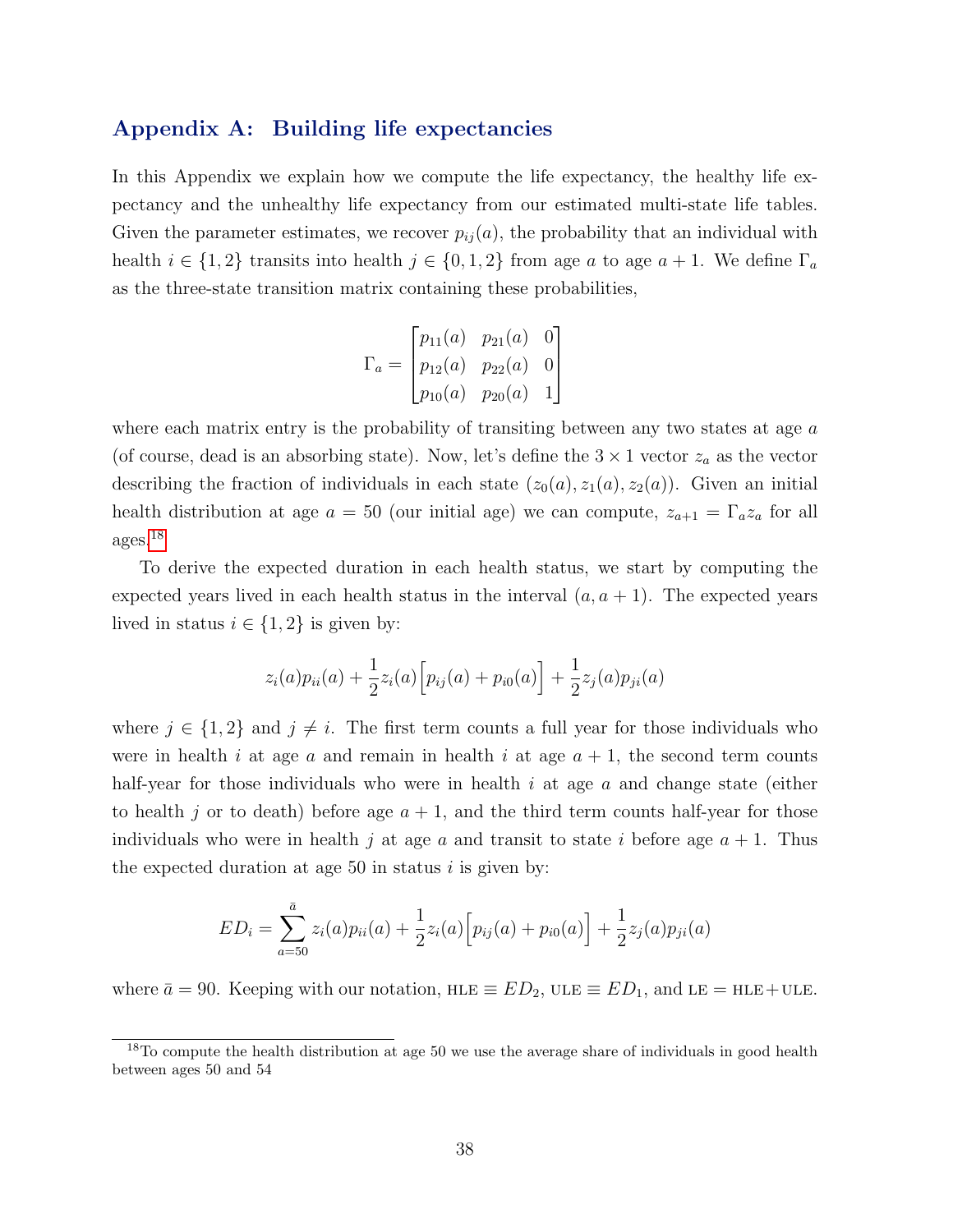## Appendix A: Building life expectancies

In this Appendix we explain how we compute the life expectancy, the healthy life expectancy and the unhealthy life expectancy from our estimated multi-state life tables. Given the parameter estimates, we recover $p_{ij}(a)$, the probability that an individual with health $i \in \{1, 2\}$ transits into health $j \in \{0, 1, 2\}$ from age $a$ to age $a + 1$. We define $\Gamma_a$ as the three-state transition matrix containing these probabilities,

$$\Gamma_a = \begin{bmatrix} p_{11}(a) & p_{21}(a) & 0 \\ p_{12}(a) & p_{22}(a) & 0 \\ p_{10}(a) & p_{20}(a) & 1 \end{bmatrix}$$

where each matrix entry is the probability of transiting between any two states at age $a$ (of course, dead is an absorbing state). Now, let's define the $3 \times 1$ vector $z_a$ as the vector describing the fraction of individuals in each state $(z_0(a), z_1(a), z_2(a))$. Given an initial health distribution at age $a = 50$ (our initial age) we can compute, $z_{a+1} = \Gamma_a z_a$ for all ages.[18]

To derive the expected duration in each health status, we start by computing the expected years lived in each health status in the interval $(a, a + 1)$. The expected years lived in status $i \in \{1, 2\}$ is given by:

$$z_i(a)p_{ii}(a) + \frac{1}{2}z_i(a)\Big[p_{ij}(a) + p_{i0}(a)\Big] + \frac{1}{2}z_j(a)p_{ji}(a)$$

where $j \in \{1, 2\}$ and $j \neq i$. The first term counts a full year for those individuals who were in health $i$ at age $a$ and remain in health $i$ at age $a + 1$, the second term counts half-year for those individuals who were in health $i$ at age $a$ and change state (either to health $j$ or to death) before age $a + 1$, and the third term counts half-year for those individuals who were in health $j$ at age $a$ and transit to state $i$ before age $a + 1$. Thus the expected duration at age 50 in status $i$ is given by:

$$ED_i = \sum_{a=50}^{\bar{a}} z_i(a)p_{ii}(a) + \frac{1}{2}z_i(a)\Big[p_{ij}(a) + p_{i0}(a)\Big] + \frac{1}{2}z_j(a)p_{ji}(a)$$

where $\bar{a} = 90$. Keeping with our notation, HLE $\equiv ED_2$, ULE $\equiv ED_1$, and LE = HLE+ULE.

[18] To compute the health distribution at age 50 we use the average share of individuals in good health between ages 50 and 54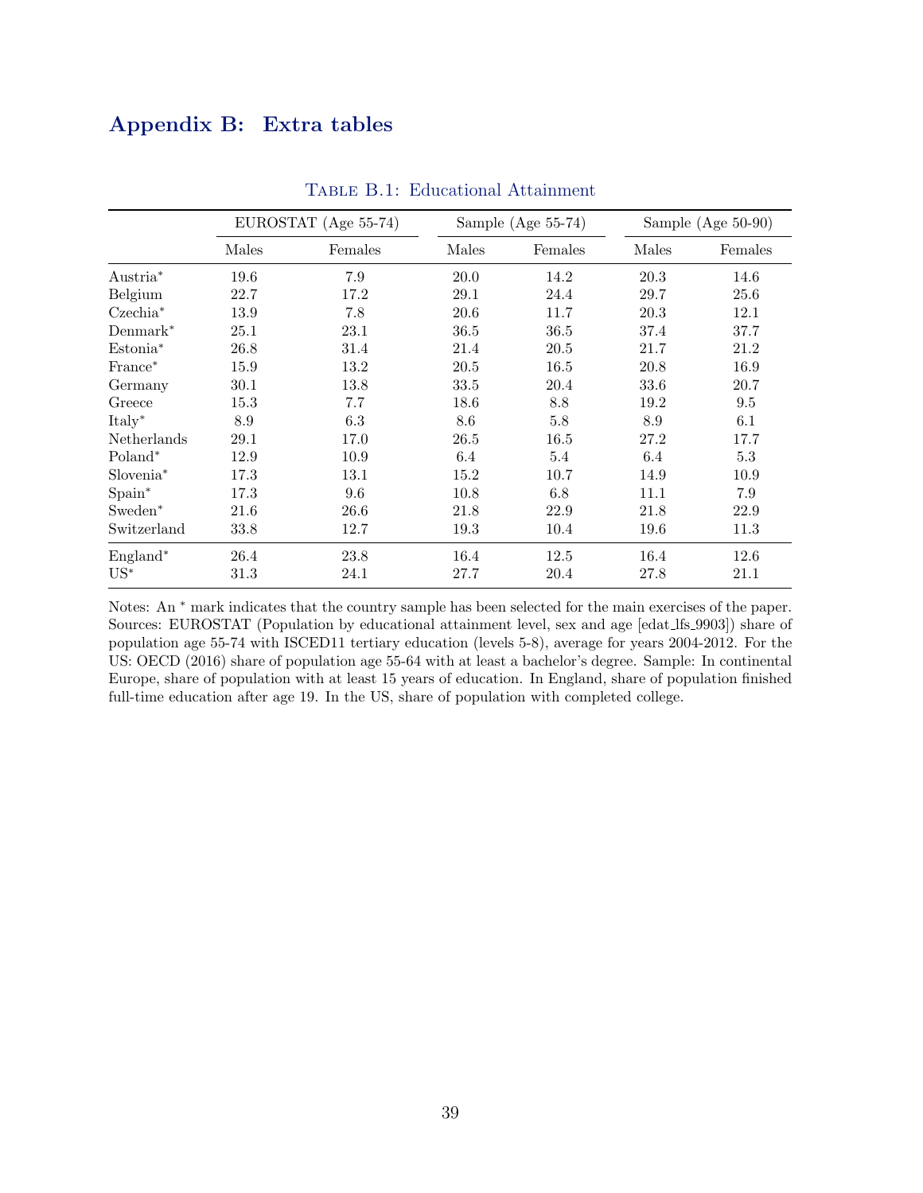## Appendix B: Extra tables

Table B.1: Educational Attainment

| | EUROSTAT (Age 55-74) | | Sample (Age 55-74) | | Sample (Age 50-90) | |
|---|---|---|---|---|---|---|
| | Males | Females | Males | Females | Males | Females |
| Austria* | 19.6 | 7.9 | 20.0 | 14.2 | 20.3 | 14.6 |
| Belgium | 22.7 | 17.2 | 29.1 | 24.4 | 29.7 | 25.6 |
| Czechia* | 13.9 | 7.8 | 20.6 | 11.7 | 20.3 | 12.1 |
| Denmark* | 25.1 | 23.1 | 36.5 | 36.5 | 37.4 | 37.7 |
| Estonia* | 26.8 | 31.4 | 21.4 | 20.5 | 21.7 | 21.2 |
| France* | 15.9 | 13.2 | 20.5 | 16.5 | 20.8 | 16.9 |
| Germany | 30.1 | 13.8 | 33.5 | 20.4 | 33.6 | 20.7 |
| Greece | 15.3 | 7.7 | 18.6 | 8.8 | 19.2 | 9.5 |
| Italy* | 8.9 | 6.3 | 8.6 | 5.8 | 8.9 | 6.1 |
| Netherlands | 29.1 | 17.0 | 26.5 | 16.5 | 27.2 | 17.7 |
| Poland* | 12.9 | 10.9 | 6.4 | 5.4 | 6.4 | 5.3 |
| Slovenia* | 17.3 | 13.1 | 15.2 | 10.7 | 14.9 | 10.9 |
| Spain* | 17.3 | 9.6 | 10.8 | 6.8 | 11.1 | 7.9 |
| Sweden* | 21.6 | 26.6 | 21.8 | 22.9 | 21.8 | 22.9 |
| Switzerland | 33.8 | 12.7 | 19.3 | 10.4 | 19.6 | 11.3 |
| England* | 26.4 | 23.8 | 16.4 | 12.5 | 16.4 | 12.6 |
| US* | 31.3 | 24.1 | 27.7 | 20.4 | 27.8 | 21.1 |

Notes: An * mark indicates that the country sample has been selected for the main exercises of the paper. Sources: EUROSTAT (Population by educational attainment level, sex and age [edat_lfs_9903]) share of population age 55-74 with ISCED11 tertiary education (levels 5-8), average for years 2004-2012. For the US: OECD (2016) share of population age 55-64 with at least a bachelor's degree. Sample: In continental Europe, share of population with at least 15 years of education. In England, share of population finished full-time education after age 19. In the US, share of population with completed college.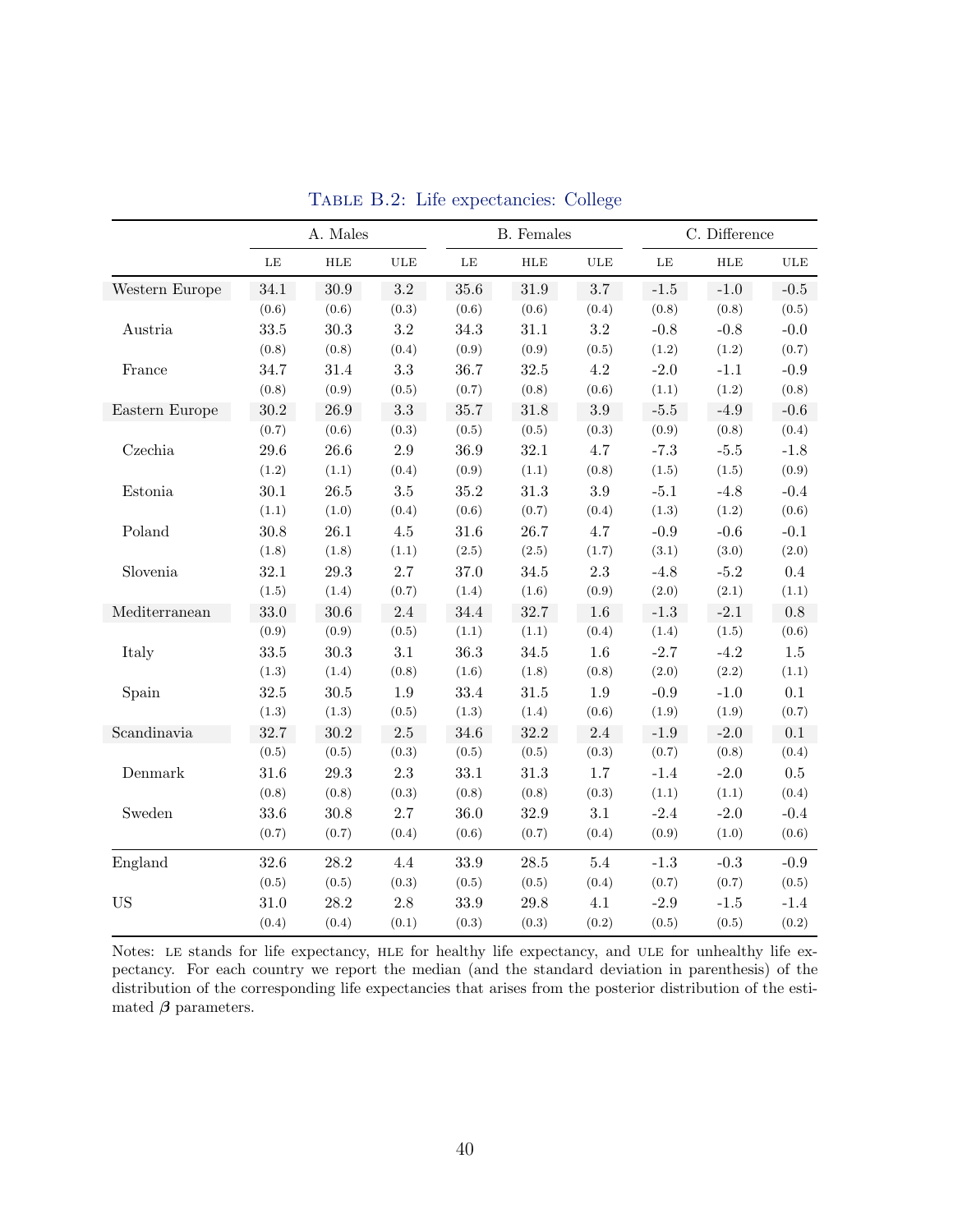**Table B.2: Life expectancies: College**

| | A. Males | | | B. Females | | | C. Difference | | |
|---|---|---|---|---|---|---|---|---|---|
| | LE | HLE | ULE | LE | HLE | ULE | LE | HLE | ULE |
| Western Europe | 34.1 | 30.9 | 3.2 | 35.6 | 31.9 | 3.7 | -1.5 | -1.0 | -0.5 |
| | (0.6) | (0.6) | (0.3) | (0.6) | (0.6) | (0.4) | (0.8) | (0.8) | (0.5) |
| Austria | 33.5 | 30.3 | 3.2 | 34.3 | 31.1 | 3.2 | -0.8 | -0.8 | -0.0 |
| | (0.8) | (0.8) | (0.4) | (0.9) | (0.9) | (0.5) | (1.2) | (1.2) | (0.7) |
| France | 34.7 | 31.4 | 3.3 | 36.7 | 32.5 | 4.2 | -2.0 | -1.1 | -0.9 |
| | (0.8) | (0.9) | (0.5) | (0.7) | (0.8) | (0.6) | (1.1) | (1.2) | (0.8) |
| Eastern Europe | 30.2 | 26.9 | 3.3 | 35.7 | 31.8 | 3.9 | -5.5 | -4.9 | -0.6 |
| | (0.7) | (0.6) | (0.3) | (0.5) | (0.5) | (0.3) | (0.9) | (0.8) | (0.4) |
| Czechia | 29.6 | 26.6 | 2.9 | 36.9 | 32.1 | 4.7 | -7.3 | -5.5 | -1.8 |
| | (1.2) | (1.1) | (0.4) | (0.9) | (1.1) | (0.8) | (1.5) | (1.5) | (0.9) |
| Estonia | 30.1 | 26.5 | 3.5 | 35.2 | 31.3 | 3.9 | -5.1 | -4.8 | -0.4 |
| | (1.1) | (1.0) | (0.4) | (0.6) | (0.7) | (0.4) | (1.3) | (1.2) | (0.6) |
| Poland | 30.8 | 26.1 | 4.5 | 31.6 | 26.7 | 4.7 | -0.9 | -0.6 | -0.1 |
| | (1.8) | (1.8) | (1.1) | (2.5) | (2.5) | (1.7) | (3.1) | (3.0) | (2.0) |
| Slovenia | 32.1 | 29.3 | 2.7 | 37.0 | 34.5 | 2.3 | -4.8 | -5.2 | 0.4 |
| | (1.5) | (1.4) | (0.7) | (1.4) | (1.6) | (0.9) | (2.0) | (2.1) | (1.1) |
| Mediterranean | 33.0 | 30.6 | 2.4 | 34.4 | 32.7 | 1.6 | -1.3 | -2.1 | 0.8 |
| | (0.9) | (0.9) | (0.5) | (1.1) | (1.1) | (0.4) | (1.4) | (1.5) | (0.6) |
| Italy | 33.5 | 30.3 | 3.1 | 36.3 | 34.5 | 1.6 | -2.7 | -4.2 | 1.5 |
| | (1.3) | (1.4) | (0.8) | (1.6) | (1.8) | (0.8) | (2.0) | (2.2) | (1.1) |
| Spain | 32.5 | 30.5 | 1.9 | 33.4 | 31.5 | 1.9 | -0.9 | -1.0 | 0.1 |
| | (1.3) | (1.3) | (0.5) | (1.3) | (1.4) | (0.6) | (1.9) | (1.9) | (0.7) |
| Scandinavia | 32.7 | 30.2 | 2.5 | 34.6 | 32.2 | 2.4 | -1.9 | -2.0 | 0.1 |
| | (0.5) | (0.5) | (0.3) | (0.5) | (0.5) | (0.3) | (0.7) | (0.8) | (0.4) |
| Denmark | 31.6 | 29.3 | 2.3 | 33.1 | 31.3 | 1.7 | -1.4 | -2.0 | 0.5 |
| | (0.8) | (0.8) | (0.3) | (0.8) | (0.8) | (0.3) | (1.1) | (1.1) | (0.4) |
| Sweden | 33.6 | 30.8 | 2.7 | 36.0 | 32.9 | 3.1 | -2.4 | -2.0 | -0.4 |
| | (0.7) | (0.7) | (0.4) | (0.6) | (0.7) | (0.4) | (0.9) | (1.0) | (0.6) |
| England | 32.6 | 28.2 | 4.4 | 33.9 | 28.5 | 5.4 | -1.3 | -0.3 | -0.9 |
| | (0.5) | (0.5) | (0.3) | (0.5) | (0.5) | (0.4) | (0.7) | (0.7) | (0.5) |
| US | 31.0 | 28.2 | 2.8 | 33.9 | 29.8 | 4.1 | -2.9 | -1.5 | -1.4 |
| | (0.4) | (0.4) | (0.1) | (0.3) | (0.3) | (0.2) | (0.5) | (0.5) | (0.2) |

Notes: LE stands for life expectancy, HLE for healthy life expectancy, and ULE for unhealthy life expectancy. For each country we report the median (and the standard deviation in parenthesis) of the distribution of the corresponding life expectancies that arises from the posterior distribution of the estimated $\boldsymbol{\beta}$ parameters.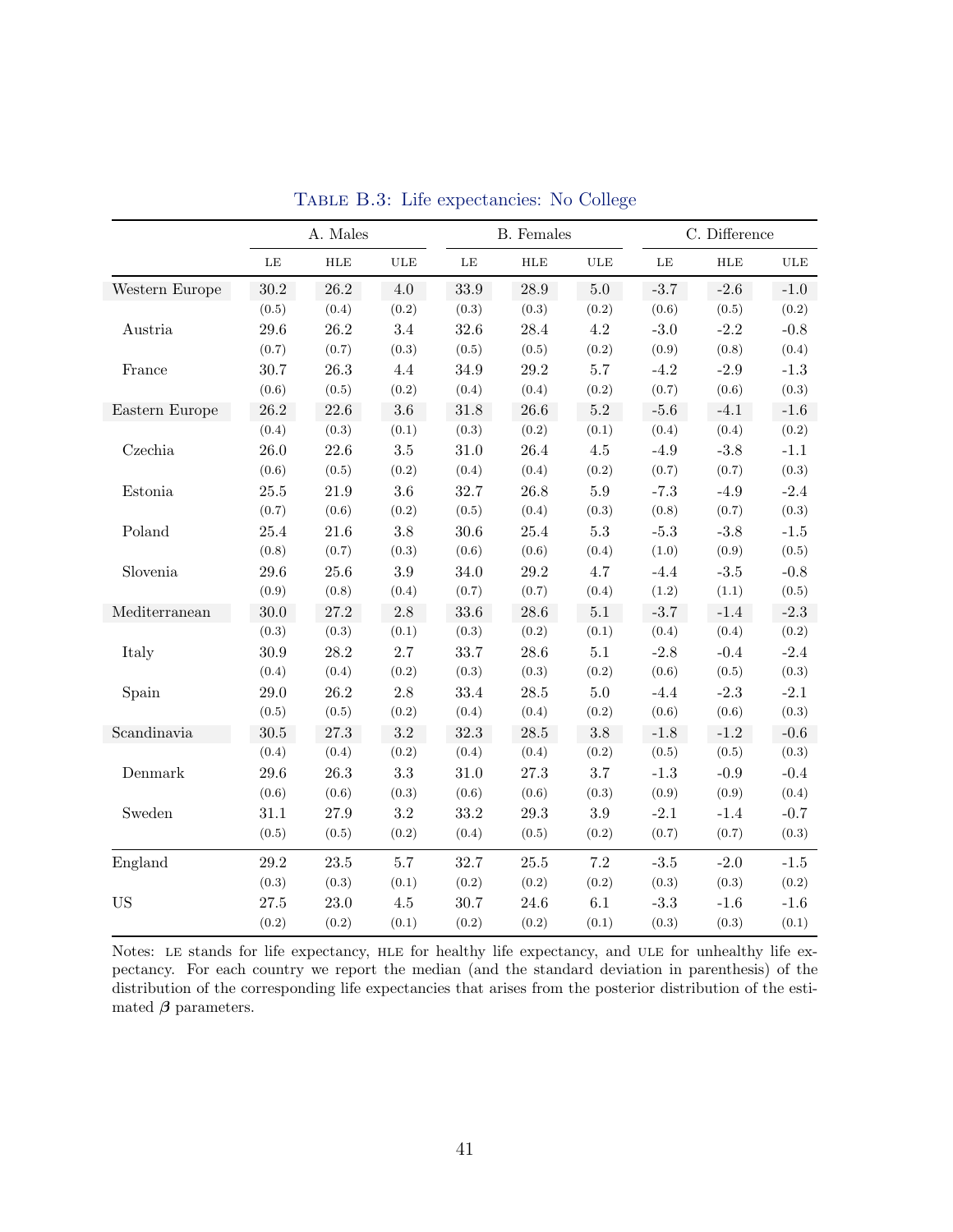Table B.3: Life expectancies: No College

| | A. Males | | | B. Females | | | C. Difference | | |
|---|---|---|---|---|---|---|---|---|---|
| | LE | HLE | ULE | LE | HLE | ULE | LE | HLE | ULE |
| Western Europe | 30.2 | 26.2 | 4.0 | 33.9 | 28.9 | 5.0 | -3.7 | -2.6 | -1.0 |
| | (0.5) | (0.4) | (0.2) | (0.3) | (0.3) | (0.2) | (0.6) | (0.5) | (0.2) |
| Austria | 29.6 | 26.2 | 3.4 | 32.6 | 28.4 | 4.2 | -3.0 | -2.2 | -0.8 |
| | (0.7) | (0.7) | (0.3) | (0.5) | (0.5) | (0.2) | (0.9) | (0.8) | (0.4) |
| France | 30.7 | 26.3 | 4.4 | 34.9 | 29.2 | 5.7 | -4.2 | -2.9 | -1.3 |
| | (0.6) | (0.5) | (0.2) | (0.4) | (0.4) | (0.2) | (0.7) | (0.6) | (0.3) |
| Eastern Europe | 26.2 | 22.6 | 3.6 | 31.8 | 26.6 | 5.2 | -5.6 | -4.1 | -1.6 |
| | (0.4) | (0.3) | (0.1) | (0.3) | (0.2) | (0.1) | (0.4) | (0.4) | (0.2) |
| Czechia | 26.0 | 22.6 | 3.5 | 31.0 | 26.4 | 4.5 | -4.9 | -3.8 | -1.1 |
| | (0.6) | (0.5) | (0.2) | (0.4) | (0.4) | (0.2) | (0.7) | (0.7) | (0.3) |
| Estonia | 25.5 | 21.9 | 3.6 | 32.7 | 26.8 | 5.9 | -7.3 | -4.9 | -2.4 |
| | (0.7) | (0.6) | (0.2) | (0.5) | (0.4) | (0.3) | (0.8) | (0.7) | (0.3) |
| Poland | 25.4 | 21.6 | 3.8 | 30.6 | 25.4 | 5.3 | -5.3 | -3.8 | -1.5 |
| | (0.8) | (0.7) | (0.3) | (0.6) | (0.6) | (0.4) | (1.0) | (0.9) | (0.5) |
| Slovenia | 29.6 | 25.6 | 3.9 | 34.0 | 29.2 | 4.7 | -4.4 | -3.5 | -0.8 |
| | (0.9) | (0.8) | (0.4) | (0.7) | (0.7) | (0.4) | (1.2) | (1.1) | (0.5) |
| Mediterranean | 30.0 | 27.2 | 2.8 | 33.6 | 28.6 | 5.1 | -3.7 | -1.4 | -2.3 |
| | (0.3) | (0.3) | (0.1) | (0.3) | (0.2) | (0.1) | (0.4) | (0.4) | (0.2) |
| Italy | 30.9 | 28.2 | 2.7 | 33.7 | 28.6 | 5.1 | -2.8 | -0.4 | -2.4 |
| | (0.4) | (0.4) | (0.2) | (0.3) | (0.3) | (0.2) | (0.6) | (0.5) | (0.3) |
| Spain | 29.0 | 26.2 | 2.8 | 33.4 | 28.5 | 5.0 | -4.4 | -2.3 | -2.1 |
| | (0.5) | (0.5) | (0.2) | (0.4) | (0.4) | (0.2) | (0.6) | (0.6) | (0.3) |
| Scandinavia | 30.5 | 27.3 | 3.2 | 32.3 | 28.5 | 3.8 | -1.8 | -1.2 | -0.6 |
| | (0.4) | (0.4) | (0.2) | (0.4) | (0.4) | (0.2) | (0.5) | (0.5) | (0.3) |
| Denmark | 29.6 | 26.3 | 3.3 | 31.0 | 27.3 | 3.7 | -1.3 | -0.9 | -0.4 |
| | (0.6) | (0.6) | (0.3) | (0.6) | (0.6) | (0.3) | (0.9) | (0.9) | (0.4) |
| Sweden | 31.1 | 27.9 | 3.2 | 33.2 | 29.3 | 3.9 | -2.1 | -1.4 | -0.7 |
| | (0.5) | (0.5) | (0.2) | (0.4) | (0.5) | (0.2) | (0.7) | (0.7) | (0.3) |
| England | 29.2 | 23.5 | 5.7 | 32.7 | 25.5 | 7.2 | -3.5 | -2.0 | -1.5 |
| | (0.3) | (0.3) | (0.1) | (0.2) | (0.2) | (0.2) | (0.3) | (0.3) | (0.2) |
| US | 27.5 | 23.0 | 4.5 | 30.7 | 24.6 | 6.1 | -3.3 | -1.6 | -1.6 |
| | (0.2) | (0.2) | (0.1) | (0.2) | (0.2) | (0.1) | (0.3) | (0.3) | (0.1) |

Notes: LE stands for life expectancy, HLE for healthy life expectancy, and ULE for unhealthy life expectancy. For each country we report the median (and the standard deviation in parenthesis) of the distribution of the corresponding life expectancies that arises from the posterior distribution of the estimated $\boldsymbol{\beta}$ parameters.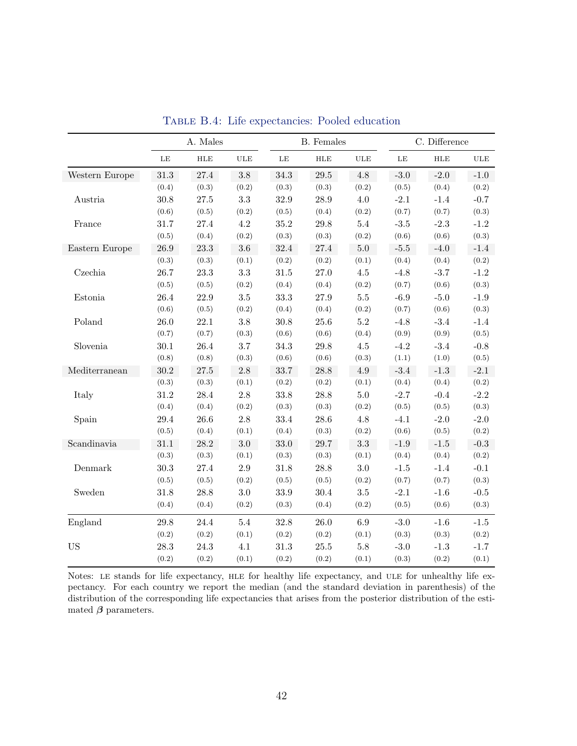Table B.4: Life expectancies: Pooled education

| | A. Males | | | B. Females | | | C. Difference | | |
|---|---|---|---|---|---|---|---|---|---|
| | LE | HLE | ULE | LE | HLE | ULE | LE | HLE | ULE |
| Western Europe | 31.3 | 27.4 | 3.8 | 34.3 | 29.5 | 4.8 | -3.0 | -2.0 | -1.0 |
| | (0.4) | (0.3) | (0.2) | (0.3) | (0.3) | (0.2) | (0.5) | (0.4) | (0.2) |
| Austria | 30.8 | 27.5 | 3.3 | 32.9 | 28.9 | 4.0 | -2.1 | -1.4 | -0.7 |
| | (0.6) | (0.5) | (0.2) | (0.5) | (0.4) | (0.2) | (0.7) | (0.7) | (0.3) |
| France | 31.7 | 27.4 | 4.2 | 35.2 | 29.8 | 5.4 | -3.5 | -2.3 | -1.2 |
| | (0.5) | (0.4) | (0.2) | (0.3) | (0.3) | (0.2) | (0.6) | (0.6) | (0.3) |
| Eastern Europe | 26.9 | 23.3 | 3.6 | 32.4 | 27.4 | 5.0 | -5.5 | -4.0 | -1.4 |
| | (0.3) | (0.3) | (0.1) | (0.2) | (0.2) | (0.1) | (0.4) | (0.4) | (0.2) |
| Czechia | 26.7 | 23.3 | 3.3 | 31.5 | 27.0 | 4.5 | -4.8 | -3.7 | -1.2 |
| | (0.5) | (0.5) | (0.2) | (0.4) | (0.4) | (0.2) | (0.7) | (0.6) | (0.3) |
| Estonia | 26.4 | 22.9 | 3.5 | 33.3 | 27.9 | 5.5 | -6.9 | -5.0 | -1.9 |
| | (0.6) | (0.5) | (0.2) | (0.4) | (0.4) | (0.2) | (0.7) | (0.6) | (0.3) |
| Poland | 26.0 | 22.1 | 3.8 | 30.8 | 25.6 | 5.2 | -4.8 | -3.4 | -1.4 |
| | (0.7) | (0.7) | (0.3) | (0.6) | (0.6) | (0.4) | (0.9) | (0.9) | (0.5) |
| Slovenia | 30.1 | 26.4 | 3.7 | 34.3 | 29.8 | 4.5 | -4.2 | -3.4 | -0.8 |
| | (0.8) | (0.8) | (0.3) | (0.6) | (0.6) | (0.3) | (1.1) | (1.0) | (0.5) |
| Mediterranean | 30.2 | 27.5 | 2.8 | 33.7 | 28.8 | 4.9 | -3.4 | -1.3 | -2.1 |
| | (0.3) | (0.3) | (0.1) | (0.2) | (0.2) | (0.1) | (0.4) | (0.4) | (0.2) |
| Italy | 31.2 | 28.4 | 2.8 | 33.8 | 28.8 | 5.0 | -2.7 | -0.4 | -2.2 |
| | (0.4) | (0.4) | (0.2) | (0.3) | (0.3) | (0.2) | (0.5) | (0.5) | (0.3) |
| Spain | 29.4 | 26.6 | 2.8 | 33.4 | 28.6 | 4.8 | -4.1 | -2.0 | -2.0 |
| | (0.5) | (0.4) | (0.1) | (0.4) | (0.3) | (0.2) | (0.6) | (0.5) | (0.2) |
| Scandinavia | 31.1 | 28.2 | 3.0 | 33.0 | 29.7 | 3.3 | -1.9 | -1.5 | -0.3 |
| | (0.3) | (0.3) | (0.1) | (0.3) | (0.3) | (0.1) | (0.4) | (0.4) | (0.2) |
| Denmark | 30.3 | 27.4 | 2.9 | 31.8 | 28.8 | 3.0 | -1.5 | -1.4 | -0.1 |
| | (0.5) | (0.5) | (0.2) | (0.5) | (0.5) | (0.2) | (0.7) | (0.7) | (0.3) |
| Sweden | 31.8 | 28.8 | 3.0 | 33.9 | 30.4 | 3.5 | -2.1 | -1.6 | -0.5 |
| | (0.4) | (0.4) | (0.2) | (0.3) | (0.4) | (0.2) | (0.5) | (0.6) | (0.3) |
| England | 29.8 | 24.4 | 5.4 | 32.8 | 26.0 | 6.9 | -3.0 | -1.6 | -1.5 |
| | (0.2) | (0.2) | (0.1) | (0.2) | (0.2) | (0.1) | (0.3) | (0.3) | (0.2) |
| US | 28.3 | 24.3 | 4.1 | 31.3 | 25.5 | 5.8 | -3.0 | -1.3 | -1.7 |
| | (0.2) | (0.2) | (0.1) | (0.2) | (0.2) | (0.1) | (0.3) | (0.2) | (0.1) |

Notes: LE stands for life expectancy, HLE for healthy life expectancy, and ULE for unhealthy life expectancy. For each country we report the median (and the standard deviation in parenthesis) of the distribution of the corresponding life expectancies that arises from the posterior distribution of the estimated $\boldsymbol{\beta}$ parameters.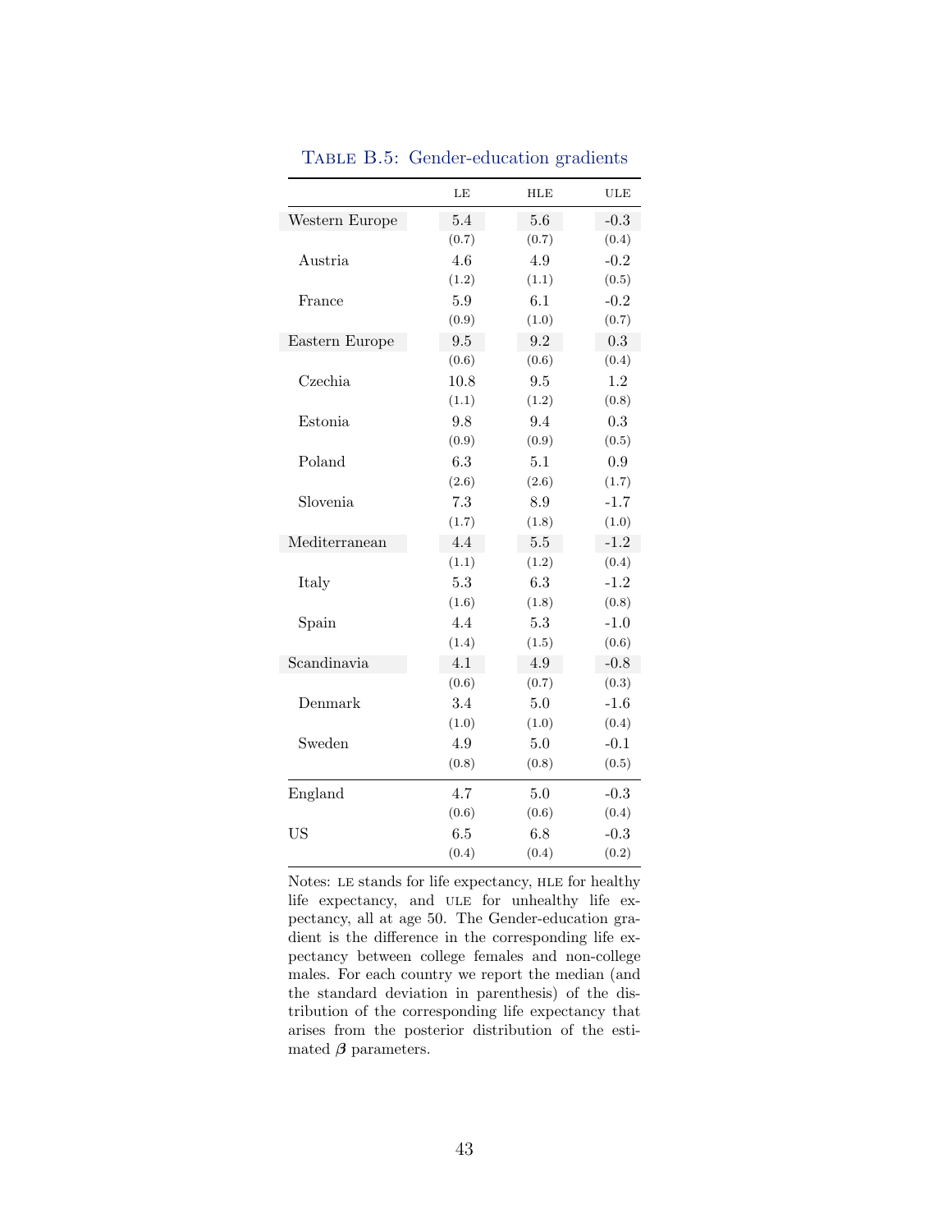**Table B.5: Gender-education gradients**

| | LE | HLE | ULE |
|---|---|---|---|
| Western Europe | 5.4 | 5.6 | -0.3 |
| | (0.7) | (0.7) | (0.4) |
| Austria | 4.6 | 4.9 | -0.2 |
| | (1.2) | (1.1) | (0.5) |
| France | 5.9 | 6.1 | -0.2 |
| | (0.9) | (1.0) | (0.7) |
| Eastern Europe | 9.5 | 9.2 | 0.3 |
| | (0.6) | (0.6) | (0.4) |
| Czechia | 10.8 | 9.5 | 1.2 |
| | (1.1) | (1.2) | (0.8) |
| Estonia | 9.8 | 9.4 | 0.3 |
| | (0.9) | (0.9) | (0.5) |
| Poland | 6.3 | 5.1 | 0.9 |
| | (2.6) | (2.6) | (1.7) |
| Slovenia | 7.3 | 8.9 | -1.7 |
| | (1.7) | (1.8) | (1.0) |
| Mediterranean | 4.4 | 5.5 | -1.2 |
| | (1.1) | (1.2) | (0.4) |
| Italy | 5.3 | 6.3 | -1.2 |
| | (1.6) | (1.8) | (0.8) |
| Spain | 4.4 | 5.3 | -1.0 |
| | (1.4) | (1.5) | (0.6) |
| Scandinavia | 4.1 | 4.9 | -0.8 |
| | (0.6) | (0.7) | (0.3) |
| Denmark | 3.4 | 5.0 | -1.6 |
| | (1.0) | (1.0) | (0.4) |
| Sweden | 4.9 | 5.0 | -0.1 |
| | (0.8) | (0.8) | (0.5) |
| England | 4.7 | 5.0 | -0.3 |
| | (0.6) | (0.6) | (0.4) |
| US | 6.5 | 6.8 | -0.3 |
| | (0.4) | (0.4) | (0.2) |

Notes: LE stands for life expectancy, HLE for healthy life expectancy, and ULE for unhealthy life expectancy, all at age 50. The Gender-education gradient is the difference in the corresponding life expectancy between college females and non-college males. For each country we report the median (and the standard deviation in parenthesis) of the distribution of the corresponding life expectancy that arises from the posterior distribution of the estimated $\boldsymbol{\beta}$ parameters.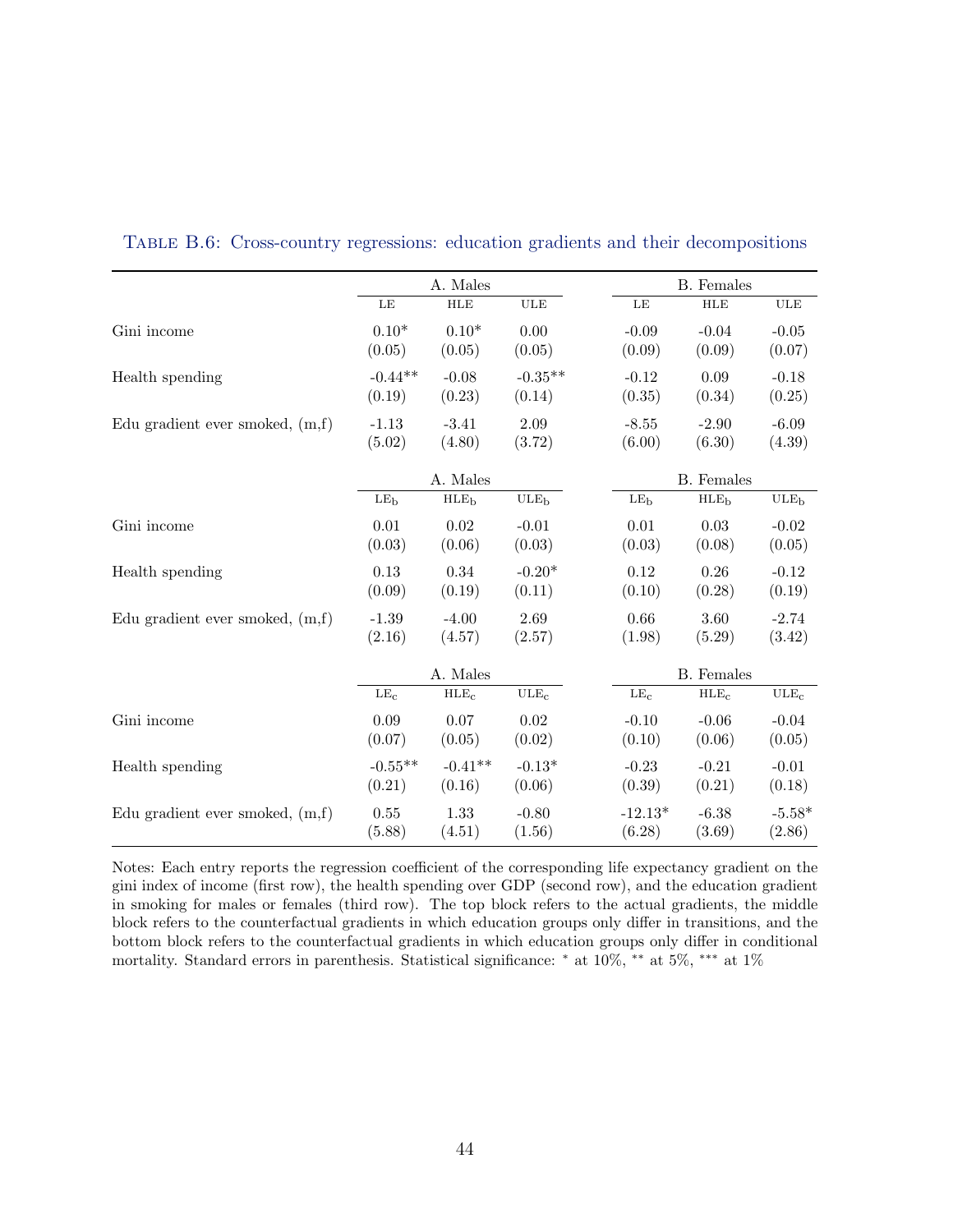Table B.6: Cross-country regressions: education gradients and their decompositions

| | A. Males | | | B. Females | | |
|---|---|---|---|---|---|---|
| | LE | HLE | ULE | LE | HLE | ULE |
| Gini income | 0.10* | 0.10* | 0.00 | -0.09 | -0.04 | -0.05 |
| | (0.05) | (0.05) | (0.05) | (0.09) | (0.09) | (0.07) |
| Health spending | -0.44** | -0.08 | -0.35** | -0.12 | 0.09 | -0.18 |
| | (0.19) | (0.23) | (0.14) | (0.35) | (0.34) | (0.25) |
| Edu gradient ever smoked, (m,f) | -1.13 | -3.41 | 2.09 | -8.55 | -2.90 | -6.09 |
| | (5.02) | (4.80) | (3.72) | (6.00) | (6.30) | (4.39) |
| | A. Males | | | B. Females | | |
| | $LE_b$ | $HLE_b$ | $ULE_b$ | $LE_b$ | $HLE_b$ | $ULE_b$ |
| Gini income | 0.01 | 0.02 | -0.01 | 0.01 | 0.03 | -0.02 |
| | (0.03) | (0.06) | (0.03) | (0.03) | (0.08) | (0.05) |
| Health spending | 0.13 | 0.34 | -0.20* | 0.12 | 0.26 | -0.12 |
| | (0.09) | (0.19) | (0.11) | (0.10) | (0.28) | (0.19) |
| Edu gradient ever smoked, (m,f) | -1.39 | -4.00 | 2.69 | 0.66 | 3.60 | -2.74 |
| | (2.16) | (4.57) | (2.57) | (1.98) | (5.29) | (3.42) |
| | A. Males | | | B. Females | | |
| | $LE_c$ | $HLE_c$ | $ULE_c$ | $LE_c$ | $HLE_c$ | $ULE_c$ |
| Gini income | 0.09 | 0.07 | 0.02 | -0.10 | -0.06 | -0.04 |
| | (0.07) | (0.05) | (0.02) | (0.10) | (0.06) | (0.05) |
| Health spending | -0.55** | -0.41** | -0.13* | -0.23 | -0.21 | -0.01 |
| | (0.21) | (0.16) | (0.06) | (0.39) | (0.21) | (0.18) |
| Edu gradient ever smoked, (m,f) | 0.55 | 1.33 | -0.80 | -12.13* | -6.38 | -5.58* |
| | (5.88) | (4.51) | (1.56) | (6.28) | (3.69) | (2.86) |

Notes: Each entry reports the regression coefficient of the corresponding life expectancy gradient on the gini index of income (first row), the health spending over GDP (second row), and the education gradient in smoking for males or females (third row). The top block refers to the actual gradients, the middle block refers to the counterfactual gradients in which education groups only differ in transitions, and the bottom block refers to the counterfactual gradients in which education groups only differ in conditional mortality. Standard errors in parenthesis. Statistical significance: * at 10%, ** at 5%, *** at 1%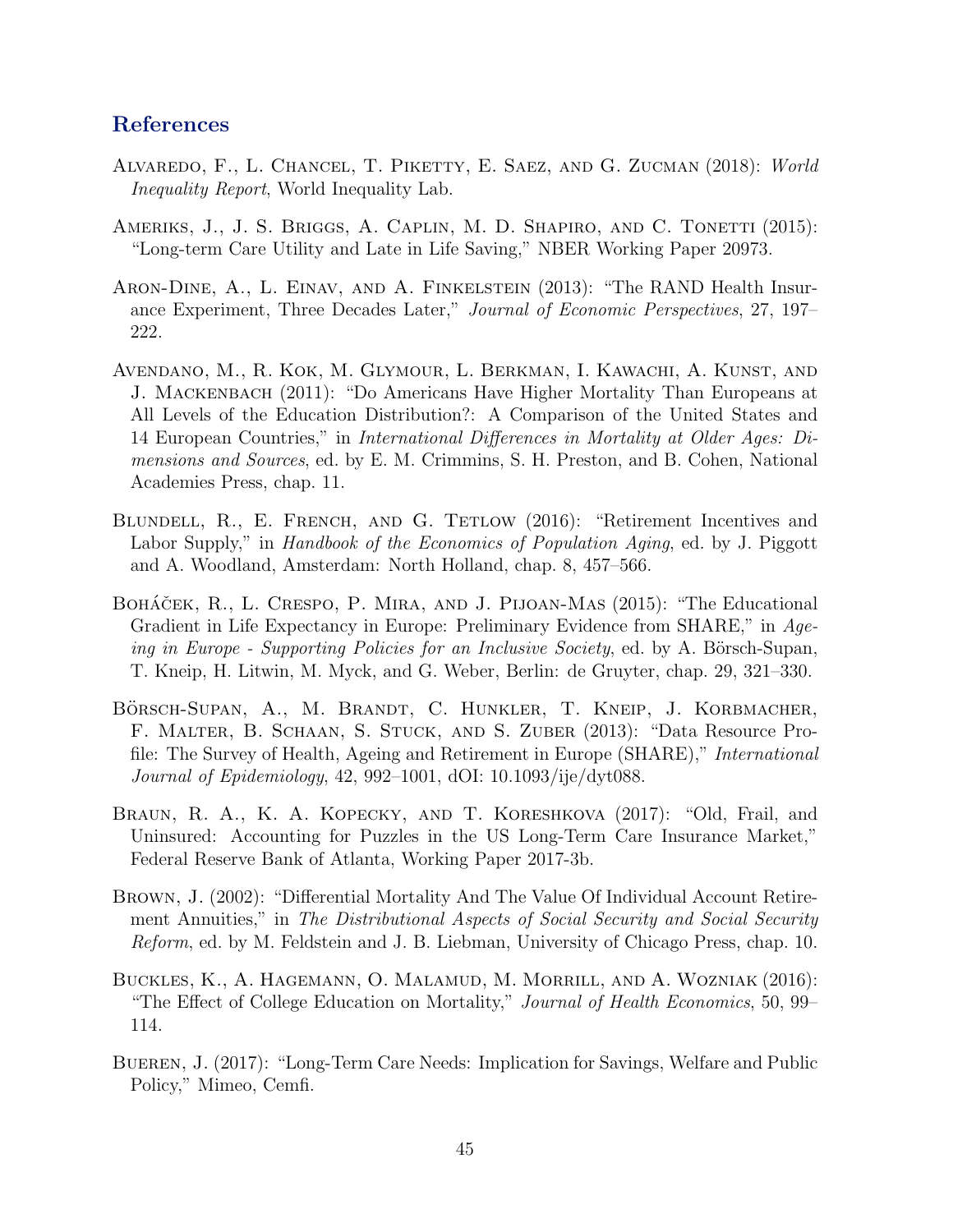## References

Alvaredo, F., L. Chancel, T. Piketty, E. Saez, and G. Zucman (2018): *World Inequality Report*, World Inequality Lab.

Ameriks, J., J. S. Briggs, A. Caplin, M. D. Shapiro, and C. Tonetti (2015): "Long-term Care Utility and Late in Life Saving," NBER Working Paper 20973.

Aron-Dine, A., L. Einav, and A. Finkelstein (2013): "The RAND Health Insurance Experiment, Three Decades Later," *Journal of Economic Perspectives*, 27, 197–222.

Avendano, M., R. Kok, M. Glymour, L. Berkman, I. Kawachi, A. Kunst, and J. Mackenbach (2011): "Do Americans Have Higher Mortality Than Europeans at All Levels of the Education Distribution?: A Comparison of the United States and 14 European Countries," in *International Differences in Mortality at Older Ages: Dimensions and Sources*, ed. by E. M. Crimmins, S. H. Preston, and B. Cohen, National Academies Press, chap. 11.

Blundell, R., E. French, and G. Tetlow (2016): "Retirement Incentives and Labor Supply," in *Handbook of the Economics of Population Aging*, ed. by J. Piggott and A. Woodland, Amsterdam: North Holland, chap. 8, 457–566.

Boháček, R., L. Crespo, P. Mira, and J. Pijoan-Mas (2015): "The Educational Gradient in Life Expectancy in Europe: Preliminary Evidence from SHARE," in *Ageing in Europe - Supporting Policies for an Inclusive Society*, ed. by A. Börsch-Supan, T. Kneip, H. Litwin, M. Myck, and G. Weber, Berlin: de Gruyter, chap. 29, 321–330.

Börsch-Supan, A., M. Brandt, C. Hunkler, T. Kneip, J. Korbmacher, F. Malter, B. Schaan, S. Stuck, and S. Zuber (2013): "Data Resource Profile: The Survey of Health, Ageing and Retirement in Europe (SHARE)," *International Journal of Epidemiology*, 42, 992–1001, dOI: 10.1093/ije/dyt088.

Braun, R. A., K. A. Kopecky, and T. Koreshkova (2017): "Old, Frail, and Uninsured: Accounting for Puzzles in the US Long-Term Care Insurance Market," Federal Reserve Bank of Atlanta, Working Paper 2017-3b.

Brown, J. (2002): "Differential Mortality And The Value Of Individual Account Retirement Annuities," in *The Distributional Aspects of Social Security and Social Security Reform*, ed. by M. Feldstein and J. B. Liebman, University of Chicago Press, chap. 10.

Buckles, K., A. Hagemann, O. Malamud, M. Morrill, and A. Wozniak (2016): "The Effect of College Education on Mortality," *Journal of Health Economics*, 50, 99–114.

Bueren, J. (2017): "Long-Term Care Needs: Implication for Savings, Welfare and Public Policy," Mimeo, Cemfi.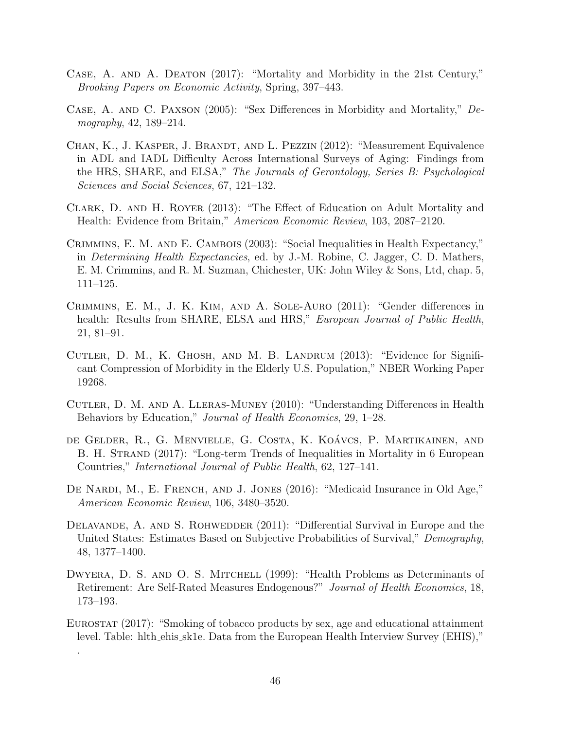Case, A. and A. Deaton (2017): "Mortality and Morbidity in the 21st Century," *Brooking Papers on Economic Activity*, Spring, 397–443.

Case, A. and C. Paxson (2005): "Sex Differences in Morbidity and Mortality," *Demography*, 42, 189–214.

Chan, K., J. Kasper, J. Brandt, and L. Pezzin (2012): "Measurement Equivalence in ADL and IADL Difficulty Across International Surveys of Aging: Findings from the HRS, SHARE, and ELSA," *The Journals of Gerontology, Series B: Psychological Sciences and Social Sciences*, 67, 121–132.

Clark, D. and H. Royer (2013): "The Effect of Education on Adult Mortality and Health: Evidence from Britain," *American Economic Review*, 103, 2087–2120.

Crimmins, E. M. and E. Cambois (2003): "Social Inequalities in Health Expectancy," in *Determining Health Expectancies*, ed. by J.-M. Robine, C. Jagger, C. D. Mathers, E. M. Crimmins, and R. M. Suzman, Chichester, UK: John Wiley & Sons, Ltd, chap. 5, 111–125.

Crimmins, E. M., J. K. Kim, and A. Sole-Auro (2011): "Gender differences in health: Results from SHARE, ELSA and HRS," *European Journal of Public Health*, 21, 81–91.

Cutler, D. M., K. Ghosh, and M. B. Landrum (2013): "Evidence for Significant Compression of Morbidity in the Elderly U.S. Population," NBER Working Paper 19268.

Cutler, D. M. and A. Lleras-Muney (2010): "Understanding Differences in Health Behaviors by Education," *Journal of Health Economics*, 29, 1–28.

de Gelder, R., G. Menvielle, G. Costa, K. Koávcs, P. Martikainen, and B. H. Strand (2017): "Long-term Trends of Inequalities in Mortality in 6 European Countries," *International Journal of Public Health*, 62, 127–141.

De Nardi, M., E. French, and J. Jones (2016): "Medicaid Insurance in Old Age," *American Economic Review*, 106, 3480–3520.

Delavande, A. and S. Rohwedder (2011): "Differential Survival in Europe and the United States: Estimates Based on Subjective Probabilities of Survival," *Demography*, 48, 1377–1400.

Dwyera, D. S. and O. S. Mitchell (1999): "Health Problems as Determinants of Retirement: Are Self-Rated Measures Endogenous?" *Journal of Health Economics*, 18, 173–193.

Eurostat (2017): "Smoking of tobacco products by sex, age and educational attainment level. Table: hlth_ehis_sk1e. Data from the European Health Interview Survey (EHIS),"
.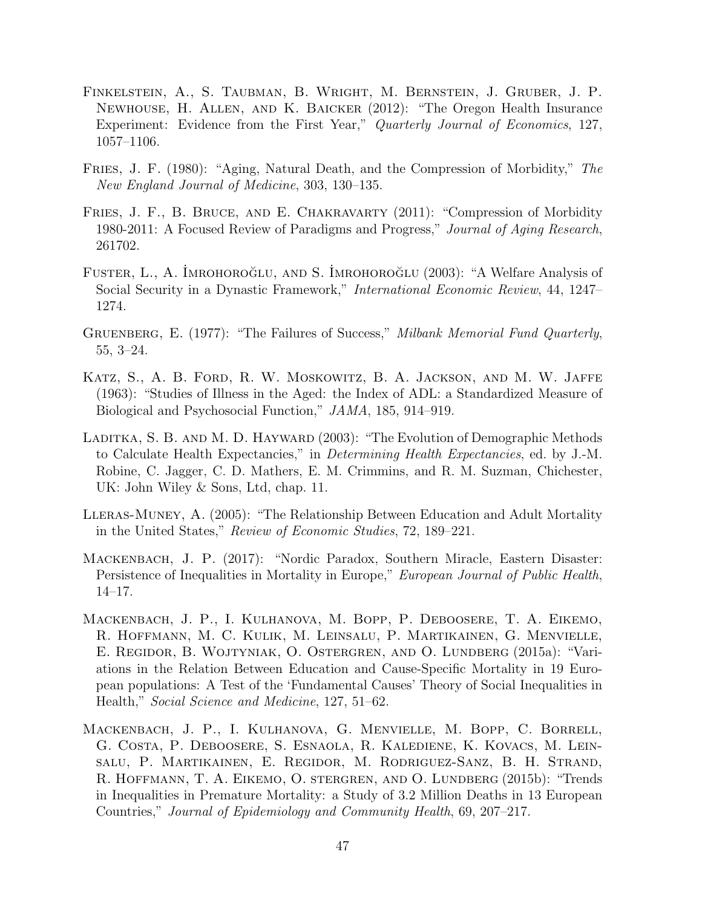Finkelstein, A., S. Taubman, B. Wright, M. Bernstein, J. Gruber, J. P. Newhouse, H. Allen, and K. Baicker (2012): "The Oregon Health Insurance Experiment: Evidence from the First Year," *Quarterly Journal of Economics*, 127, 1057–1106.

Fries, J. F. (1980): "Aging, Natural Death, and the Compression of Morbidity," *The New England Journal of Medicine*, 303, 130–135.

Fries, J. F., B. Bruce, and E. Chakravarty (2011): "Compression of Morbidity 1980-2011: A Focused Review of Paradigms and Progress," *Journal of Aging Research*, 261702.

Fuster, L., A. İmrohoroğlu, and S. İmrohoroğlu (2003): "A Welfare Analysis of Social Security in a Dynastic Framework," *International Economic Review*, 44, 1247–1274.

Gruenberg, E. (1977): "The Failures of Success," *Milbank Memorial Fund Quarterly*, 55, 3–24.

Katz, S., A. B. Ford, R. W. Moskowitz, B. A. Jackson, and M. W. Jaffe (1963): "Studies of Illness in the Aged: the Index of ADL: a Standardized Measure of Biological and Psychosocial Function," *JAMA*, 185, 914–919.

Laditka, S. B. and M. D. Hayward (2003): "The Evolution of Demographic Methods to Calculate Health Expectancies," in *Determining Health Expectancies*, ed. by J.-M. Robine, C. Jagger, C. D. Mathers, E. M. Crimmins, and R. M. Suzman, Chichester, UK: John Wiley & Sons, Ltd, chap. 11.

Lleras-Muney, A. (2005): "The Relationship Between Education and Adult Mortality in the United States," *Review of Economic Studies*, 72, 189–221.

Mackenbach, J. P. (2017): "Nordic Paradox, Southern Miracle, Eastern Disaster: Persistence of Inequalities in Mortality in Europe," *European Journal of Public Health*, 14–17.

Mackenbach, J. P., I. Kulhanova, M. Bopp, P. Deboosere, T. A. Eikemo, R. Hoffmann, M. C. Kulik, M. Leinsalu, P. Martikainen, G. Menvielle, E. Regidor, B. Wojtyniak, O. Ostergren, and O. Lundberg (2015a): "Variations in the Relation Between Education and Cause-Specific Mortality in 19 European populations: A Test of the 'Fundamental Causes' Theory of Social Inequalities in Health," *Social Science and Medicine*, 127, 51–62.

Mackenbach, J. P., I. Kulhanova, G. Menvielle, M. Bopp, C. Borrell, G. Costa, P. Deboosere, S. Esnaola, R. Kalediene, K. Kovacs, M. Leinsalu, P. Martikainen, E. Regidor, M. Rodriguez-Sanz, B. H. Strand, R. Hoffmann, T. A. Eikemo, O. stergren, and O. Lundberg (2015b): "Trends in Inequalities in Premature Mortality: a Study of 3.2 Million Deaths in 13 European Countries," *Journal of Epidemiology and Community Health*, 69, 207–217.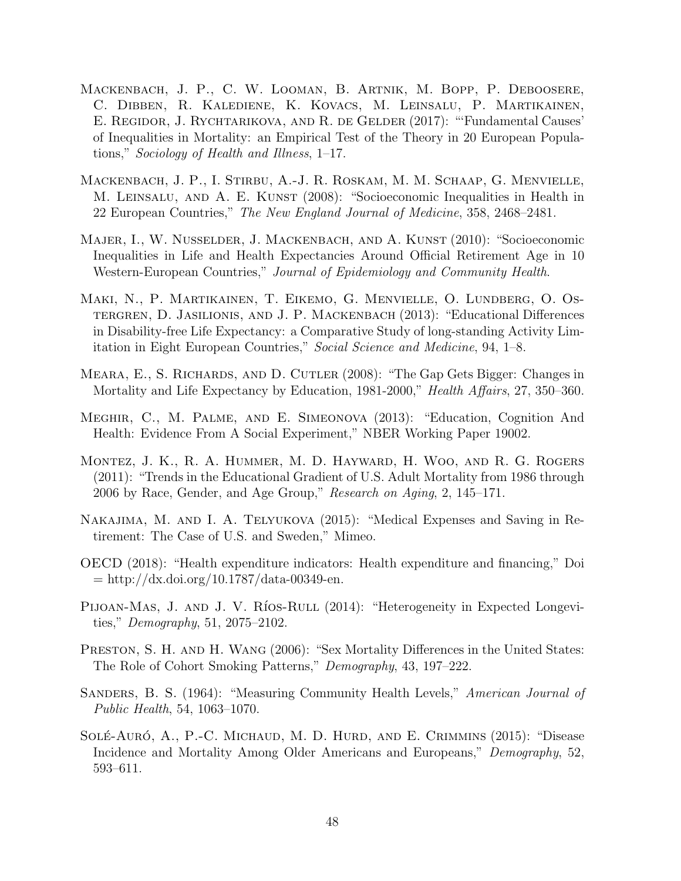Mackenbach, J. P., C. W. Looman, B. Artnik, M. Bopp, P. Deboosere, C. Dibben, R. Kalediene, K. Kovacs, M. Leinsalu, P. Martikainen, E. Regidor, J. Rychtarikova, and R. de Gelder (2017): "'Fundamental Causes' of Inequalities in Mortality: an Empirical Test of the Theory in 20 European Populations," *Sociology of Health and Illness*, 1–17.

Mackenbach, J. P., I. Stirbu, A.-J. R. Roskam, M. M. Schaap, G. Menvielle, M. Leinsalu, and A. E. Kunst (2008): "Socioeconomic Inequalities in Health in 22 European Countries," *The New England Journal of Medicine*, 358, 2468–2481.

Majer, I., W. Nusselder, J. Mackenbach, and A. Kunst (2010): "Socioeconomic Inequalities in Life and Health Expectancies Around Official Retirement Age in 10 Western-European Countries," *Journal of Epidemiology and Community Health*.

Maki, N., P. Martikainen, T. Eikemo, G. Menvielle, O. Lundberg, O. Ostergren, D. Jasilionis, and J. P. Mackenbach (2013): "Educational Differences in Disability-free Life Expectancy: a Comparative Study of long-standing Activity Limitation in Eight European Countries," *Social Science and Medicine*, 94, 1–8.

Meara, E., S. Richards, and D. Cutler (2008): "The Gap Gets Bigger: Changes in Mortality and Life Expectancy by Education, 1981-2000," *Health Affairs*, 27, 350–360.

Meghir, C., M. Palme, and E. Simeonova (2013): "Education, Cognition And Health: Evidence From A Social Experiment," NBER Working Paper 19002.

Montez, J. K., R. A. Hummer, M. D. Hayward, H. Woo, and R. G. Rogers (2011): "Trends in the Educational Gradient of U.S. Adult Mortality from 1986 through 2006 by Race, Gender, and Age Group," *Research on Aging*, 2, 145–171.

Nakajima, M. and I. A. Telyukova (2015): "Medical Expenses and Saving in Retirement: The Case of U.S. and Sweden," Mimeo.

OECD (2018): "Health expenditure indicators: Health expenditure and financing," Doi = http://dx.doi.org/10.1787/data-00349-en.

Pijoan-Mas, J. and J. V. Ríos-Rull (2014): "Heterogeneity in Expected Longevities," *Demography*, 51, 2075–2102.

Preston, S. H. and H. Wang (2006): "Sex Mortality Differences in the United States: The Role of Cohort Smoking Patterns," *Demography*, 43, 197–222.

Sanders, B. S. (1964): "Measuring Community Health Levels," *American Journal of Public Health*, 54, 1063–1070.

Solé-Auró, A., P.-C. Michaud, M. D. Hurd, and E. Crimmins (2015): "Disease Incidence and Mortality Among Older Americans and Europeans," *Demography*, 52, 593–611.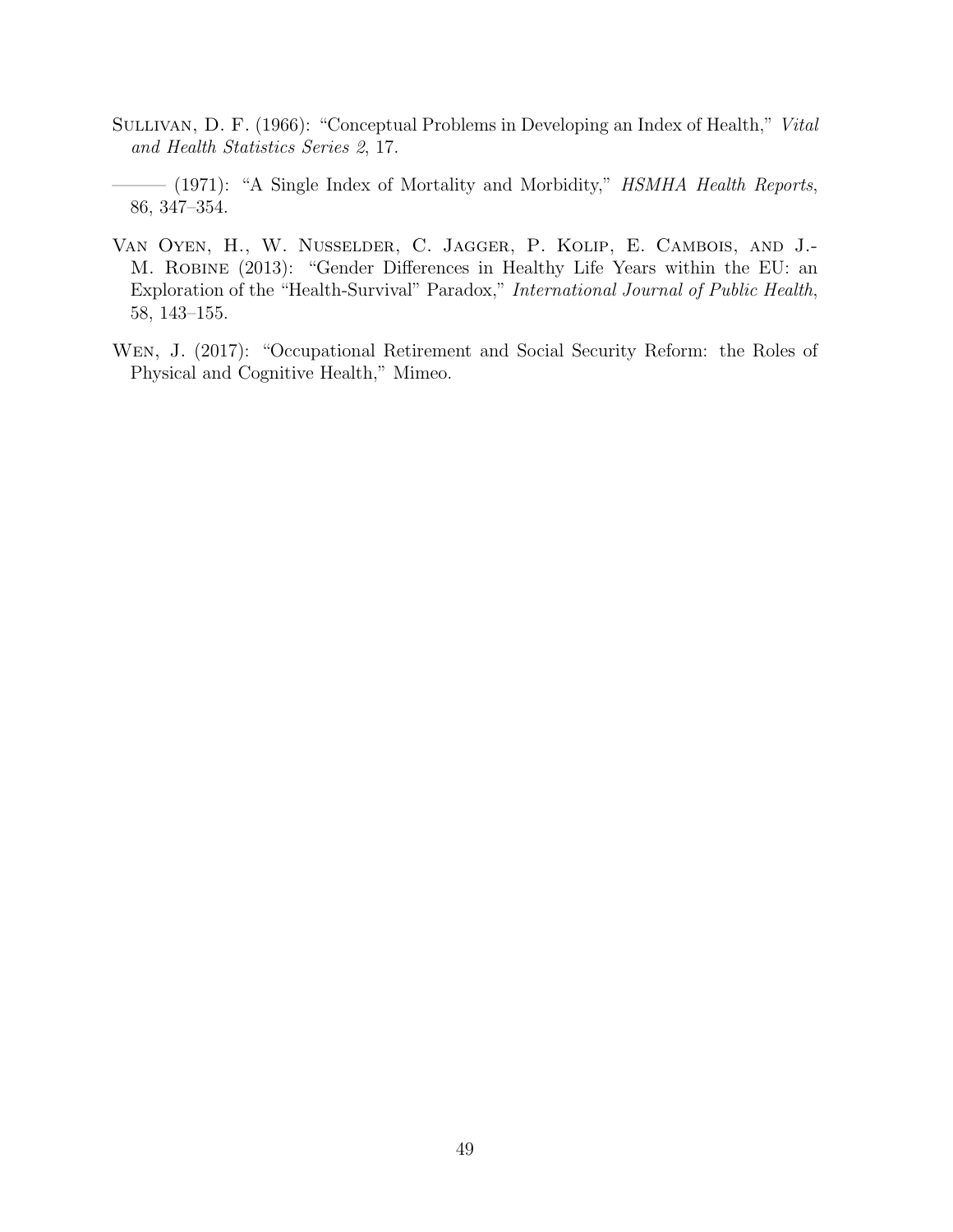Sullivan, D. F. (1966): "Conceptual Problems in Developing an Index of Health," *Vital and Health Statistics Series 2*, 17.

——— (1971): "A Single Index of Mortality and Morbidity," *HSMHA Health Reports*, 86, 347–354.

Van Oyen, H., W. Nusselder, C. Jagger, P. Kolip, E. Cambois, and J.-M. Robine (2013): "Gender Differences in Healthy Life Years within the EU: an Exploration of the "Health-Survival" Paradox," *International Journal of Public Health*, 58, 143–155.

Wen, J. (2017): "Occupational Retirement and Social Security Reform: the Roles of Physical and Cognitive Health," Mimeo.